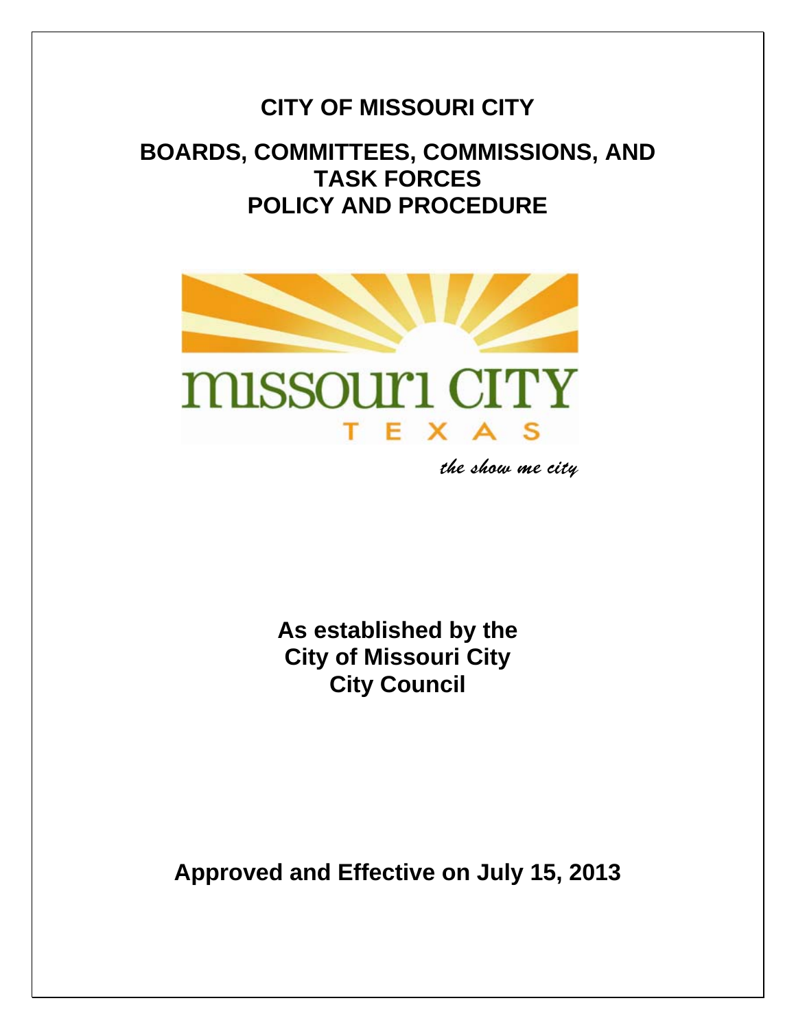# CITY OF MISSOURI CITY

## BOARDS, COMMITTEES, COMMISSIONS, AND TASK FORCES POLICY AND PROCEDURE

missouri CITY

TEXAS

*the show me city*

**As established by the City of Missouri City City Council**

**Approved and Effective on July 15, 2013**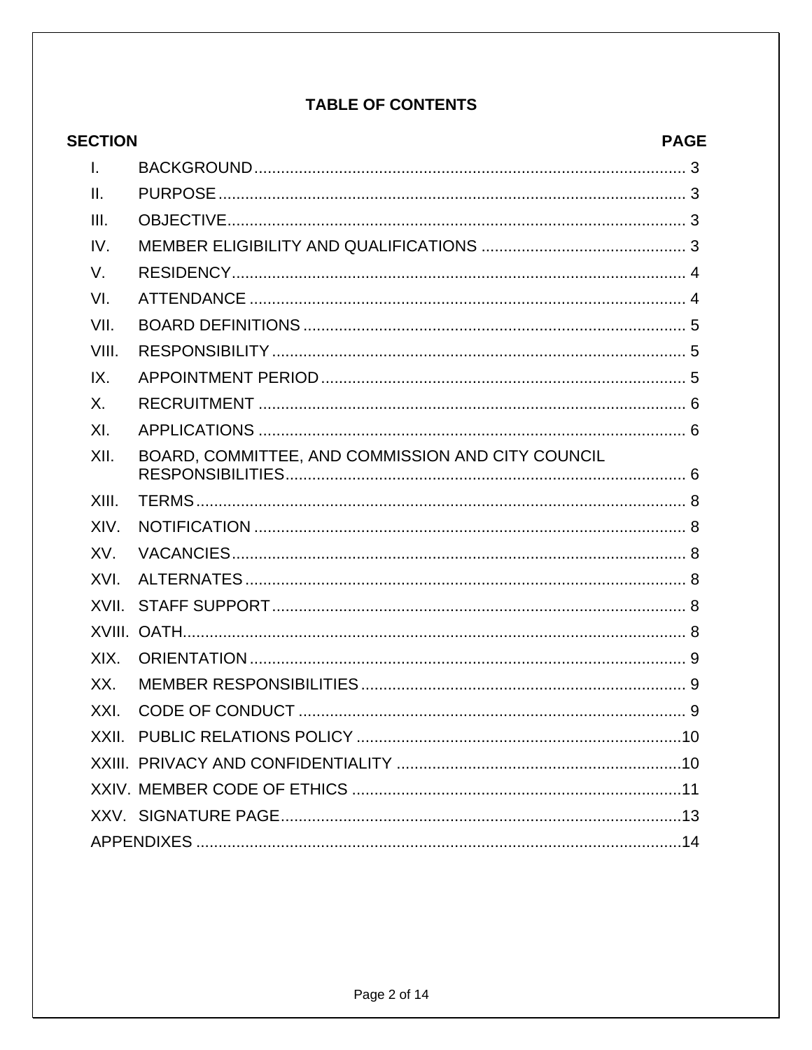# TABLE OF CONTENTS

| SECTION | | PAGE |
|---|---|---|
| I. | BACKGROUND | 3 |
| II. | PURPOSE | 3 |
| III. | OBJECTIVE | 3 |
| IV. | MEMBER ELIGIBILITY AND QUALIFICATIONS | 3 |
| V. | RESIDENCY | 4 |
| VI. | ATTENDANCE | 4 |
| VII. | BOARD DEFINITIONS | 5 |
| VIII. | RESPONSIBILITY | 5 |
| IX. | APPOINTMENT PERIOD | 5 |
| X. | RECRUITMENT | 6 |
| XI. | APPLICATIONS | 6 |
| XII. | BOARD, COMMITTEE, AND COMMISSION AND CITY COUNCIL RESPONSIBILITIES | 6 |
| XIII. | TERMS | 8 |
| XIV. | NOTIFICATION | 8 |
| XV. | VACANCIES | 8 |
| XVI. | ALTERNATES | 8 |
| XVII. | STAFF SUPPORT | 8 |
| XVIII. | OATH | 8 |
| XIX. | ORIENTATION | 9 |
| XX. | MEMBER RESPONSIBILITIES | 9 |
| XXI. | CODE OF CONDUCT | 9 |
| XXII. | PUBLIC RELATIONS POLICY | 10 |
| XXIII. | PRIVACY AND CONFIDENTIALITY | 10 |
| XXIV. | MEMBER CODE OF ETHICS | 11 |
| XXV. | SIGNATURE PAGE | 13 |
| | APPENDIXES | 14 |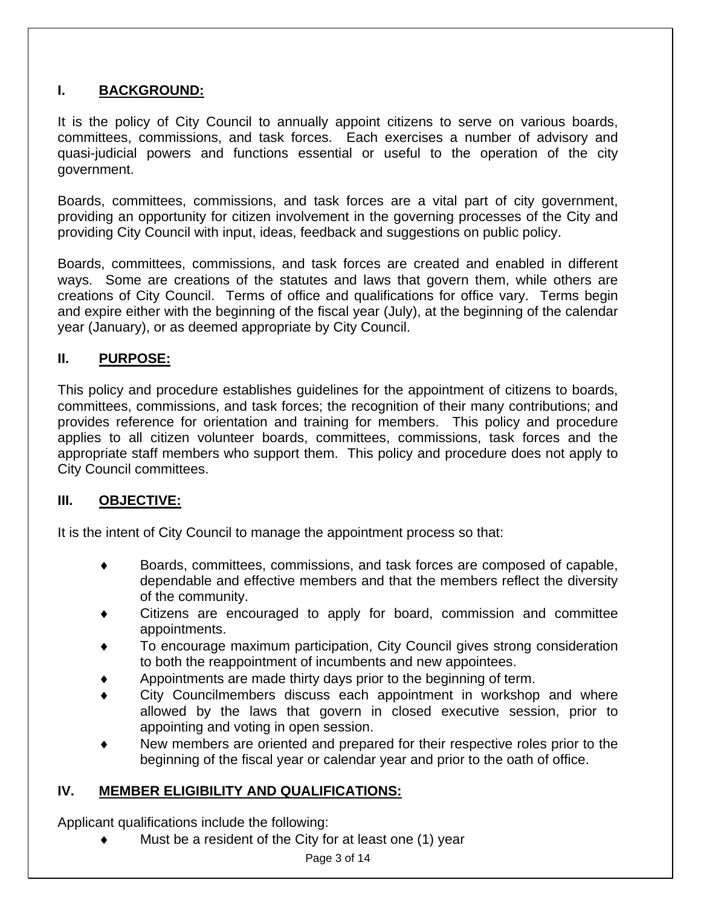## I. BACKGROUND:

It is the policy of City Council to annually appoint citizens to serve on various boards, committees, commissions, and task forces. Each exercises a number of advisory and quasi-judicial powers and functions essential or useful to the operation of the city government.

Boards, committees, commissions, and task forces are a vital part of city government, providing an opportunity for citizen involvement in the governing processes of the City and providing City Council with input, ideas, feedback and suggestions on public policy.

Boards, committees, commissions, and task forces are created and enabled in different ways. Some are creations of the statutes and laws that govern them, while others are creations of City Council. Terms of office and qualifications for office vary. Terms begin and expire either with the beginning of the fiscal year (July), at the beginning of the calendar year (January), or as deemed appropriate by City Council.

## II. PURPOSE:

This policy and procedure establishes guidelines for the appointment of citizens to boards, committees, commissions, and task forces; the recognition of their many contributions; and provides reference for orientation and training for members. This policy and procedure applies to all citizen volunteer boards, committees, commissions, task forces and the appropriate staff members who support them. This policy and procedure does not apply to City Council committees.

## III. OBJECTIVE:

It is the intent of City Council to manage the appointment process so that:

- Boards, committees, commissions, and task forces are composed of capable, dependable and effective members and that the members reflect the diversity of the community.
- Citizens are encouraged to apply for board, commission and committee appointments.
- To encourage maximum participation, City Council gives strong consideration to both the reappointment of incumbents and new appointees.
- Appointments are made thirty days prior to the beginning of term.
- City Councilmembers discuss each appointment in workshop and where allowed by the laws that govern in closed executive session, prior to appointing and voting in open session.
- New members are oriented and prepared for their respective roles prior to the beginning of the fiscal year or calendar year and prior to the oath of office.

## IV. MEMBER ELIGIBILITY AND QUALIFICATIONS:

Applicant qualifications include the following:

- Must be a resident of the City for at least one (1) year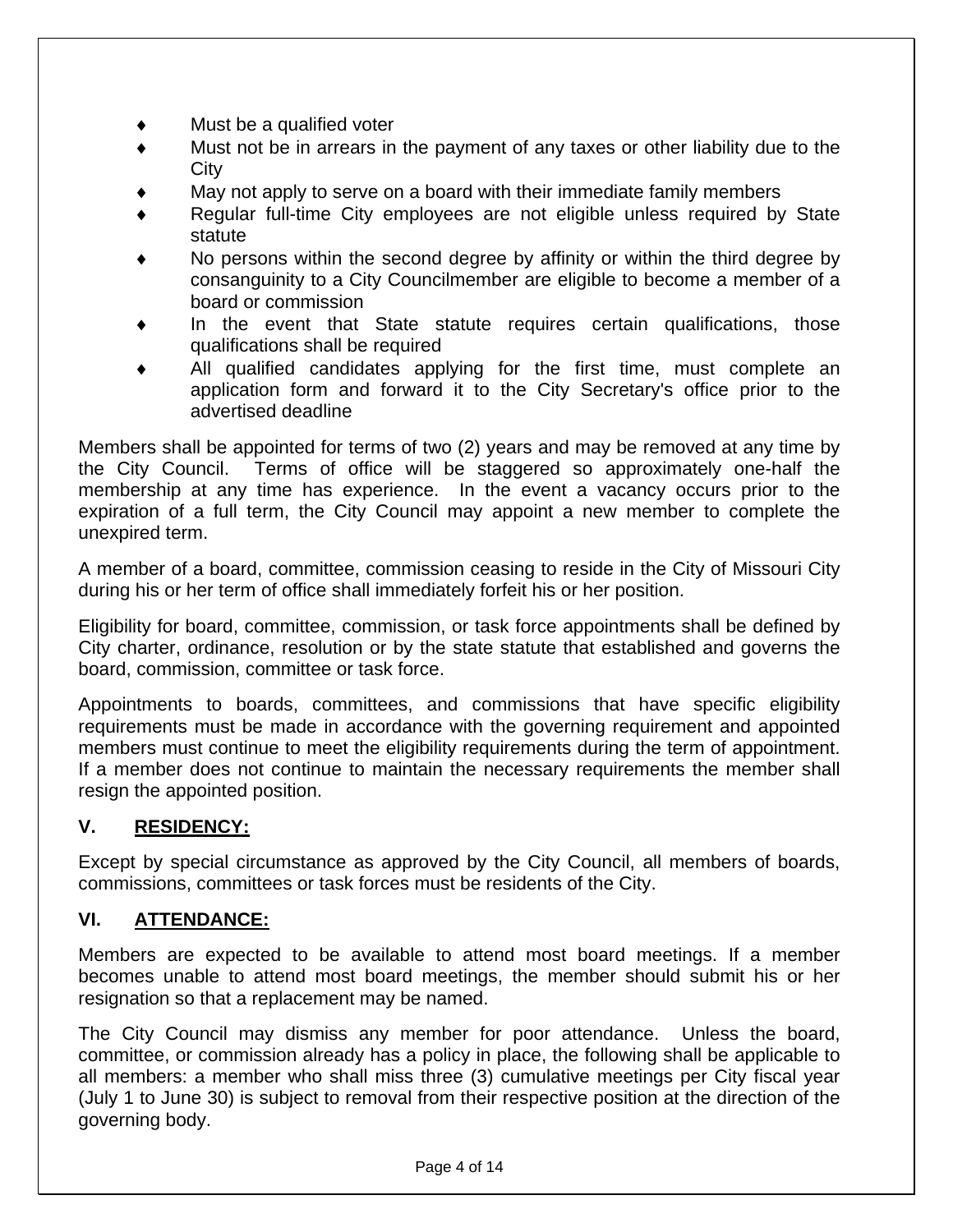- Must be a qualified voter
- Must not be in arrears in the payment of any taxes or other liability due to the City
- May not apply to serve on a board with their immediate family members
- Regular full-time City employees are not eligible unless required by State statute
- No persons within the second degree by affinity or within the third degree by consanguinity to a City Councilmember are eligible to become a member of a board or commission
- In the event that State statute requires certain qualifications, those qualifications shall be required
- All qualified candidates applying for the first time, must complete an application form and forward it to the City Secretary's office prior to the advertised deadline

Members shall be appointed for terms of two (2) years and may be removed at any time by the City Council. Terms of office will be staggered so approximately one-half the membership at any time has experience. In the event a vacancy occurs prior to the expiration of a full term, the City Council may appoint a new member to complete the unexpired term.

A member of a board, committee, commission ceasing to reside in the City of Missouri City during his or her term of office shall immediately forfeit his or her position.

Eligibility for board, committee, commission, or task force appointments shall be defined by City charter, ordinance, resolution or by the state statute that established and governs the board, commission, committee or task force.

Appointments to boards, committees, and commissions that have specific eligibility requirements must be made in accordance with the governing requirement and appointed members must continue to meet the eligibility requirements during the term of appointment. If a member does not continue to maintain the necessary requirements the member shall resign the appointed position.

## V. RESIDENCY:

Except by special circumstance as approved by the City Council, all members of boards, commissions, committees or task forces must be residents of the City.

## VI. ATTENDANCE:

Members are expected to be available to attend most board meetings. If a member becomes unable to attend most board meetings, the member should submit his or her resignation so that a replacement may be named.

The City Council may dismiss any member for poor attendance. Unless the board, committee, or commission already has a policy in place, the following shall be applicable to all members: a member who shall miss three (3) cumulative meetings per City fiscal year (July 1 to June 30) is subject to removal from their respective position at the direction of the governing body.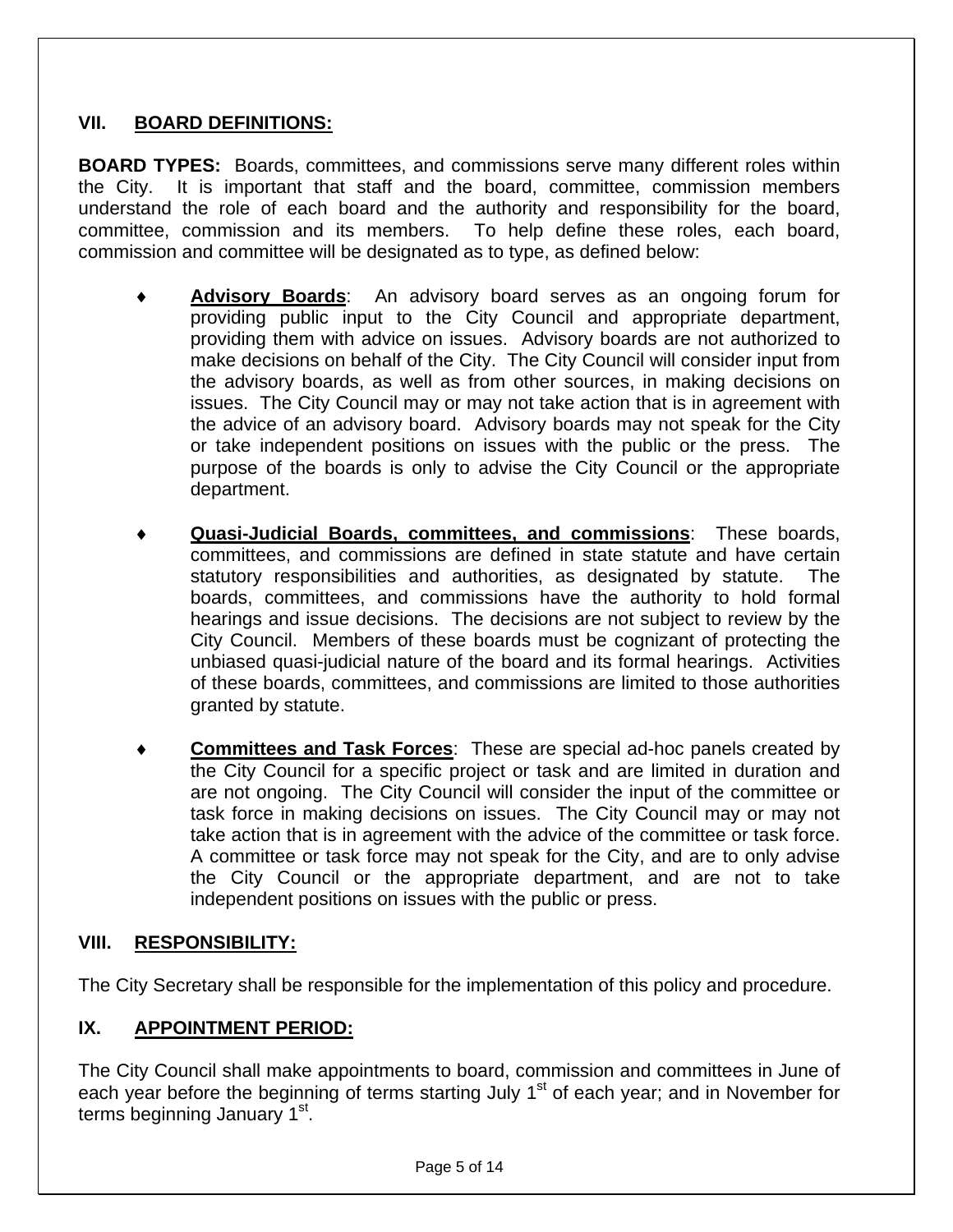## VII. BOARD DEFINITIONS:

**BOARD TYPES:** Boards, committees, and commissions serve many different roles within the City. It is important that staff and the board, committee, commission members understand the role of each board and the authority and responsibility for the board, committee, commission and its members. To help define these roles, each board, commission and committee will be designated as to type, as defined below:

- **Advisory Boards**: An advisory board serves as an ongoing forum for providing public input to the City Council and appropriate department, providing them with advice on issues. Advisory boards are not authorized to make decisions on behalf of the City. The City Council will consider input from the advisory boards, as well as from other sources, in making decisions on issues. The City Council may or may not take action that is in agreement with the advice of an advisory board. Advisory boards may not speak for the City or take independent positions on issues with the public or the press. The purpose of the boards is only to advise the City Council or the appropriate department.

- **Quasi-Judicial Boards, committees, and commissions**: These boards, committees, and commissions are defined in state statute and have certain statutory responsibilities and authorities, as designated by statute. The boards, committees, and commissions have the authority to hold formal hearings and issue decisions. The decisions are not subject to review by the City Council. Members of these boards must be cognizant of protecting the unbiased quasi-judicial nature of the board and its formal hearings. Activities of these boards, committees, and commissions are limited to those authorities granted by statute.

- **Committees and Task Forces**: These are special ad-hoc panels created by the City Council for a specific project or task and are limited in duration and are not ongoing. The City Council will consider the input of the committee or task force in making decisions on issues. The City Council may or may not take action that is in agreement with the advice of the committee or task force. A committee or task force may not speak for the City, and are to only advise the City Council or the appropriate department, and are not to take independent positions on issues with the public or press.

## VIII. RESPONSIBILITY:

The City Secretary shall be responsible for the implementation of this policy and procedure.

## IX. APPOINTMENT PERIOD:

The City Council shall make appointments to board, commission and committees in June of each year before the beginning of terms starting July 1st of each year; and in November for terms beginning January 1st.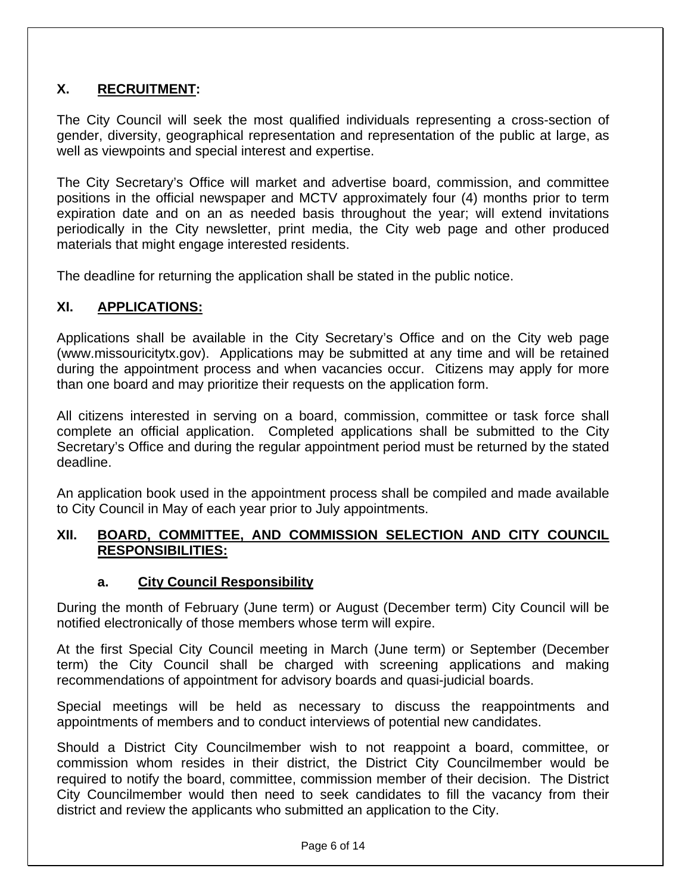## X. RECRUITMENT:

The City Council will seek the most qualified individuals representing a cross-section of gender, diversity, geographical representation and representation of the public at large, as well as viewpoints and special interest and expertise.

The City Secretary's Office will market and advertise board, commission, and committee positions in the official newspaper and MCTV approximately four (4) months prior to term expiration date and on an as needed basis throughout the year; will extend invitations periodically in the City newsletter, print media, the City web page and other produced materials that might engage interested residents.

The deadline for returning the application shall be stated in the public notice.

## XI. APPLICATIONS:

Applications shall be available in the City Secretary's Office and on the City web page (www.missouricitytx.gov). Applications may be submitted at any time and will be retained during the appointment process and when vacancies occur. Citizens may apply for more than one board and may prioritize their requests on the application form.

All citizens interested in serving on a board, commission, committee or task force shall complete an official application. Completed applications shall be submitted to the City Secretary's Office and during the regular appointment period must be returned by the stated deadline.

An application book used in the appointment process shall be compiled and made available to City Council in May of each year prior to July appointments.

## XII. BOARD, COMMITTEE, AND COMMISSION SELECTION AND CITY COUNCIL RESPONSIBILITIES:

### a. City Council Responsibility

During the month of February (June term) or August (December term) City Council will be notified electronically of those members whose term will expire.

At the first Special City Council meeting in March (June term) or September (December term) the City Council shall be charged with screening applications and making recommendations of appointment for advisory boards and quasi-judicial boards.

Special meetings will be held as necessary to discuss the reappointments and appointments of members and to conduct interviews of potential new candidates.

Should a District City Councilmember wish to not reappoint a board, committee, or commission whom resides in their district, the District City Councilmember would be required to notify the board, committee, commission member of their decision. The District City Councilmember would then need to seek candidates to fill the vacancy from their district and review the applicants who submitted an application to the City.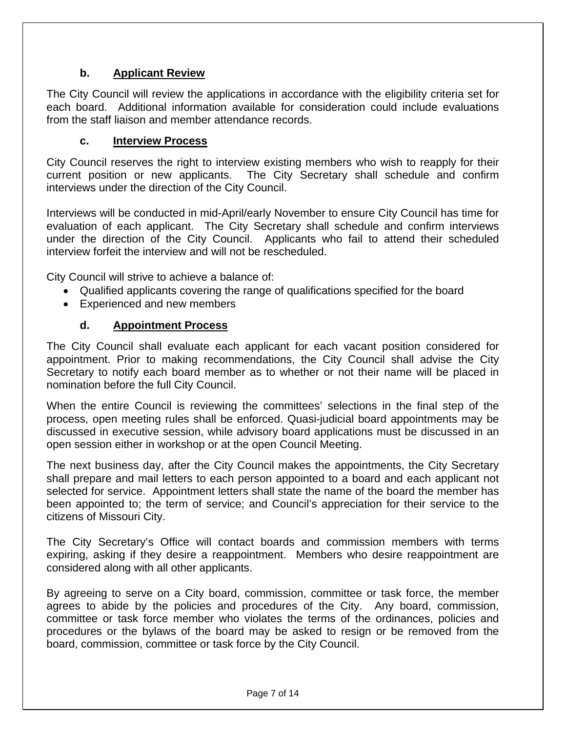### b. Applicant Review

The City Council will review the applications in accordance with the eligibility criteria set for each board. Additional information available for consideration could include evaluations from the staff liaison and member attendance records.

### c. Interview Process

City Council reserves the right to interview existing members who wish to reapply for their current position or new applicants. The City Secretary shall schedule and confirm interviews under the direction of the City Council.

Interviews will be conducted in mid-April/early November to ensure City Council has time for evaluation of each applicant. The City Secretary shall schedule and confirm interviews under the direction of the City Council. Applicants who fail to attend their scheduled interview forfeit the interview and will not be rescheduled.

City Council will strive to achieve a balance of:

- Qualified applicants covering the range of qualifications specified for the board
- Experienced and new members

### d. Appointment Process

The City Council shall evaluate each applicant for each vacant position considered for appointment. Prior to making recommendations, the City Council shall advise the City Secretary to notify each board member as to whether or not their name will be placed in nomination before the full City Council.

When the entire Council is reviewing the committees' selections in the final step of the process, open meeting rules shall be enforced. Quasi-judicial board appointments may be discussed in executive session, while advisory board applications must be discussed in an open session either in workshop or at the open Council Meeting.

The next business day, after the City Council makes the appointments, the City Secretary shall prepare and mail letters to each person appointed to a board and each applicant not selected for service. Appointment letters shall state the name of the board the member has been appointed to; the term of service; and Council's appreciation for their service to the citizens of Missouri City.

The City Secretary's Office will contact boards and commission members with terms expiring, asking if they desire a reappointment. Members who desire reappointment are considered along with all other applicants.

By agreeing to serve on a City board, commission, committee or task force, the member agrees to abide by the policies and procedures of the City. Any board, commission, committee or task force member who violates the terms of the ordinances, policies and procedures or the bylaws of the board may be asked to resign or be removed from the board, commission, committee or task force by the City Council.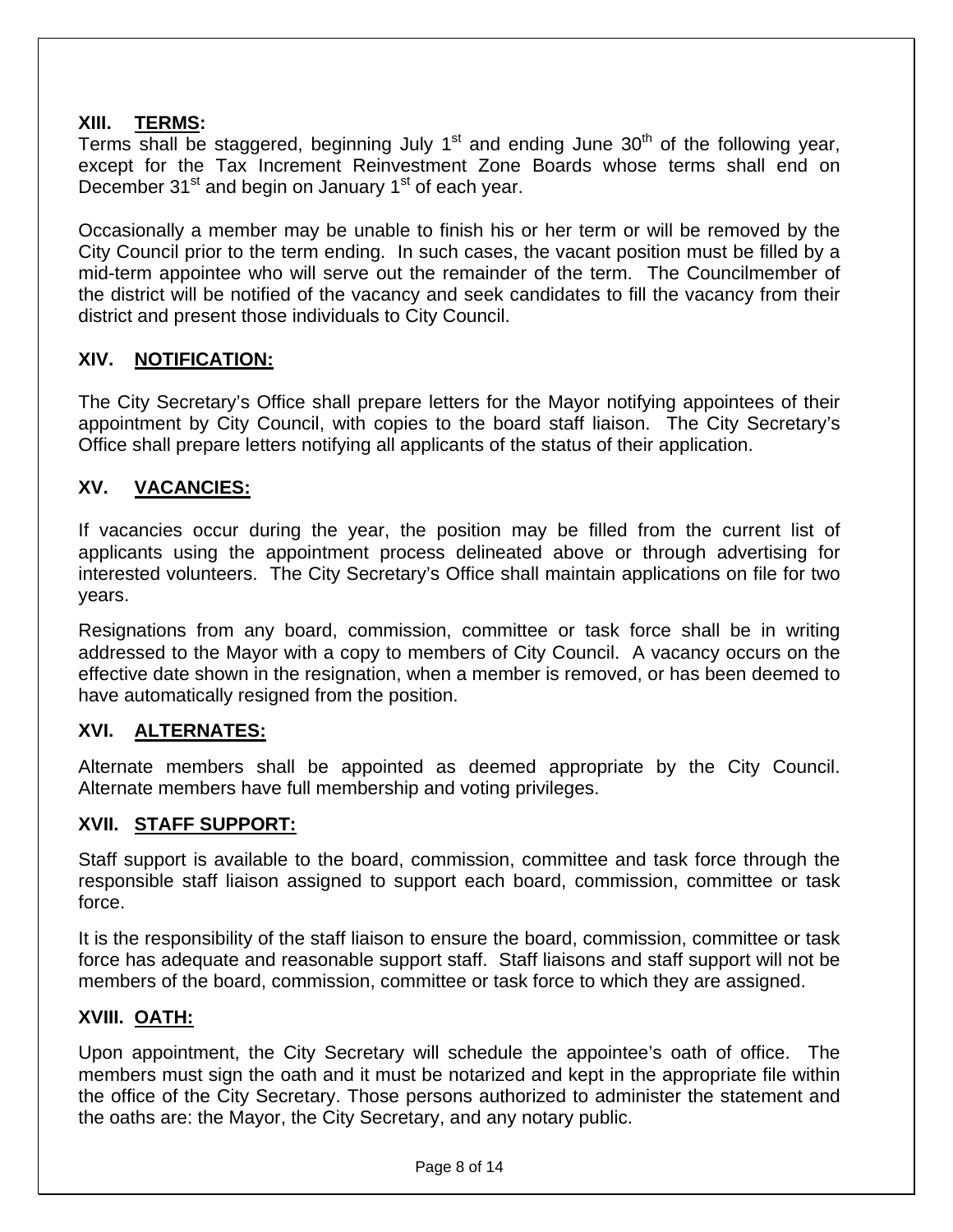## XIII. TERMS:

Terms shall be staggered, beginning July 1st and ending June 30th of the following year, except for the Tax Increment Reinvestment Zone Boards whose terms shall end on December 31st and begin on January 1st of each year.

Occasionally a member may be unable to finish his or her term or will be removed by the City Council prior to the term ending. In such cases, the vacant position must be filled by a mid-term appointee who will serve out the remainder of the term. The Councilmember of the district will be notified of the vacancy and seek candidates to fill the vacancy from their district and present those individuals to City Council.

## XIV. NOTIFICATION:

The City Secretary's Office shall prepare letters for the Mayor notifying appointees of their appointment by City Council, with copies to the board staff liaison. The City Secretary's Office shall prepare letters notifying all applicants of the status of their application.

## XV. VACANCIES:

If vacancies occur during the year, the position may be filled from the current list of applicants using the appointment process delineated above or through advertising for interested volunteers. The City Secretary's Office shall maintain applications on file for two years.

Resignations from any board, commission, committee or task force shall be in writing addressed to the Mayor with a copy to members of City Council. A vacancy occurs on the effective date shown in the resignation, when a member is removed, or has been deemed to have automatically resigned from the position.

## XVI. ALTERNATES:

Alternate members shall be appointed as deemed appropriate by the City Council. Alternate members have full membership and voting privileges.

## XVII. STAFF SUPPORT:

Staff support is available to the board, commission, committee and task force through the responsible staff liaison assigned to support each board, commission, committee or task force.

It is the responsibility of the staff liaison to ensure the board, commission, committee or task force has adequate and reasonable support staff. Staff liaisons and staff support will not be members of the board, commission, committee or task force to which they are assigned.

## XVIII. OATH:

Upon appointment, the City Secretary will schedule the appointee's oath of office. The members must sign the oath and it must be notarized and kept in the appropriate file within the office of the City Secretary. Those persons authorized to administer the statement and the oaths are: the Mayor, the City Secretary, and any notary public.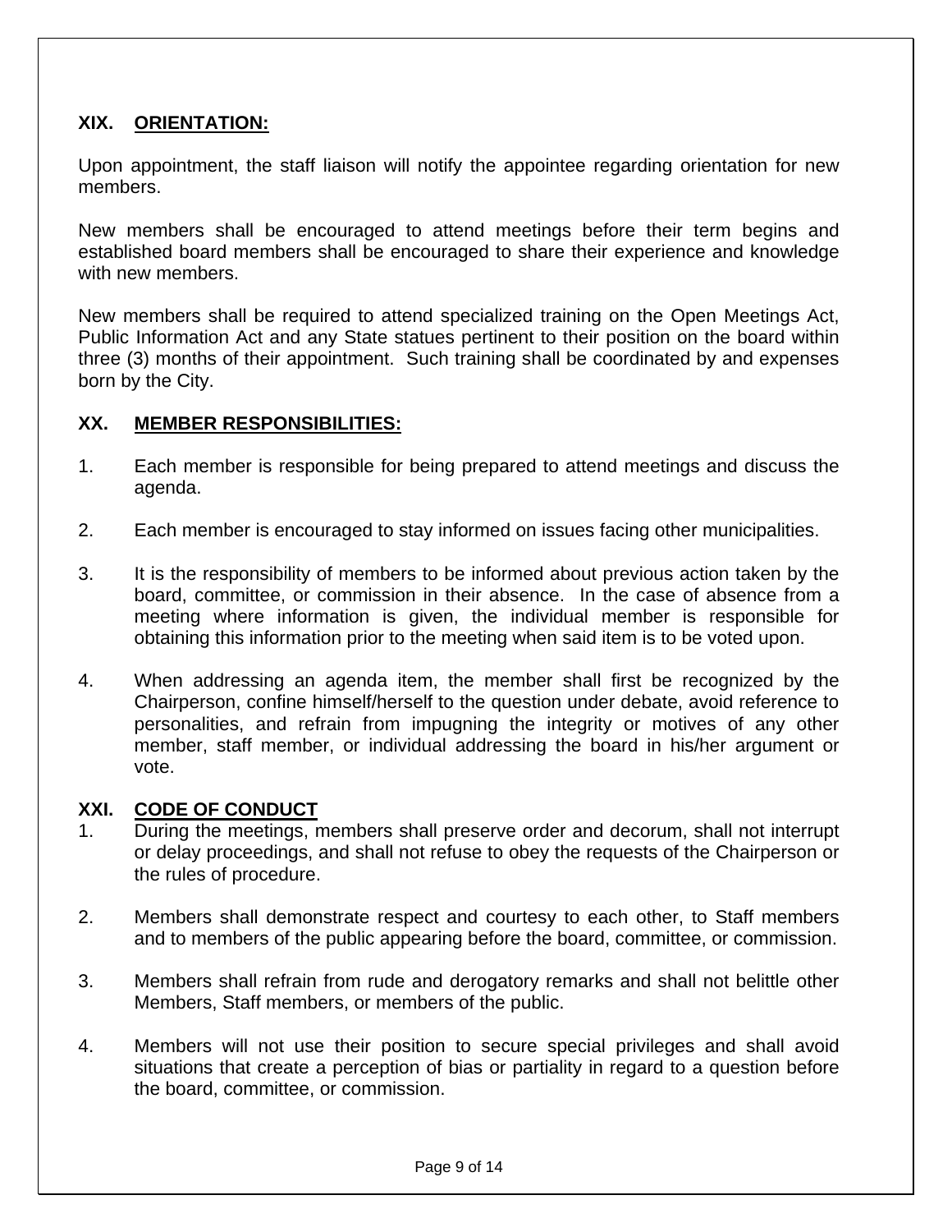## XIX. ORIENTATION:

Upon appointment, the staff liaison will notify the appointee regarding orientation for new members.

New members shall be encouraged to attend meetings before their term begins and established board members shall be encouraged to share their experience and knowledge with new members.

New members shall be required to attend specialized training on the Open Meetings Act, Public Information Act and any State statues pertinent to their position on the board within three (3) months of their appointment. Such training shall be coordinated by and expenses born by the City.

## XX. MEMBER RESPONSIBILITIES:

1. Each member is responsible for being prepared to attend meetings and discuss the agenda.

2. Each member is encouraged to stay informed on issues facing other municipalities.

3. It is the responsibility of members to be informed about previous action taken by the board, committee, or commission in their absence. In the case of absence from a meeting where information is given, the individual member is responsible for obtaining this information prior to the meeting when said item is to be voted upon.

4. When addressing an agenda item, the member shall first be recognized by the Chairperson, confine himself/herself to the question under debate, avoid reference to personalities, and refrain from impugning the integrity or motives of any other member, staff member, or individual addressing the board in his/her argument or vote.

## XXI. CODE OF CONDUCT

1. During the meetings, members shall preserve order and decorum, shall not interrupt or delay proceedings, and shall not refuse to obey the requests of the Chairperson or the rules of procedure.

2. Members shall demonstrate respect and courtesy to each other, to Staff members and to members of the public appearing before the board, committee, or commission.

3. Members shall refrain from rude and derogatory remarks and shall not belittle other Members, Staff members, or members of the public.

4. Members will not use their position to secure special privileges and shall avoid situations that create a perception of bias or partiality in regard to a question before the board, committee, or commission.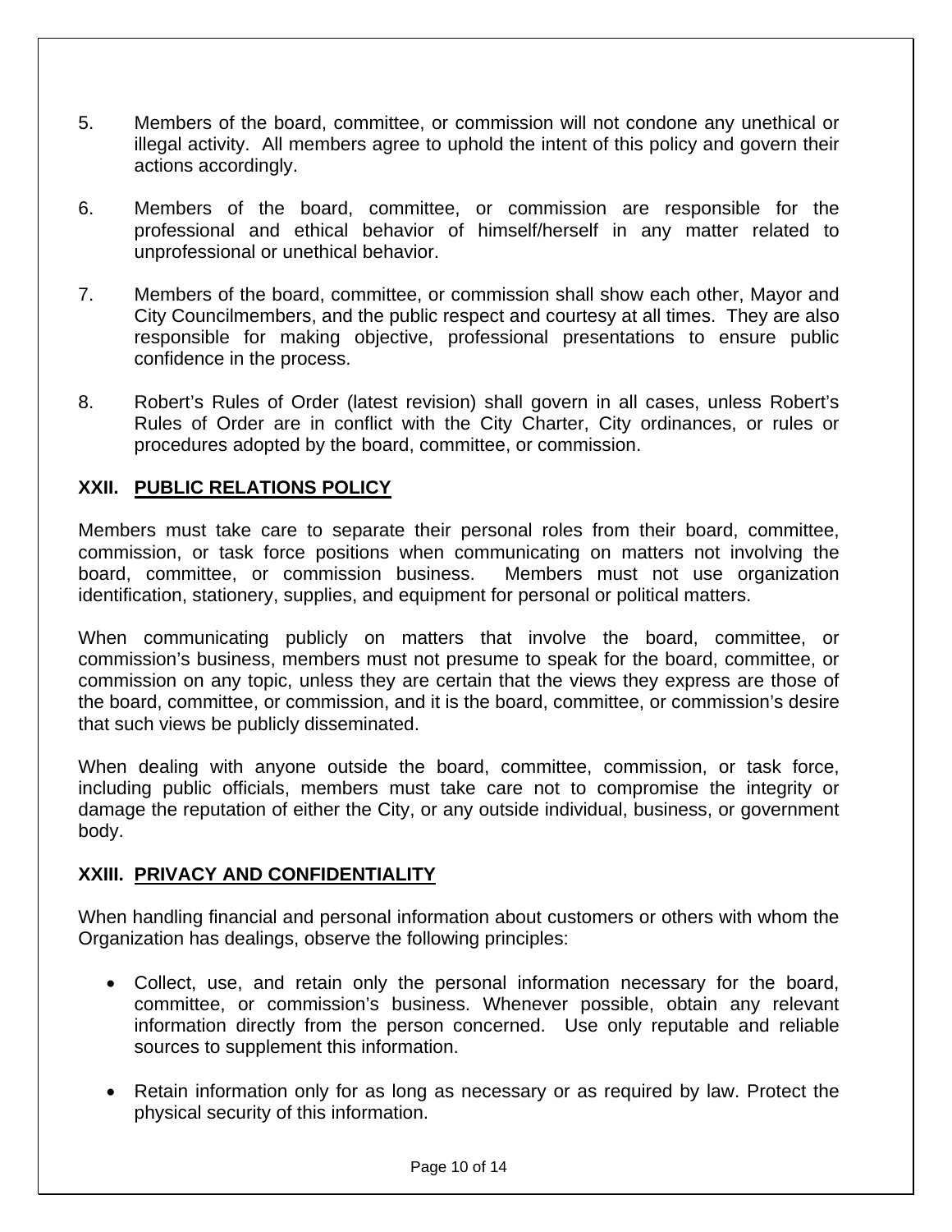5. Members of the board, committee, or commission will not condone any unethical or illegal activity. All members agree to uphold the intent of this policy and govern their actions accordingly.

6. Members of the board, committee, or commission are responsible for the professional and ethical behavior of himself/herself in any matter related to unprofessional or unethical behavior.

7. Members of the board, committee, or commission shall show each other, Mayor and City Councilmembers, and the public respect and courtesy at all times. They are also responsible for making objective, professional presentations to ensure public confidence in the process.

8. Robert's Rules of Order (latest revision) shall govern in all cases, unless Robert's Rules of Order are in conflict with the City Charter, City ordinances, or rules or procedures adopted by the board, committee, or commission.

## XXII. PUBLIC RELATIONS POLICY

Members must take care to separate their personal roles from their board, committee, commission, or task force positions when communicating on matters not involving the board, committee, or commission business. Members must not use organization identification, stationery, supplies, and equipment for personal or political matters.

When communicating publicly on matters that involve the board, committee, or commission's business, members must not presume to speak for the board, committee, or commission on any topic, unless they are certain that the views they express are those of the board, committee, or commission, and it is the board, committee, or commission's desire that such views be publicly disseminated.

When dealing with anyone outside the board, committee, commission, or task force, including public officials, members must take care not to compromise the integrity or damage the reputation of either the City, or any outside individual, business, or government body.

## XXIII. PRIVACY AND CONFIDENTIALITY

When handling financial and personal information about customers or others with whom the Organization has dealings, observe the following principles:

- Collect, use, and retain only the personal information necessary for the board, committee, or commission's business. Whenever possible, obtain any relevant information directly from the person concerned. Use only reputable and reliable sources to supplement this information.

- Retain information only for as long as necessary or as required by law. Protect the physical security of this information.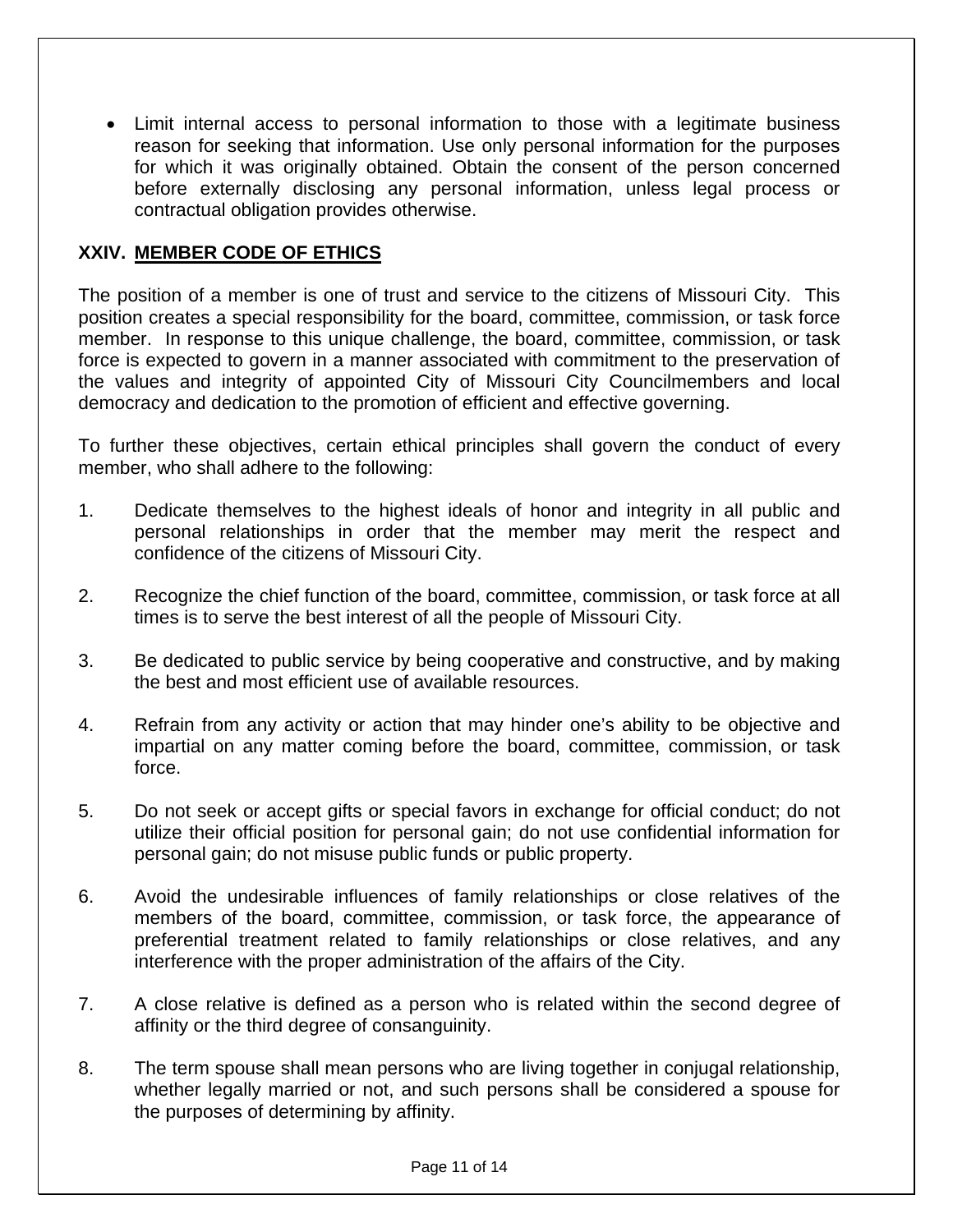- Limit internal access to personal information to those with a legitimate business reason for seeking that information. Use only personal information for the purposes for which it was originally obtained. Obtain the consent of the person concerned before externally disclosing any personal information, unless legal process or contractual obligation provides otherwise.

## XXIV. MEMBER CODE OF ETHICS

The position of a member is one of trust and service to the citizens of Missouri City. This position creates a special responsibility for the board, committee, commission, or task force member. In response to this unique challenge, the board, committee, commission, or task force is expected to govern in a manner associated with commitment to the preservation of the values and integrity of appointed City of Missouri City Councilmembers and local democracy and dedication to the promotion of efficient and effective governing.

To further these objectives, certain ethical principles shall govern the conduct of every member, who shall adhere to the following:

1. Dedicate themselves to the highest ideals of honor and integrity in all public and personal relationships in order that the member may merit the respect and confidence of the citizens of Missouri City.

2. Recognize the chief function of the board, committee, commission, or task force at all times is to serve the best interest of all the people of Missouri City.

3. Be dedicated to public service by being cooperative and constructive, and by making the best and most efficient use of available resources.

4. Refrain from any activity or action that may hinder one's ability to be objective and impartial on any matter coming before the board, committee, commission, or task force.

5. Do not seek or accept gifts or special favors in exchange for official conduct; do not utilize their official position for personal gain; do not use confidential information for personal gain; do not misuse public funds or public property.

6. Avoid the undesirable influences of family relationships or close relatives of the members of the board, committee, commission, or task force, the appearance of preferential treatment related to family relationships or close relatives, and any interference with the proper administration of the affairs of the City.

7. A close relative is defined as a person who is related within the second degree of affinity or the third degree of consanguinity.

8. The term spouse shall mean persons who are living together in conjugal relationship, whether legally married or not, and such persons shall be considered a spouse for the purposes of determining by affinity.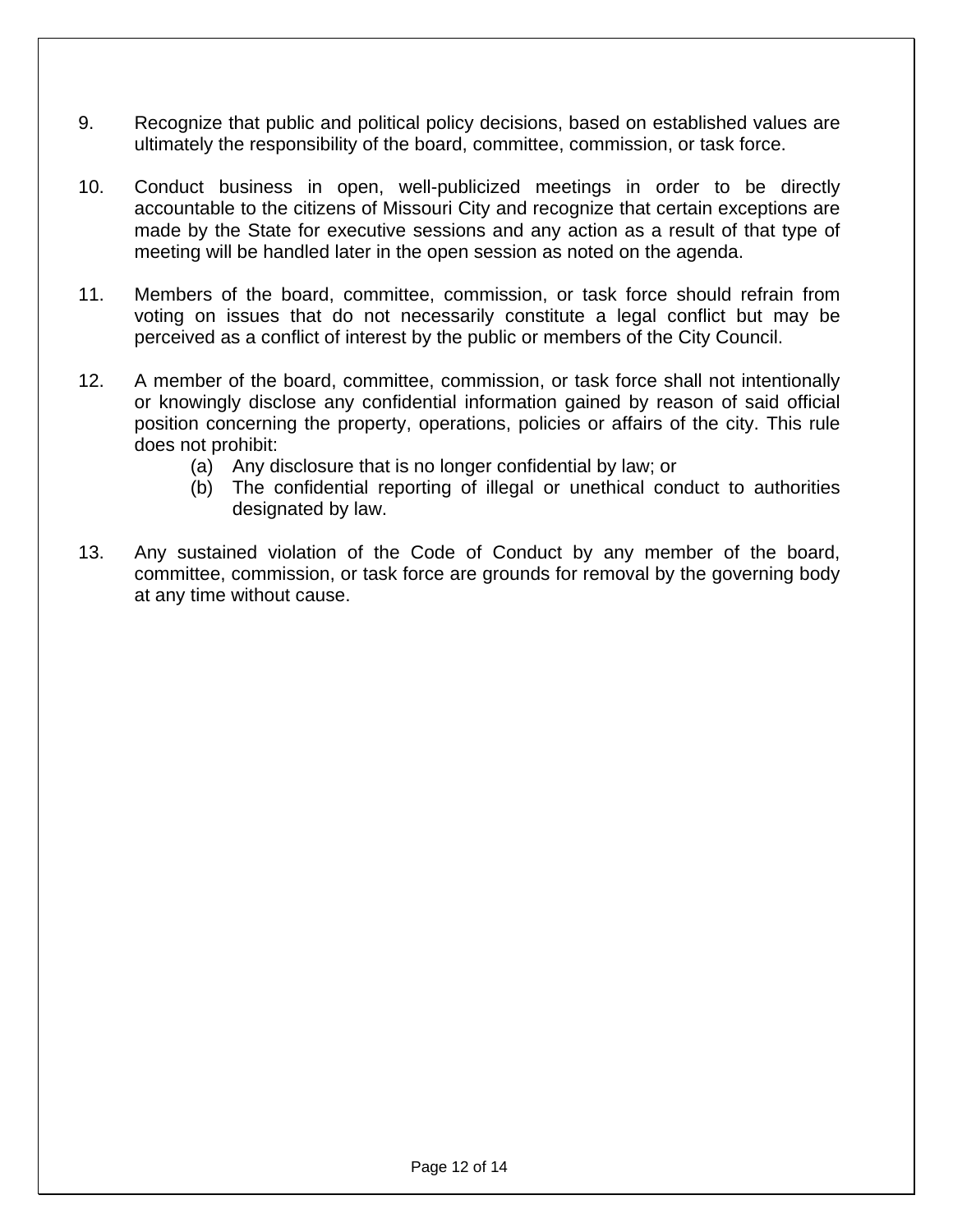9. Recognize that public and political policy decisions, based on established values are ultimately the responsibility of the board, committee, commission, or task force.

10. Conduct business in open, well-publicized meetings in order to be directly accountable to the citizens of Missouri City and recognize that certain exceptions are made by the State for executive sessions and any action as a result of that type of meeting will be handled later in the open session as noted on the agenda.

11. Members of the board, committee, commission, or task force should refrain from voting on issues that do not necessarily constitute a legal conflict but may be perceived as a conflict of interest by the public or members of the City Council.

12. A member of the board, committee, commission, or task force shall not intentionally or knowingly disclose any confidential information gained by reason of said official position concerning the property, operations, policies or affairs of the city. This rule does not prohibit:
    (a) Any disclosure that is no longer confidential by law; or
    (b) The confidential reporting of illegal or unethical conduct to authorities designated by law.

13. Any sustained violation of the Code of Conduct by any member of the board, committee, commission, or task force are grounds for removal by the governing body at any time without cause.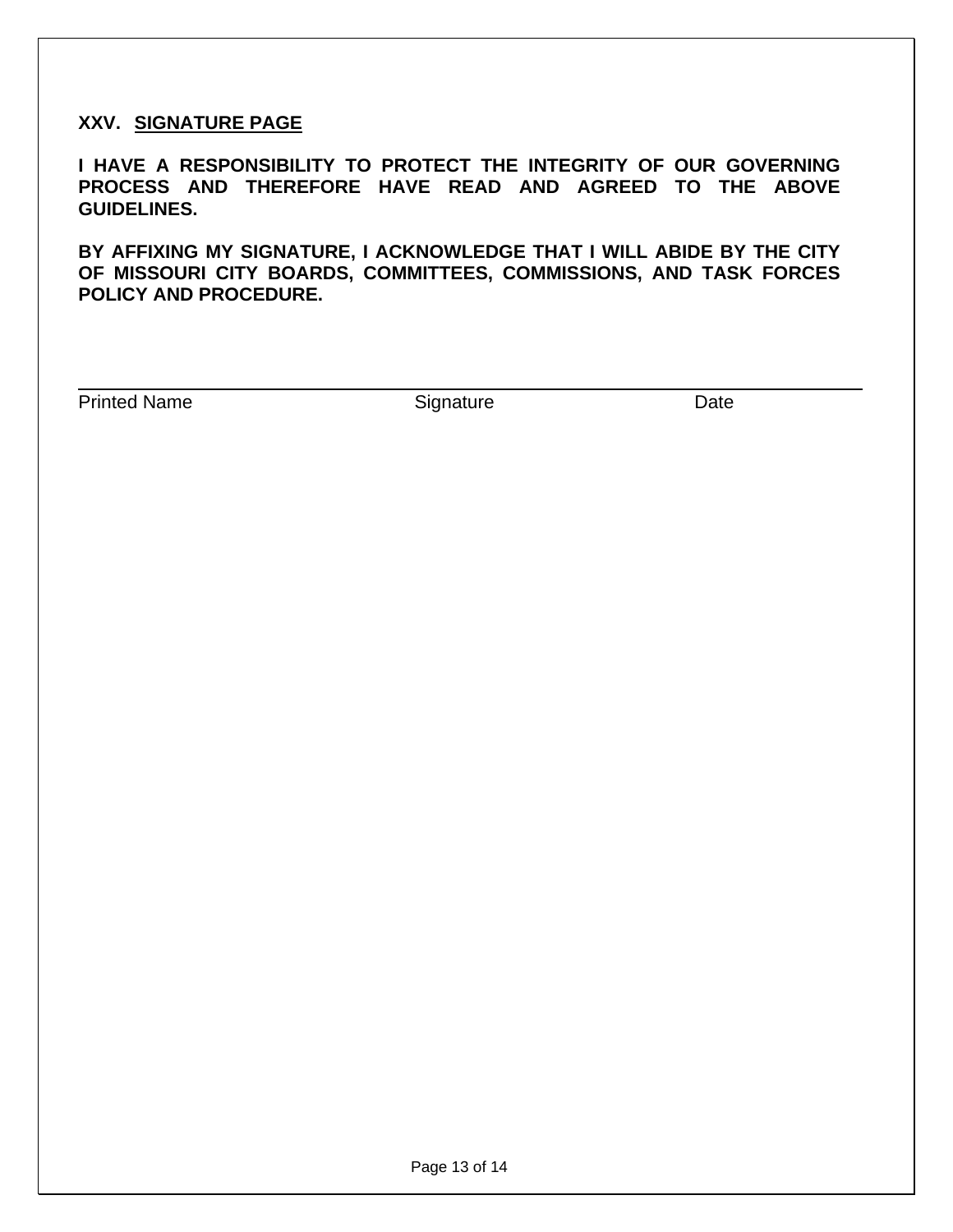## XXV. SIGNATURE PAGE

**I HAVE A RESPONSIBILITY TO PROTECT THE INTEGRITY OF OUR GOVERNING PROCESS AND THEREFORE HAVE READ AND AGREED TO THE ABOVE GUIDELINES.**

**BY AFFIXING MY SIGNATURE, I ACKNOWLEDGE THAT I WILL ABIDE BY THE CITY OF MISSOURI CITY BOARDS, COMMITTEES, COMMISSIONS, AND TASK FORCES POLICY AND PROCEDURE.**

______________________________________________________________________________

Printed Name                                        Signature                                        Date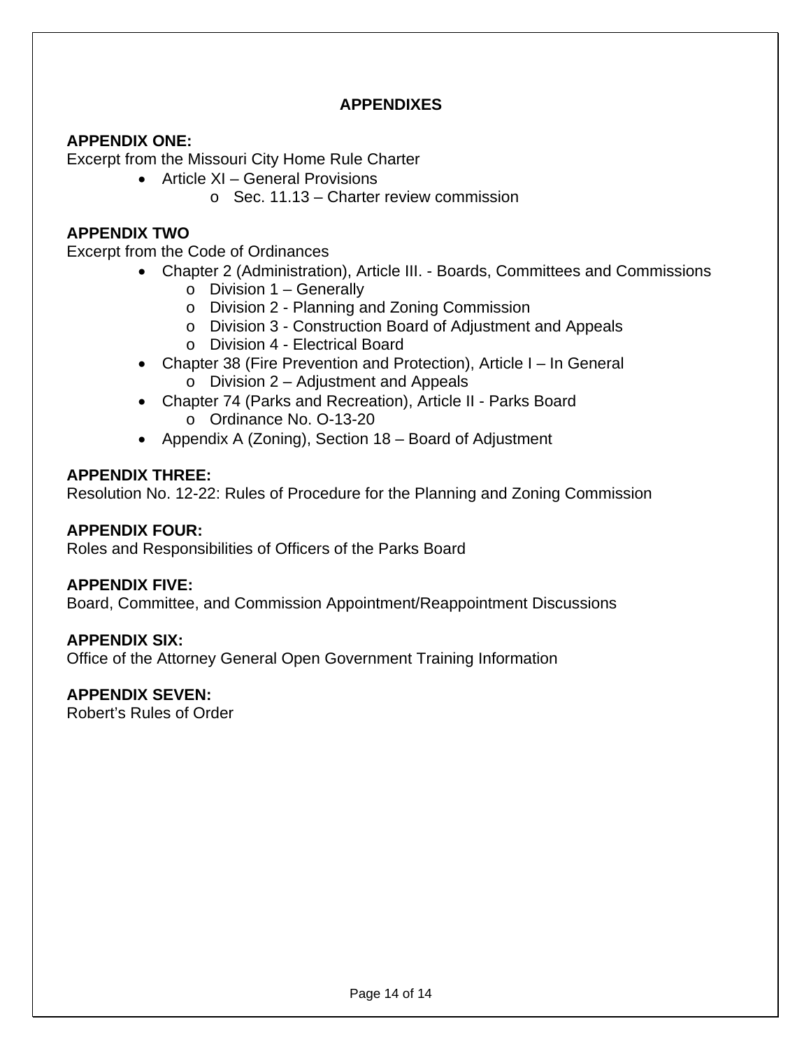## APPENDIXES

**APPENDIX ONE:**
Excerpt from the Missouri City Home Rule Charter

- Article XI – General Provisions
  - Sec. 11.13 – Charter review commission

**APPENDIX TWO**
Excerpt from the Code of Ordinances

- Chapter 2 (Administration), Article III. - Boards, Committees and Commissions
  - Division 1 – Generally
  - Division 2 - Planning and Zoning Commission
  - Division 3 - Construction Board of Adjustment and Appeals
  - Division 4 - Electrical Board
- Chapter 38 (Fire Prevention and Protection), Article I – In General
  - Division 2 – Adjustment and Appeals
- Chapter 74 (Parks and Recreation), Article II - Parks Board
  - Ordinance No. O-13-20
- Appendix A (Zoning), Section 18 – Board of Adjustment

**APPENDIX THREE:**
Resolution No. 12-22: Rules of Procedure for the Planning and Zoning Commission

**APPENDIX FOUR:**
Roles and Responsibilities of Officers of the Parks Board

**APPENDIX FIVE:**
Board, Committee, and Commission Appointment/Reappointment Discussions

**APPENDIX SIX:**
Office of the Attorney General Open Government Training Information

**APPENDIX SEVEN:**
Robert's Rules of Order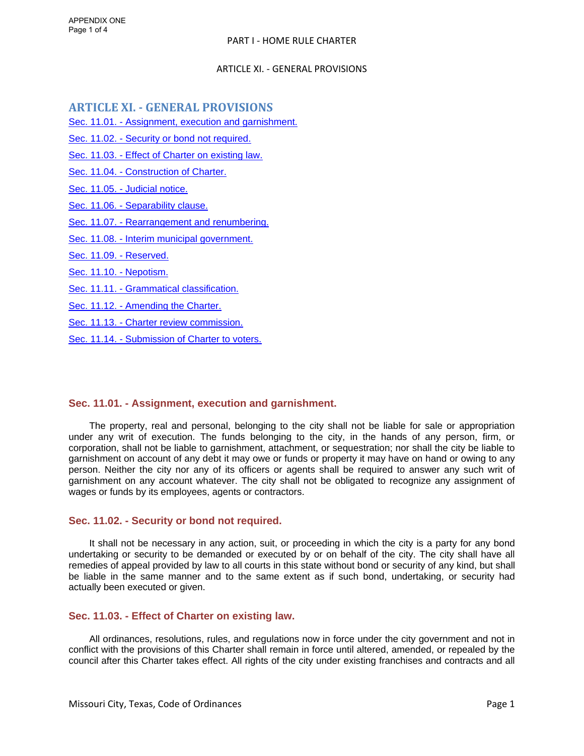# ARTICLE XI. - GENERAL PROVISIONS

Sec. 11.01. - Assignment, execution and garnishment.

Sec. 11.02. - Security or bond not required.

Sec. 11.03. - Effect of Charter on existing law.

Sec. 11.04. - Construction of Charter.

Sec. 11.05. - Judicial notice.

Sec. 11.06. - Separability clause.

Sec. 11.07. - Rearrangement and renumbering.

Sec. 11.08. - Interim municipal government.

Sec. 11.09. - Reserved.

Sec. 11.10. - Nepotism.

Sec. 11.11. - Grammatical classification.

Sec. 11.12. - Amending the Charter.

Sec. 11.13. - Charter review commission.

Sec. 11.14. - Submission of Charter to voters.

## Sec. 11.01. - Assignment, execution and garnishment.

The property, real and personal, belonging to the city shall not be liable for sale or appropriation under any writ of execution. The funds belonging to the city, in the hands of any person, firm, or corporation, shall not be liable to garnishment, attachment, or sequestration; nor shall the city be liable to garnishment on account of any debt it may owe or funds or property it may have on hand or owing to any person. Neither the city nor any of its officers or agents shall be required to answer any such writ of garnishment on any account whatever. The city shall not be obligated to recognize any assignment of wages or funds by its employees, agents or contractors.

## Sec. 11.02. - Security or bond not required.

It shall not be necessary in any action, suit, or proceeding in which the city is a party for any bond undertaking or security to be demanded or executed by or on behalf of the city. The city shall have all remedies of appeal provided by law to all courts in this state without bond or security of any kind, but shall be liable in the same manner and to the same extent as if such bond, undertaking, or security had actually been executed or given.

## Sec. 11.03. - Effect of Charter on existing law.

All ordinances, resolutions, rules, and regulations now in force under the city government and not in conflict with the provisions of this Charter shall remain in force until altered, amended, or repealed by the council after this Charter takes effect. All rights of the city under existing franchises and contracts and all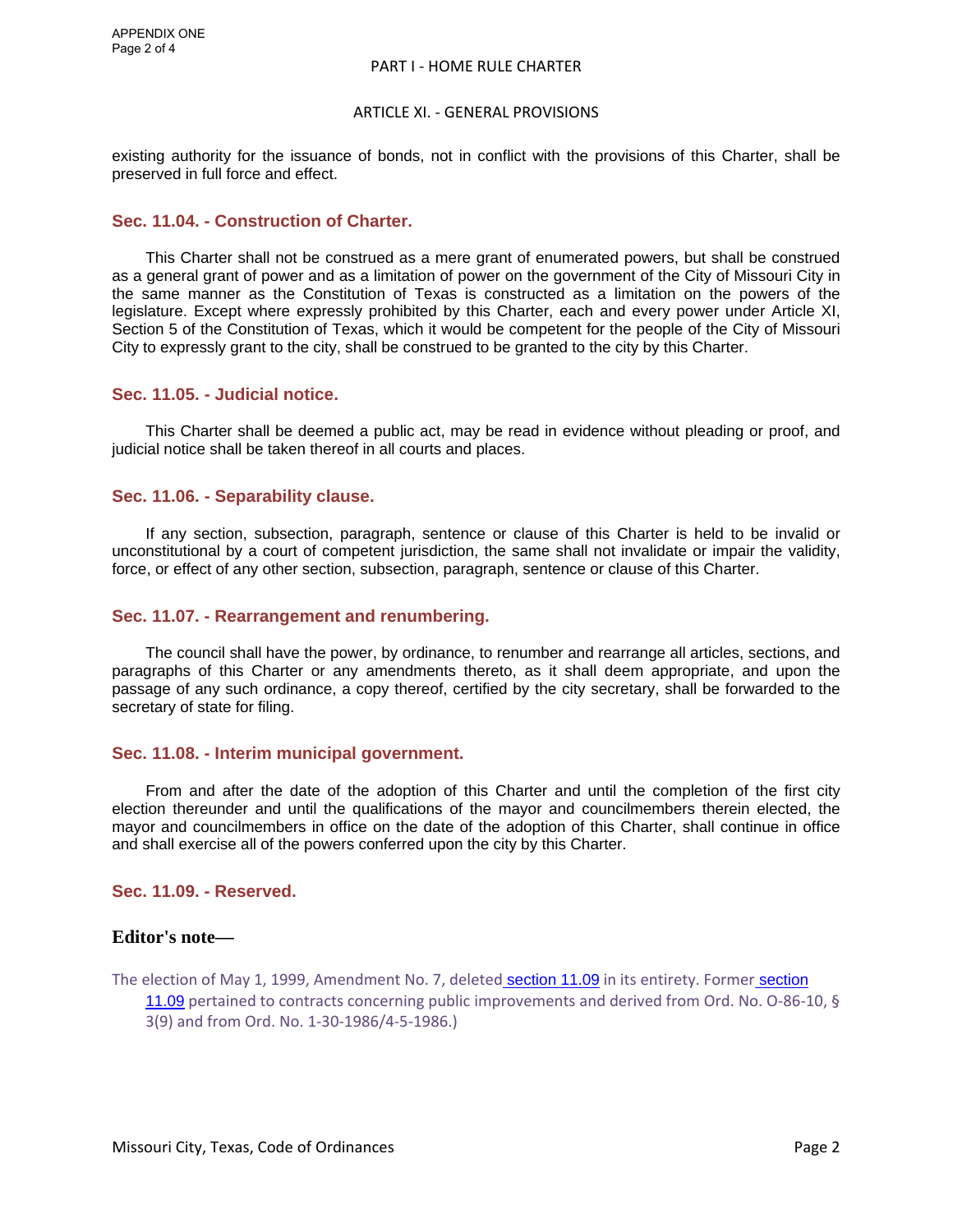existing authority for the issuance of bonds, not in conflict with the provisions of this Charter, shall be preserved in full force and effect.

### Sec. 11.04. - Construction of Charter.

This Charter shall not be construed as a mere grant of enumerated powers, but shall be construed as a general grant of power and as a limitation of power on the government of the City of Missouri City in the same manner as the Constitution of Texas is constructed as a limitation on the powers of the legislature. Except where expressly prohibited by this Charter, each and every power under Article XI, Section 5 of the Constitution of Texas, which it would be competent for the people of the City of Missouri City to expressly grant to the city, shall be construed to be granted to the city by this Charter.

### Sec. 11.05. - Judicial notice.

This Charter shall be deemed a public act, may be read in evidence without pleading or proof, and judicial notice shall be taken thereof in all courts and places.

### Sec. 11.06. - Separability clause.

If any section, subsection, paragraph, sentence or clause of this Charter is held to be invalid or unconstitutional by a court of competent jurisdiction, the same shall not invalidate or impair the validity, force, or effect of any other section, subsection, paragraph, sentence or clause of this Charter.

### Sec. 11.07. - Rearrangement and renumbering.

The council shall have the power, by ordinance, to renumber and rearrange all articles, sections, and paragraphs of this Charter or any amendments thereto, as it shall deem appropriate, and upon the passage of any such ordinance, a copy thereof, certified by the city secretary, shall be forwarded to the secretary of state for filing.

### Sec. 11.08. - Interim municipal government.

From and after the date of the adoption of this Charter and until the completion of the first city election thereunder and until the qualifications of the mayor and councilmembers therein elected, the mayor and councilmembers in office on the date of the adoption of this Charter, shall continue in office and shall exercise all of the powers conferred upon the city by this Charter.

### Sec. 11.09. - Reserved.

**Editor's note—**

The election of May 1, 1999, Amendment No. 7, deleted section 11.09 in its entirety. Former section 11.09 pertained to contracts concerning public improvements and derived from Ord. No. O-86-10, § 3(9) and from Ord. No. 1-30-1986/4-5-1986.)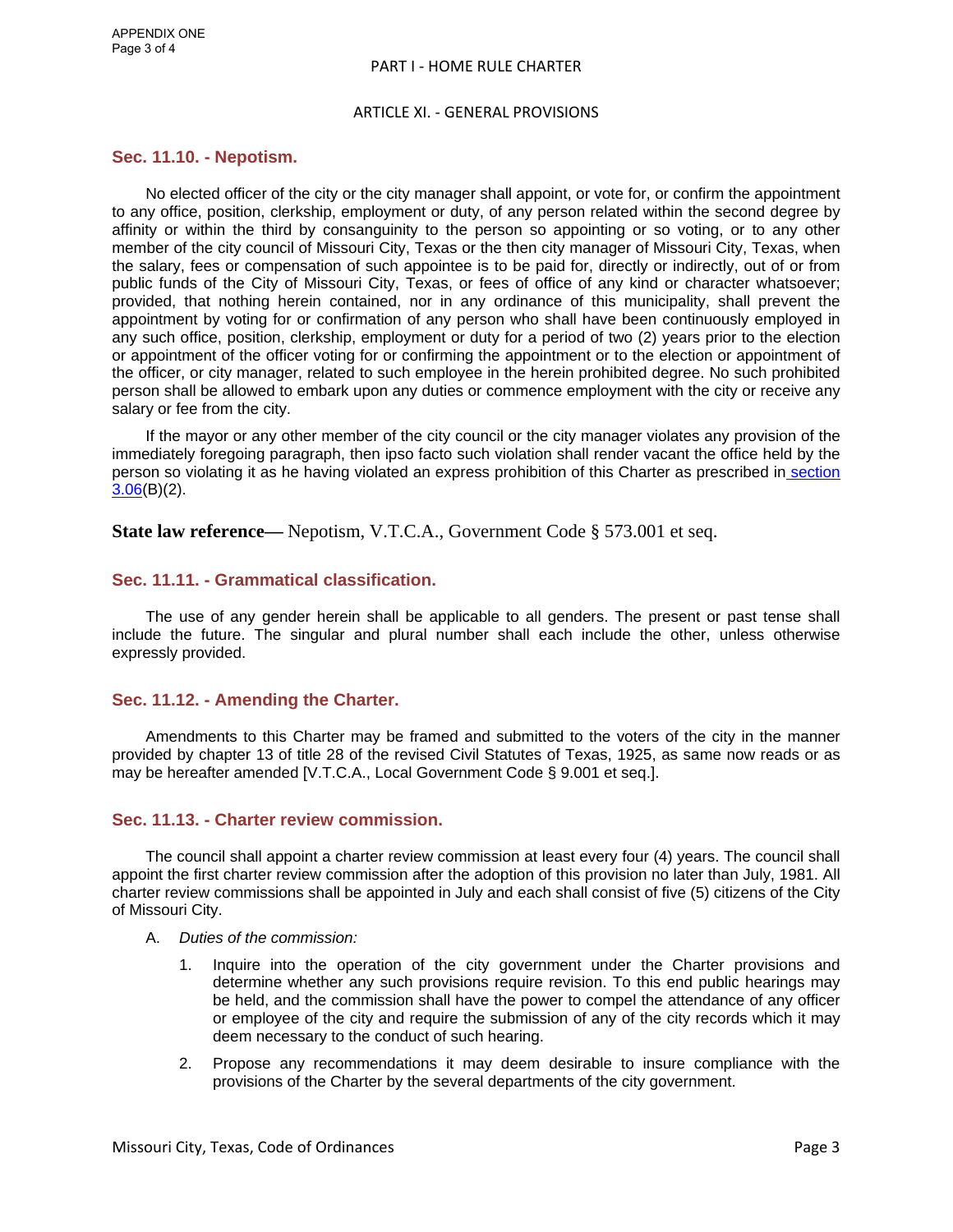PART I - HOME RULE CHARTER

ARTICLE XI. - GENERAL PROVISIONS

### Sec. 11.10. - Nepotism.

No elected officer of the city or the city manager shall appoint, or vote for, or confirm the appointment to any office, position, clerkship, employment or duty, of any person related within the second degree by affinity or within the third by consanguinity to the person so appointing or so voting, or to any other member of the city council of Missouri City, Texas or the then city manager of Missouri City, Texas, when the salary, fees or compensation of such appointee is to be paid for, directly or indirectly, out of or from public funds of the City of Missouri City, Texas, or fees of office of any kind or character whatsoever; provided, that nothing herein contained, nor in any ordinance of this municipality, shall prevent the appointment by voting for or confirmation of any person who shall have been continuously employed in any such office, position, clerkship, employment or duty for a period of two (2) years prior to the election or appointment of the officer voting for or confirming the appointment or to the election or appointment of the officer, or city manager, related to such employee in the herein prohibited degree. No such prohibited person shall be allowed to embark upon any duties or commence employment with the city or receive any salary or fee from the city.

If the mayor or any other member of the city council or the city manager violates any provision of the immediately foregoing paragraph, then ipso facto such violation shall render vacant the office held by the person so violating it as he having violated an express prohibition of this Charter as prescribed in section 3.06(B)(2).

**State law reference—** Nepotism, V.T.C.A., Government Code § 573.001 et seq.

### Sec. 11.11. - Grammatical classification.

The use of any gender herein shall be applicable to all genders. The present or past tense shall include the future. The singular and plural number shall each include the other, unless otherwise expressly provided.

### Sec. 11.12. - Amending the Charter.

Amendments to this Charter may be framed and submitted to the voters of the city in the manner provided by chapter 13 of title 28 of the revised Civil Statutes of Texas, 1925, as same now reads or as may be hereafter amended [V.T.C.A., Local Government Code § 9.001 et seq.].

### Sec. 11.13. - Charter review commission.

The council shall appoint a charter review commission at least every four (4) years. The council shall appoint the first charter review commission after the adoption of this provision no later than July, 1981. All charter review commissions shall be appointed in July and each shall consist of five (5) citizens of the City of Missouri City.

A. *Duties of the commission:*

1. Inquire into the operation of the city government under the Charter provisions and determine whether any such provisions require revision. To this end public hearings may be held, and the commission shall have the power to compel the attendance of any officer or employee of the city and require the submission of any of the city records which it may deem necessary to the conduct of such hearing.

2. Propose any recommendations it may deem desirable to insure compliance with the provisions of the Charter by the several departments of the city government.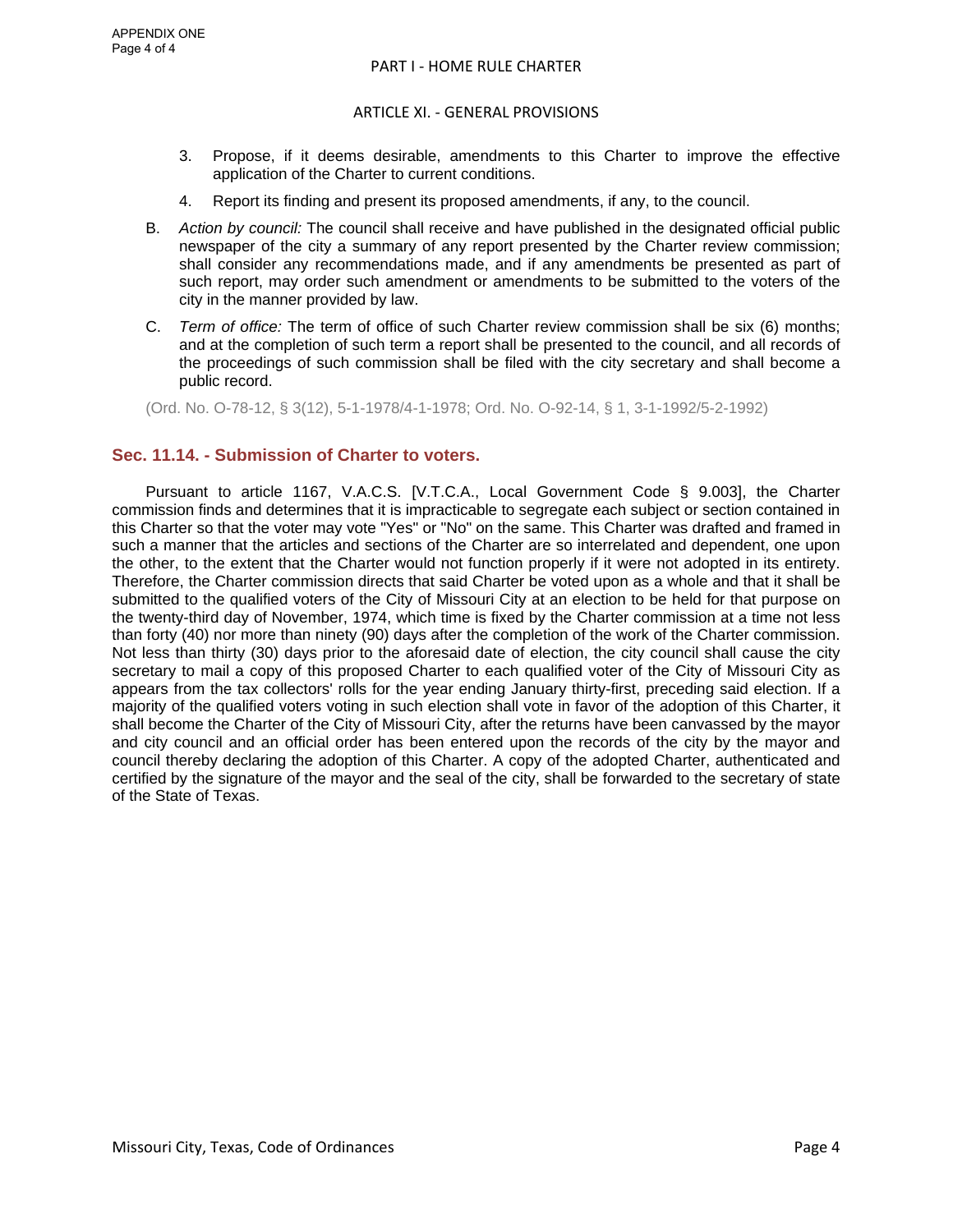3. Propose, if it deems desirable, amendments to this Charter to improve the effective application of the Charter to current conditions.

4. Report its finding and present its proposed amendments, if any, to the council.

B. *Action by council:* The council shall receive and have published in the designated official public newspaper of the city a summary of any report presented by the Charter review commission; shall consider any recommendations made, and if any amendments be presented as part of such report, may order such amendment or amendments to be submitted to the voters of the city in the manner provided by law.

C. *Term of office:* The term of office of such Charter review commission shall be six (6) months; and at the completion of such term a report shall be presented to the council, and all records of the proceedings of such commission shall be filed with the city secretary and shall become a public record.

(Ord. No. O-78-12, § 3(12), 5-1-1978/4-1-1978; Ord. No. O-92-14, § 1, 3-1-1992/5-2-1992)

### Sec. 11.14. - Submission of Charter to voters.

Pursuant to article 1167, V.A.C.S. [V.T.C.A., Local Government Code § 9.003], the Charter commission finds and determines that it is impracticable to segregate each subject or section contained in this Charter so that the voter may vote "Yes" or "No" on the same. This Charter was drafted and framed in such a manner that the articles and sections of the Charter are so interrelated and dependent, one upon the other, to the extent that the Charter would not function properly if it were not adopted in its entirety. Therefore, the Charter commission directs that said Charter be voted upon as a whole and that it shall be submitted to the qualified voters of the City of Missouri City at an election to be held for that purpose on the twenty-third day of November, 1974, which time is fixed by the Charter commission at a time not less than forty (40) nor more than ninety (90) days after the completion of the work of the Charter commission. Not less than thirty (30) days prior to the aforesaid date of election, the city council shall cause the city secretary to mail a copy of this proposed Charter to each qualified voter of the City of Missouri City as appears from the tax collectors' rolls for the year ending January thirty-first, preceding said election. If a majority of the qualified voters voting in such election shall vote in favor of the adoption of this Charter, it shall become the Charter of the City of Missouri City, after the returns have been canvassed by the mayor and city council and an official order has been entered upon the records of the city by the mayor and council thereby declaring the adoption of this Charter. A copy of the adopted Charter, authenticated and certified by the signature of the mayor and the seal of the city, shall be forwarded to the secretary of state of the State of Texas.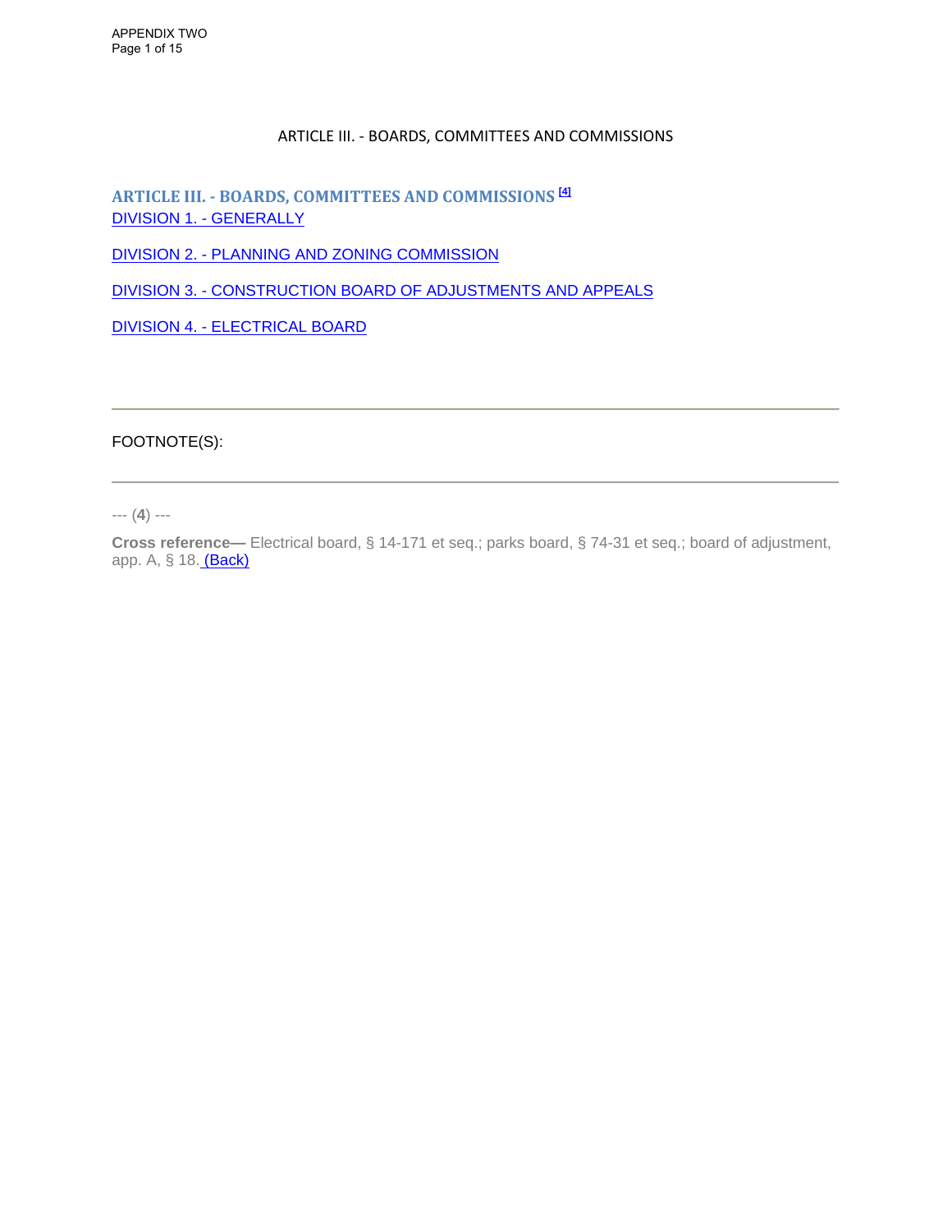ARTICLE III. - BOARDS, COMMITTEES AND COMMISSIONS

## ARTICLE III. - BOARDS, COMMITTEES AND COMMISSIONS [4]

DIVISION 1. - GENERALLY

DIVISION 2. - PLANNING AND ZONING COMMISSION

DIVISION 3. - CONSTRUCTION BOARD OF ADJUSTMENTS AND APPEALS

DIVISION 4. - ELECTRICAL BOARD

---

FOOTNOTE(S):

---

--- (**4**) ---

**Cross reference—** Electrical board, § 14-171 et seq.; parks board, § 74-31 et seq.; board of adjustment, app. A, § 18. (Back)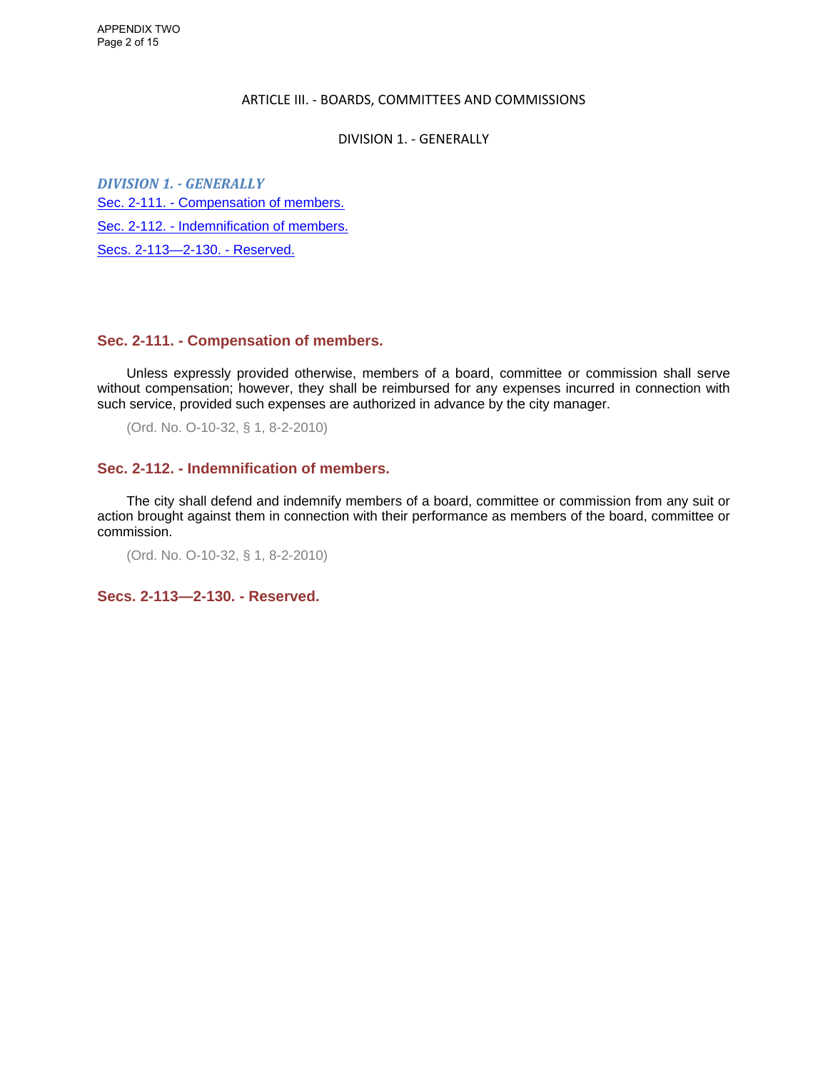# ARTICLE III. - BOARDS, COMMITTEES AND COMMISSIONS

## DIVISION 1. - GENERALLY

***DIVISION 1. - GENERALLY***

Sec. 2-111. - Compensation of members.

Sec. 2-112. - Indemnification of members.

Secs. 2-113—2-130. - Reserved.

### Sec. 2-111. - Compensation of members.

Unless expressly provided otherwise, members of a board, committee or commission shall serve without compensation; however, they shall be reimbursed for any expenses incurred in connection with such service, provided such expenses are authorized in advance by the city manager.

(Ord. No. O-10-32, § 1, 8-2-2010)

### Sec. 2-112. - Indemnification of members.

The city shall defend and indemnify members of a board, committee or commission from any suit or action brought against them in connection with their performance as members of the board, committee or commission.

(Ord. No. O-10-32, § 1, 8-2-2010)

### Secs. 2-113—2-130. - Reserved.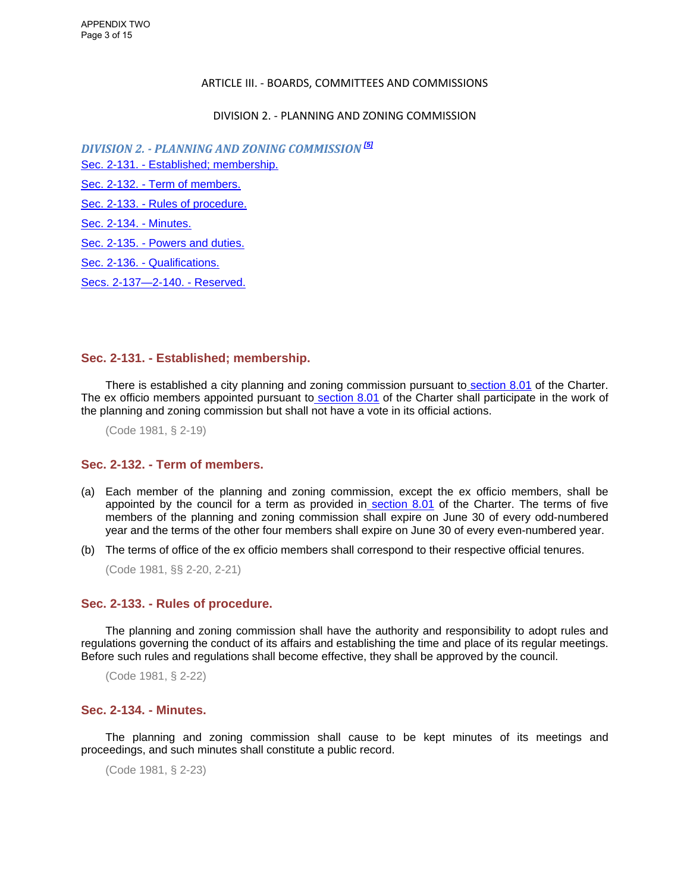ARTICLE III. - BOARDS, COMMITTEES AND COMMISSIONS

DIVISION 2. - PLANNING AND ZONING COMMISSION

## *DIVISION 2. - PLANNING AND ZONING COMMISSION* [5]

Sec. 2-131. - Established; membership.

Sec. 2-132. - Term of members.

Sec. 2-133. - Rules of procedure.

Sec. 2-134. - Minutes.

Sec. 2-135. - Powers and duties.

Sec. 2-136. - Qualifications.

Secs. 2-137—2-140. - Reserved.

### Sec. 2-131. - Established; membership.

There is established a city planning and zoning commission pursuant to section 8.01 of the Charter. The ex officio members appointed pursuant to section 8.01 of the Charter shall participate in the work of the planning and zoning commission but shall not have a vote in its official actions.

(Code 1981, § 2-19)

### Sec. 2-132. - Term of members.

(a) Each member of the planning and zoning commission, except the ex officio members, shall be appointed by the council for a term as provided in section 8.01 of the Charter. The terms of five members of the planning and zoning commission shall expire on June 30 of every odd-numbered year and the terms of the other four members shall expire on June 30 of every even-numbered year.

(b) The terms of office of the ex officio members shall correspond to their respective official tenures.

(Code 1981, §§ 2-20, 2-21)

### Sec. 2-133. - Rules of procedure.

The planning and zoning commission shall have the authority and responsibility to adopt rules and regulations governing the conduct of its affairs and establishing the time and place of its regular meetings. Before such rules and regulations shall become effective, they shall be approved by the council.

(Code 1981, § 2-22)

### Sec. 2-134. - Minutes.

The planning and zoning commission shall cause to be kept minutes of its meetings and proceedings, and such minutes shall constitute a public record.

(Code 1981, § 2-23)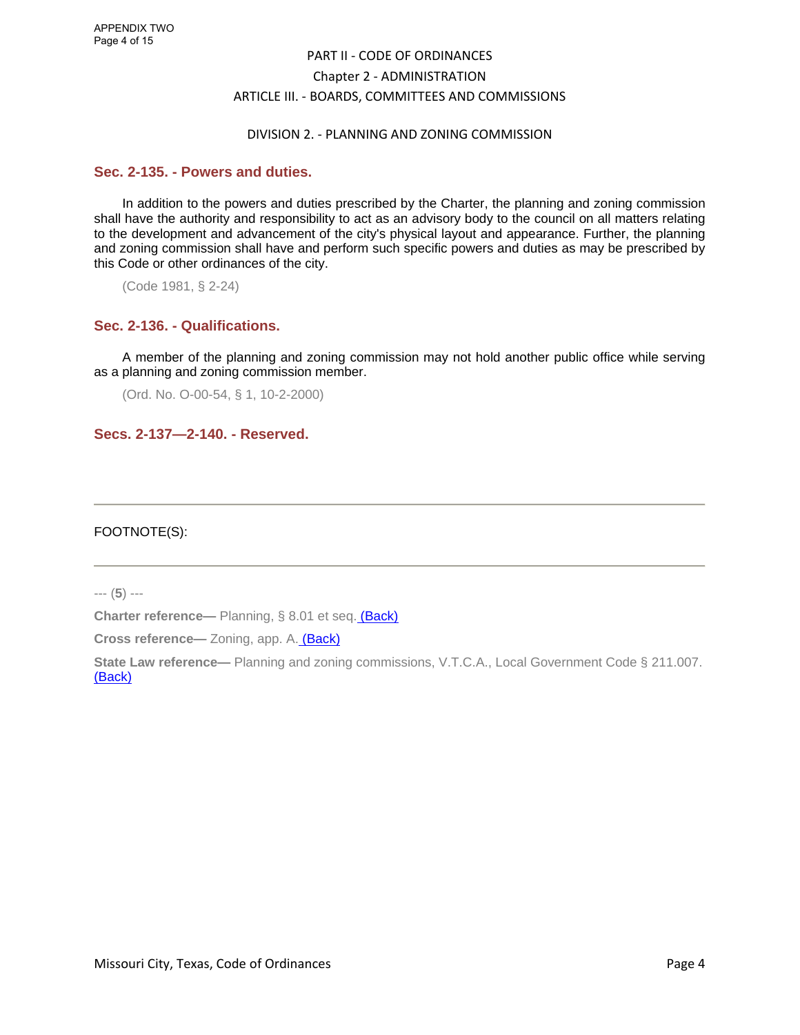PART II - CODE OF ORDINANCES

Chapter 2 - ADMINISTRATION

ARTICLE III. - BOARDS, COMMITTEES AND COMMISSIONS

DIVISION 2. - PLANNING AND ZONING COMMISSION

## Sec. 2-135. - Powers and duties.

In addition to the powers and duties prescribed by the Charter, the planning and zoning commission shall have the authority and responsibility to act as an advisory body to the council on all matters relating to the development and advancement of the city's physical layout and appearance. Further, the planning and zoning commission shall have and perform such specific powers and duties as may be prescribed by this Code or other ordinances of the city.

(Code 1981, § 2-24)

## Sec. 2-136. - Qualifications.

A member of the planning and zoning commission may not hold another public office while serving as a planning and zoning commission member.

(Ord. No. O-00-54, § 1, 10-2-2000)

## Secs. 2-137—2-140. - Reserved.

---

FOOTNOTE(S):

---

--- (**5**) ---

**Charter reference—** Planning, § 8.01 et seq. (Back)

**Cross reference—** Zoning, app. A. (Back)

**State Law reference—** Planning and zoning commissions, V.T.C.A., Local Government Code § 211.007. (Back)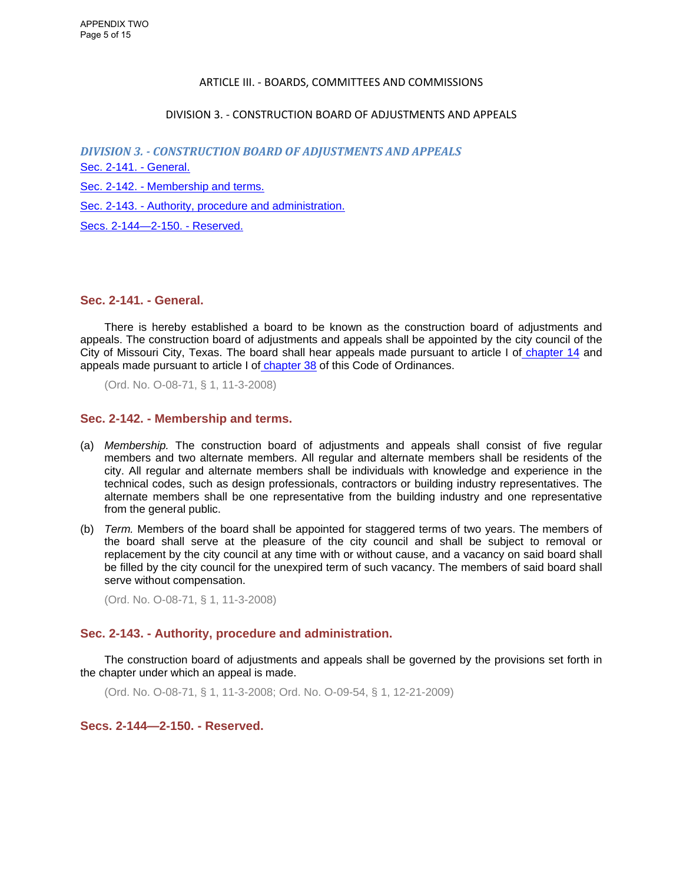ARTICLE III. - BOARDS, COMMITTEES AND COMMISSIONS

DIVISION 3. - CONSTRUCTION BOARD OF ADJUSTMENTS AND APPEALS

## *DIVISION 3. - CONSTRUCTION BOARD OF ADJUSTMENTS AND APPEALS*

Sec. 2-141. - General.

Sec. 2-142. - Membership and terms.

Sec. 2-143. - Authority, procedure and administration.

Secs. 2-144—2-150. - Reserved.

### Sec. 2-141. - General.

There is hereby established a board to be known as the construction board of adjustments and appeals. The construction board of adjustments and appeals shall be appointed by the city council of the City of Missouri City, Texas. The board shall hear appeals made pursuant to article I of chapter 14 and appeals made pursuant to article I of chapter 38 of this Code of Ordinances.

(Ord. No. O-08-71, § 1, 11-3-2008)

### Sec. 2-142. - Membership and terms.

(a) *Membership.* The construction board of adjustments and appeals shall consist of five regular members and two alternate members. All regular and alternate members shall be residents of the city. All regular and alternate members shall be individuals with knowledge and experience in the technical codes, such as design professionals, contractors or building industry representatives. The alternate members shall be one representative from the building industry and one representative from the general public.

(b) *Term.* Members of the board shall be appointed for staggered terms of two years. The members of the board shall serve at the pleasure of the city council and shall be subject to removal or replacement by the city council at any time with or without cause, and a vacancy on said board shall be filled by the city council for the unexpired term of such vacancy. The members of said board shall serve without compensation.

(Ord. No. O-08-71, § 1, 11-3-2008)

### Sec. 2-143. - Authority, procedure and administration.

The construction board of adjustments and appeals shall be governed by the provisions set forth in the chapter under which an appeal is made.

(Ord. No. O-08-71, § 1, 11-3-2008; Ord. No. O-09-54, § 1, 12-21-2009)

### Secs. 2-144—2-150. - Reserved.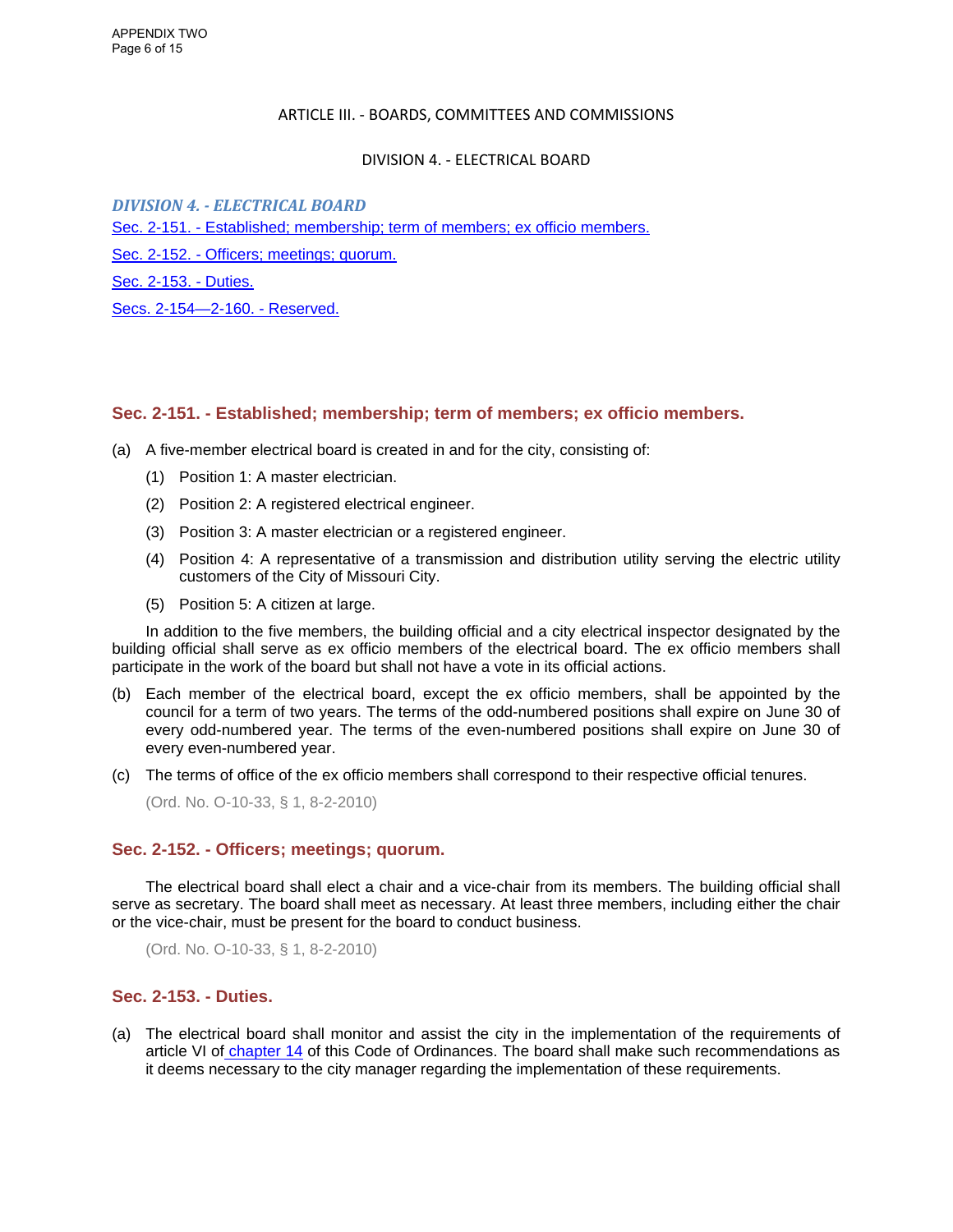ARTICLE III. - BOARDS, COMMITTEES AND COMMISSIONS

DIVISION 4. - ELECTRICAL BOARD

## *DIVISION 4. - ELECTRICAL BOARD*

Sec. 2-151. - Established; membership; term of members; ex officio members.

Sec. 2-152. - Officers; meetings; quorum.

Sec. 2-153. - Duties.

Secs. 2-154—2-160. - Reserved.

### Sec. 2-151. - Established; membership; term of members; ex officio members.

(a) A five-member electrical board is created in and for the city, consisting of:

  (1) Position 1: A master electrician.

  (2) Position 2: A registered electrical engineer.

  (3) Position 3: A master electrician or a registered engineer.

  (4) Position 4: A representative of a transmission and distribution utility serving the electric utility customers of the City of Missouri City.

  (5) Position 5: A citizen at large.

In addition to the five members, the building official and a city electrical inspector designated by the building official shall serve as ex officio members of the electrical board. The ex officio members shall participate in the work of the board but shall not have a vote in its official actions.

(b) Each member of the electrical board, except the ex officio members, shall be appointed by the council for a term of two years. The terms of the odd-numbered positions shall expire on June 30 of every odd-numbered year. The terms of the even-numbered positions shall expire on June 30 of every even-numbered year.

(c) The terms of office of the ex officio members shall correspond to their respective official tenures.

(Ord. No. O-10-33, § 1, 8-2-2010)

### Sec. 2-152. - Officers; meetings; quorum.

The electrical board shall elect a chair and a vice-chair from its members. The building official shall serve as secretary. The board shall meet as necessary. At least three members, including either the chair or the vice-chair, must be present for the board to conduct business.

(Ord. No. O-10-33, § 1, 8-2-2010)

### Sec. 2-153. - Duties.

(a) The electrical board shall monitor and assist the city in the implementation of the requirements of article VI of chapter 14 of this Code of Ordinances. The board shall make such recommendations as it deems necessary to the city manager regarding the implementation of these requirements.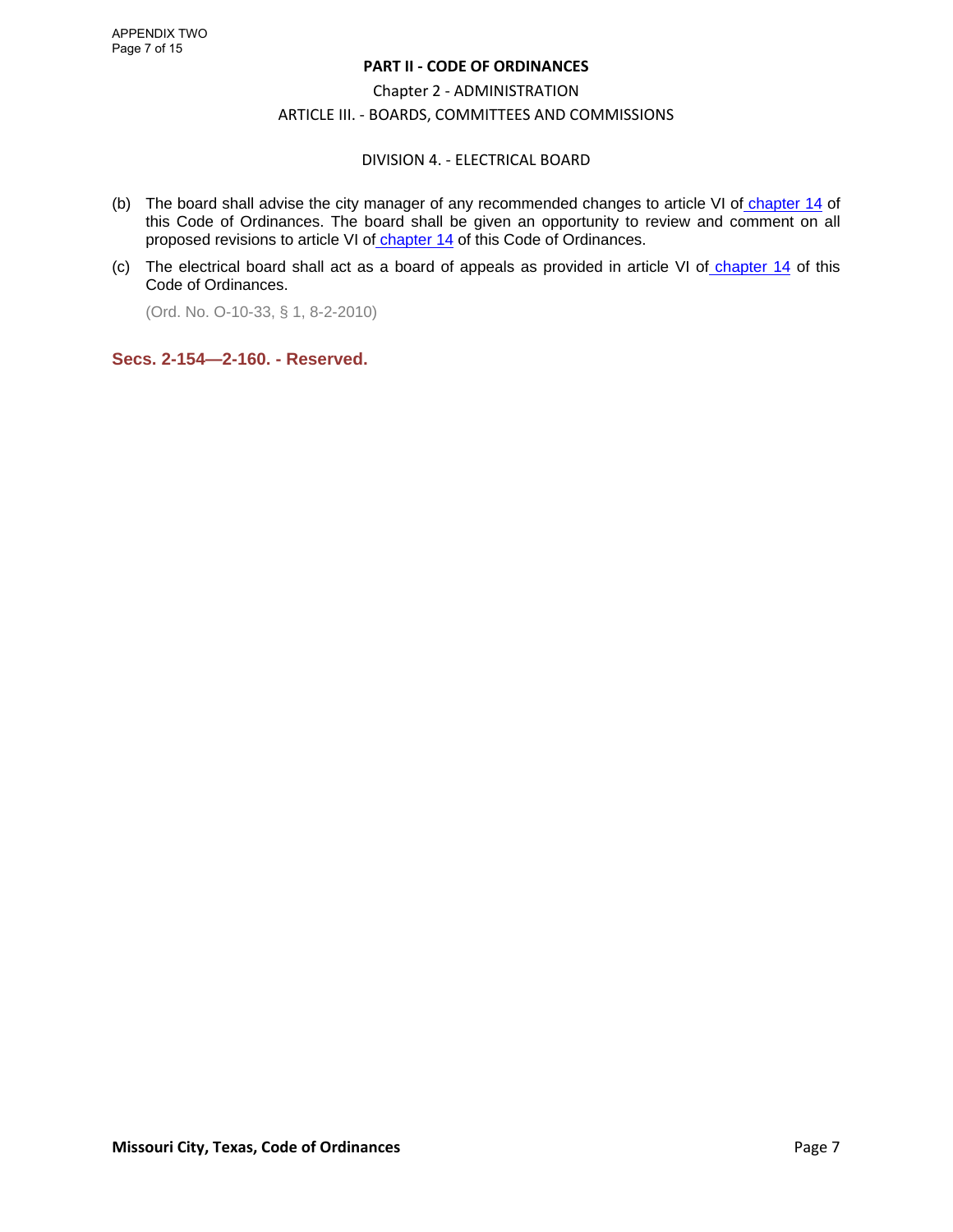(b) The board shall advise the city manager of any recommended changes to article VI of chapter 14 of this Code of Ordinances. The board shall be given an opportunity to review and comment on all proposed revisions to article VI of chapter 14 of this Code of Ordinances.

(c) The electrical board shall act as a board of appeals as provided in article VI of chapter 14 of this Code of Ordinances.

(Ord. No. O-10-33, § 1, 8-2-2010)

### Secs. 2-154—2-160. - Reserved.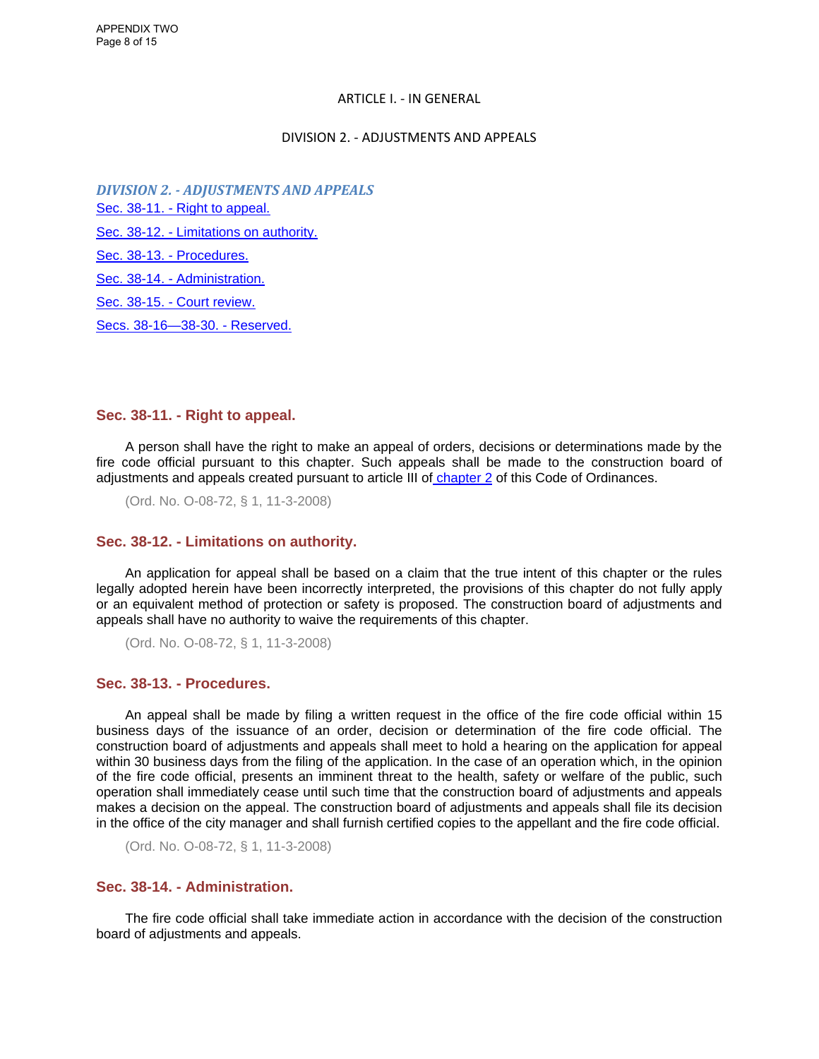ARTICLE I. - IN GENERAL

DIVISION 2. - ADJUSTMENTS AND APPEALS

## *DIVISION 2. - ADJUSTMENTS AND APPEALS*

[Sec. 38-11. - Right to appeal.](#)

[Sec. 38-12. - Limitations on authority.](#)

[Sec. 38-13. - Procedures.](#)

[Sec. 38-14. - Administration.](#)

[Sec. 38-15. - Court review.](#)

[Secs. 38-16—38-30. - Reserved.](#)

### Sec. 38-11. - Right to appeal.

A person shall have the right to make an appeal of orders, decisions or determinations made by the fire code official pursuant to this chapter. Such appeals shall be made to the construction board of adjustments and appeals created pursuant to article III of [chapter 2](#) of this Code of Ordinances.

(Ord. No. O-08-72, § 1, 11-3-2008)

### Sec. 38-12. - Limitations on authority.

An application for appeal shall be based on a claim that the true intent of this chapter or the rules legally adopted herein have been incorrectly interpreted, the provisions of this chapter do not fully apply or an equivalent method of protection or safety is proposed. The construction board of adjustments and appeals shall have no authority to waive the requirements of this chapter.

(Ord. No. O-08-72, § 1, 11-3-2008)

### Sec. 38-13. - Procedures.

An appeal shall be made by filing a written request in the office of the fire code official within 15 business days of the issuance of an order, decision or determination of the fire code official. The construction board of adjustments and appeals shall meet to hold a hearing on the application for appeal within 30 business days from the filing of the application. In the case of an operation which, in the opinion of the fire code official, presents an imminent threat to the health, safety or welfare of the public, such operation shall immediately cease until such time that the construction board of adjustments and appeals makes a decision on the appeal. The construction board of adjustments and appeals shall file its decision in the office of the city manager and shall furnish certified copies to the appellant and the fire code official.

(Ord. No. O-08-72, § 1, 11-3-2008)

### Sec. 38-14. - Administration.

The fire code official shall take immediate action in accordance with the decision of the construction board of adjustments and appeals.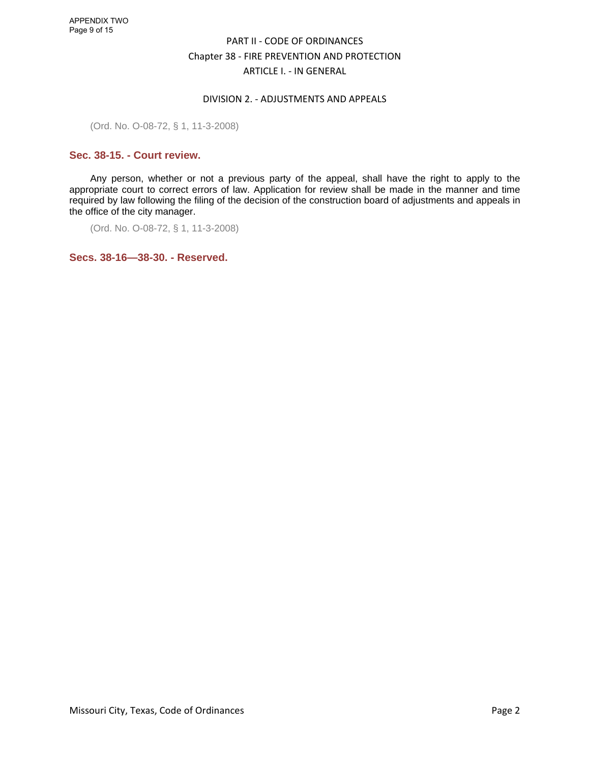PART II - CODE OF ORDINANCES
Chapter 38 - FIRE PREVENTION AND PROTECTION
ARTICLE I. - IN GENERAL

DIVISION 2. - ADJUSTMENTS AND APPEALS

(Ord. No. O-08-72, § 1, 11-3-2008)

### Sec. 38-15. - Court review.

Any person, whether or not a previous party of the appeal, shall have the right to apply to the appropriate court to correct errors of law. Application for review shall be made in the manner and time required by law following the filing of the decision of the construction board of adjustments and appeals in the office of the city manager.

(Ord. No. O-08-72, § 1, 11-3-2008)

### Secs. 38-16—38-30. - Reserved.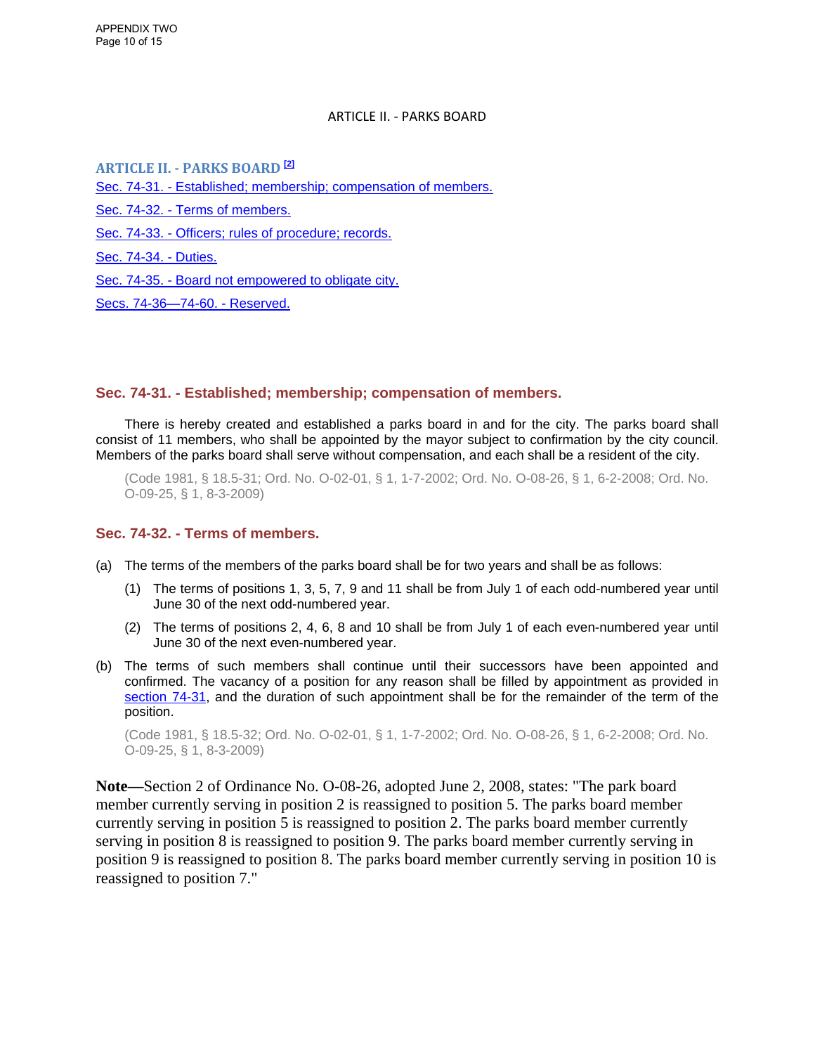ARTICLE II. - PARKS BOARD

## ARTICLE II. - PARKS BOARD [2]

Sec. 74-31. - Established; membership; compensation of members.

Sec. 74-32. - Terms of members.

Sec. 74-33. - Officers; rules of procedure; records.

Sec. 74-34. - Duties.

Sec. 74-35. - Board not empowered to obligate city.

Secs. 74-36—74-60. - Reserved.

### Sec. 74-31. - Established; membership; compensation of members.

There is hereby created and established a parks board in and for the city. The parks board shall consist of 11 members, who shall be appointed by the mayor subject to confirmation by the city council. Members of the parks board shall serve without compensation, and each shall be a resident of the city.

(Code 1981, § 18.5-31; Ord. No. O-02-01, § 1, 1-7-2002; Ord. No. O-08-26, § 1, 6-2-2008; Ord. No. O-09-25, § 1, 8-3-2009)

### Sec. 74-32. - Terms of members.

(a) The terms of the members of the parks board shall be for two years and shall be as follows:

  (1) The terms of positions 1, 3, 5, 7, 9 and 11 shall be from July 1 of each odd-numbered year until June 30 of the next odd-numbered year.

  (2) The terms of positions 2, 4, 6, 8 and 10 shall be from July 1 of each even-numbered year until June 30 of the next even-numbered year.

(b) The terms of such members shall continue until their successors have been appointed and confirmed. The vacancy of a position for any reason shall be filled by appointment as provided in section 74-31, and the duration of such appointment shall be for the remainder of the term of the position.

(Code 1981, § 18.5-32; Ord. No. O-02-01, § 1, 1-7-2002; Ord. No. O-08-26, § 1, 6-2-2008; Ord. No. O-09-25, § 1, 8-3-2009)

**Note—**Section 2 of Ordinance No. O-08-26, adopted June 2, 2008, states: "The park board member currently serving in position 2 is reassigned to position 5. The parks board member currently serving in position 5 is reassigned to position 2. The parks board member currently serving in position 8 is reassigned to position 9. The parks board member currently serving in position 9 is reassigned to position 8. The parks board member currently serving in position 10 is reassigned to position 7."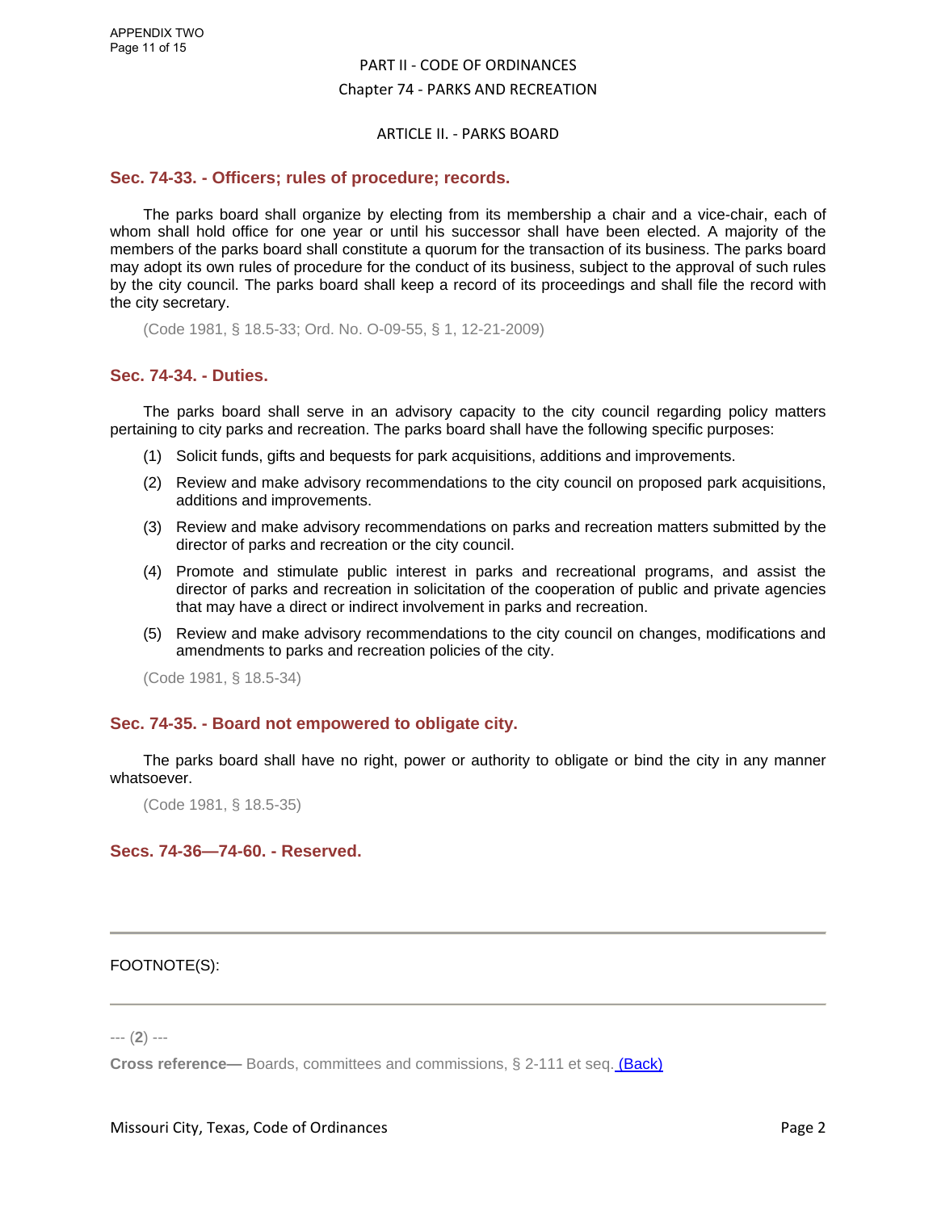PART II - CODE OF ORDINANCES

Chapter 74 - PARKS AND RECREATION

ARTICLE II. - PARKS BOARD

### Sec. 74-33. - Officers; rules of procedure; records.

The parks board shall organize by electing from its membership a chair and a vice-chair, each of whom shall hold office for one year or until his successor shall have been elected. A majority of the members of the parks board shall constitute a quorum for the transaction of its business. The parks board may adopt its own rules of procedure for the conduct of its business, subject to the approval of such rules by the city council. The parks board shall keep a record of its proceedings and shall file the record with the city secretary.

(Code 1981, § 18.5-33; Ord. No. O-09-55, § 1, 12-21-2009)

### Sec. 74-34. - Duties.

The parks board shall serve in an advisory capacity to the city council regarding policy matters pertaining to city parks and recreation. The parks board shall have the following specific purposes:

(1) Solicit funds, gifts and bequests for park acquisitions, additions and improvements.

(2) Review and make advisory recommendations to the city council on proposed park acquisitions, additions and improvements.

(3) Review and make advisory recommendations on parks and recreation matters submitted by the director of parks and recreation or the city council.

(4) Promote and stimulate public interest in parks and recreational programs, and assist the director of parks and recreation in solicitation of the cooperation of public and private agencies that may have a direct or indirect involvement in parks and recreation.

(5) Review and make advisory recommendations to the city council on changes, modifications and amendments to parks and recreation policies of the city.

(Code 1981, § 18.5-34)

### Sec. 74-35. - Board not empowered to obligate city.

The parks board shall have no right, power or authority to obligate or bind the city in any manner whatsoever.

(Code 1981, § 18.5-35)

### Secs. 74-36—74-60. - Reserved.

---

FOOTNOTE(S):

--- (**2**) ---

**Cross reference—** Boards, committees and commissions, § 2-111 et seq. (Back)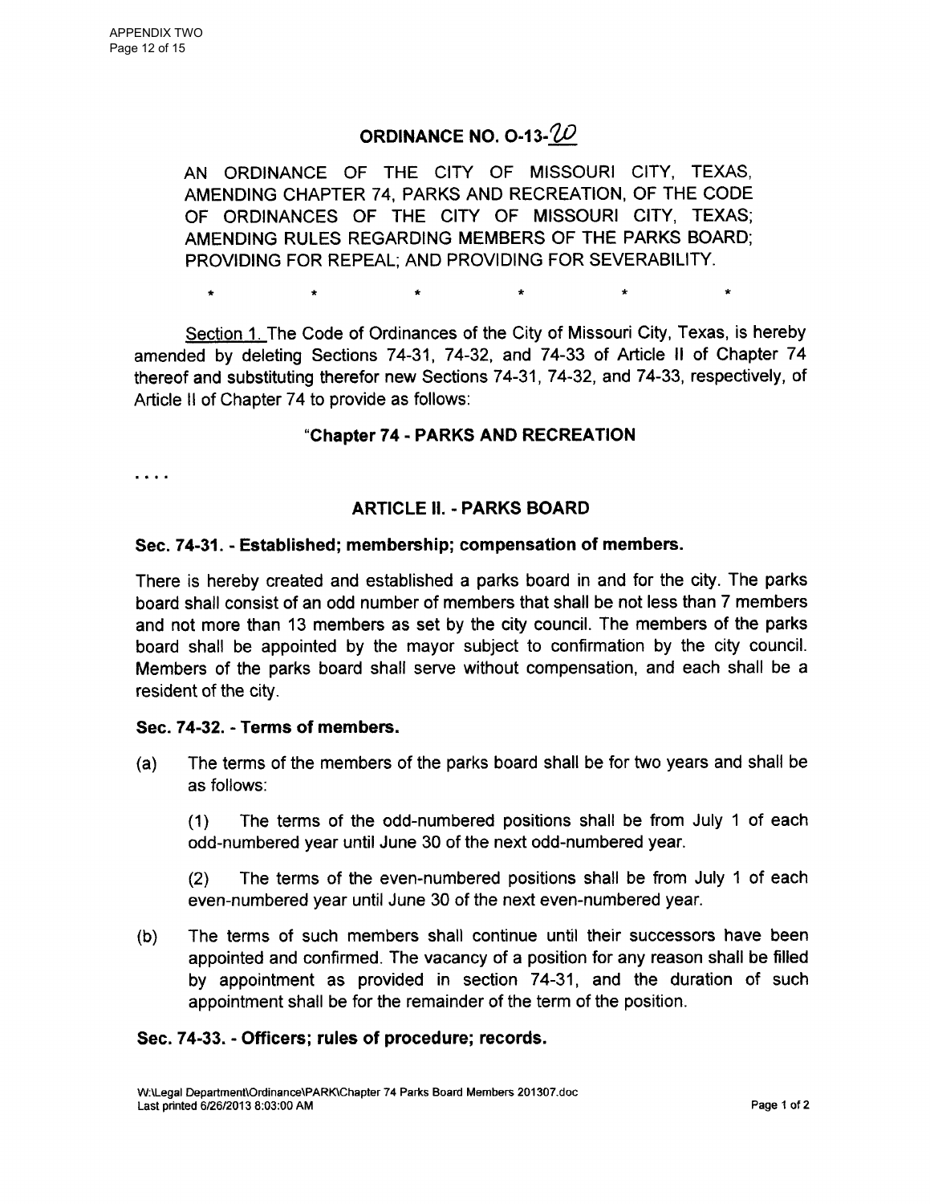# ORDINANCE NO. O-13-20

AN ORDINANCE OF THE CITY OF MISSOURI CITY, TEXAS, AMENDING CHAPTER 74, PARKS AND RECREATION, OF THE CODE OF ORDINANCES OF THE CITY OF MISSOURI CITY, TEXAS; AMENDING RULES REGARDING MEMBERS OF THE PARKS BOARD; PROVIDING FOR REPEAL; AND PROVIDING FOR SEVERABILITY.

\* \* \* \* \* \*

Section 1. The Code of Ordinances of the City of Missouri City, Texas, is hereby amended by deleting Sections 74-31, 74-32, and 74-33 of Article II of Chapter 74 thereof and substituting therefor new Sections 74-31, 74-32, and 74-33, respectively, of Article II of Chapter 74 to provide as follows:

**"Chapter 74 - PARKS AND RECREATION**

. . . .

**ARTICLE II. - PARKS BOARD**

**Sec. 74-31. - Established; membership; compensation of members.**

There is hereby created and established a parks board in and for the city. The parks board shall consist of an odd number of members that shall be not less than 7 members and not more than 13 members as set by the city council. The members of the parks board shall be appointed by the mayor subject to confirmation by the city council. Members of the parks board shall serve without compensation, and each shall be a resident of the city.

**Sec. 74-32. - Terms of members.**

(a) The terms of the members of the parks board shall be for two years and shall be as follows:

(1) The terms of the odd-numbered positions shall be from July 1 of each odd-numbered year until June 30 of the next odd-numbered year.

(2) The terms of the even-numbered positions shall be from July 1 of each even-numbered year until June 30 of the next even-numbered year.

(b) The terms of such members shall continue until their successors have been appointed and confirmed. The vacancy of a position for any reason shall be filled by appointment as provided in section 74-31, and the duration of such appointment shall be for the remainder of the term of the position.

**Sec. 74-33. - Officers; rules of procedure; records.**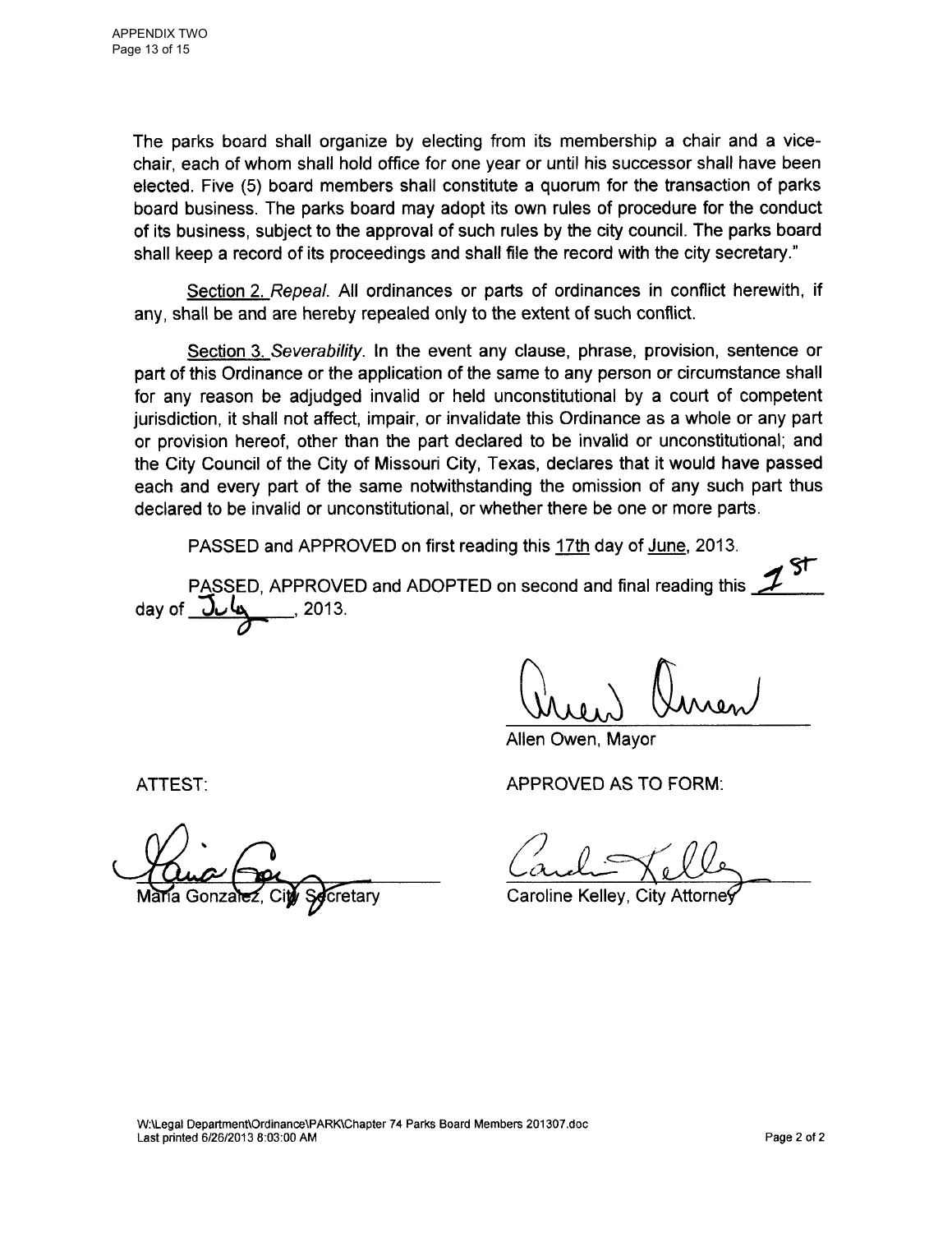The parks board shall organize by electing from its membership a chair and a vice-chair, each of whom shall hold office for one year or until his successor shall have been elected. Five (5) board members shall constitute a quorum for the transaction of parks board business. The parks board may adopt its own rules of procedure for the conduct of its business, subject to the approval of such rules by the city council. The parks board shall keep a record of its proceedings and shall file the record with the city secretary."

<u>Section 2.</u> *Repeal*. All ordinances or parts of ordinances in conflict herewith, if any, shall be and are hereby repealed only to the extent of such conflict.

<u>Section 3.</u> *Severability*. In the event any clause, phrase, provision, sentence or part of this Ordinance or the application of the same to any person or circumstance shall for any reason be adjudged invalid or held unconstitutional by a court of competent jurisdiction, it shall not affect, impair, or invalidate this Ordinance as a whole or any part or provision hereof, other than the part declared to be invalid or unconstitutional; and the City Council of the City of Missouri City, Texas, declares that it would have passed each and every part of the same notwithstanding the omission of any such part thus declared to be invalid or unconstitutional, or whether there be one or more parts.

PASSED and APPROVED on first reading this <u>17th</u> day of <u>June</u>, 2013.

PASSED, APPROVED and ADOPTED on second and final reading this <u>1st</u> day of <u>July</u>, 2013.

Allen Owen, Mayor

ATTEST:

Maria Gonzalez, City Secretary

APPROVED AS TO FORM:

Caroline Kelley, City Attorney

W:\Legal Department\Ordinance\PARK\Chapter 74 Parks Board Members 201307.doc
Last printed 6/26/2013 8:03:00 AM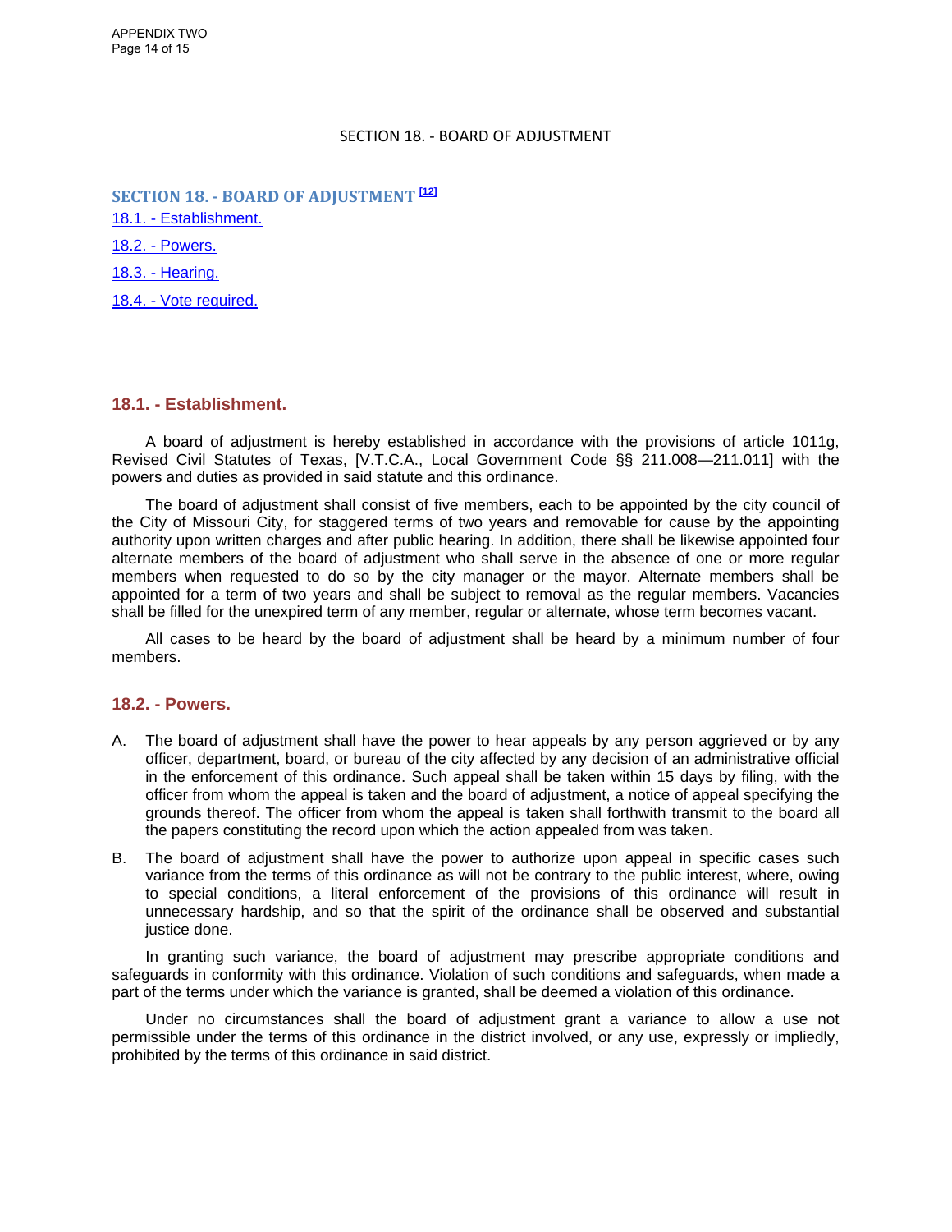SECTION 18. - BOARD OF ADJUSTMENT

## SECTION 18. - BOARD OF ADJUSTMENT [12]

18.1. - Establishment.

18.2. - Powers.

18.3. - Hearing.

18.4. - Vote required.

### 18.1. - Establishment.

A board of adjustment is hereby established in accordance with the provisions of article 1011g, Revised Civil Statutes of Texas, [V.T.C.A., Local Government Code §§ 211.008—211.011] with the powers and duties as provided in said statute and this ordinance.

The board of adjustment shall consist of five members, each to be appointed by the city council of the City of Missouri City, for staggered terms of two years and removable for cause by the appointing authority upon written charges and after public hearing. In addition, there shall be likewise appointed four alternate members of the board of adjustment who shall serve in the absence of one or more regular members when requested to do so by the city manager or the mayor. Alternate members shall be appointed for a term of two years and shall be subject to removal as the regular members. Vacancies shall be filled for the unexpired term of any member, regular or alternate, whose term becomes vacant.

All cases to be heard by the board of adjustment shall be heard by a minimum number of four members.

### 18.2. - Powers.

A. The board of adjustment shall have the power to hear appeals by any person aggrieved or by any officer, department, board, or bureau of the city affected by any decision of an administrative official in the enforcement of this ordinance. Such appeal shall be taken within 15 days by filing, with the officer from whom the appeal is taken and the board of adjustment, a notice of appeal specifying the grounds thereof. The officer from whom the appeal is taken shall forthwith transmit to the board all the papers constituting the record upon which the action appealed from was taken.

B. The board of adjustment shall have the power to authorize upon appeal in specific cases such variance from the terms of this ordinance as will not be contrary to the public interest, where, owing to special conditions, a literal enforcement of the provisions of this ordinance will result in unnecessary hardship, and so that the spirit of the ordinance shall be observed and substantial justice done.

In granting such variance, the board of adjustment may prescribe appropriate conditions and safeguards in conformity with this ordinance. Violation of such conditions and safeguards, when made a part of the terms under which the variance is granted, shall be deemed a violation of this ordinance.

Under no circumstances shall the board of adjustment grant a variance to allow a use not permissible under the terms of this ordinance in the district involved, or any use, expressly or impliedly, prohibited by the terms of this ordinance in said district.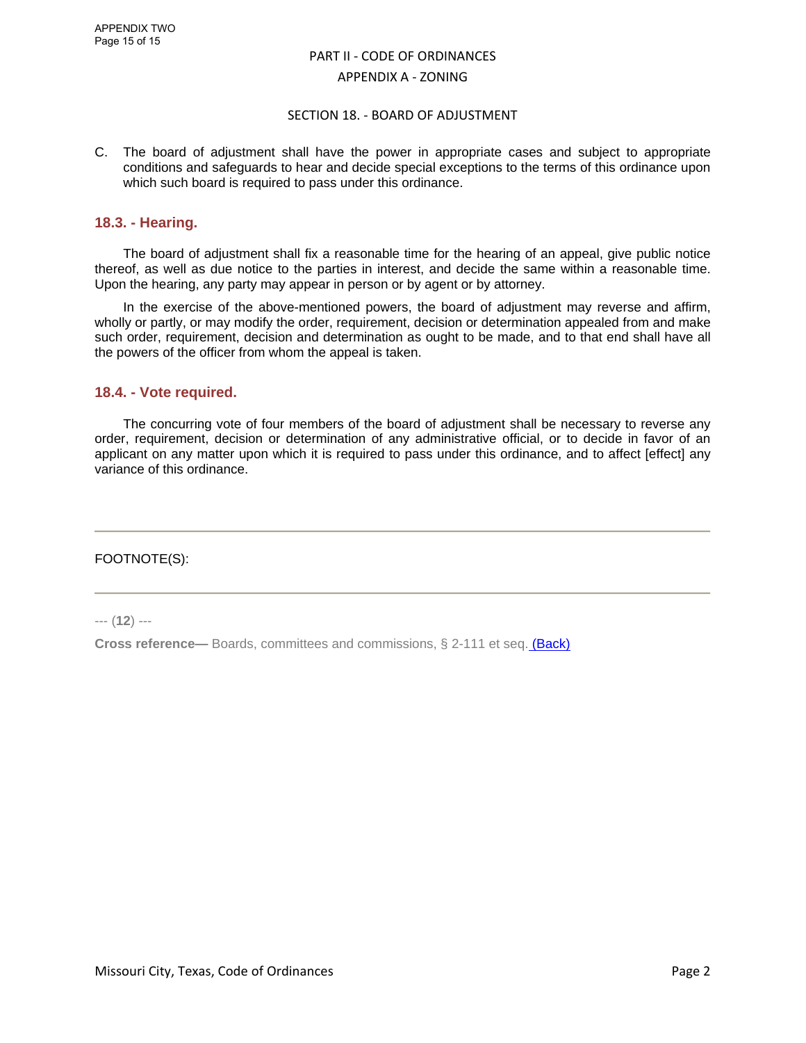C. The board of adjustment shall have the power in appropriate cases and subject to appropriate conditions and safeguards to hear and decide special exceptions to the terms of this ordinance upon which such board is required to pass under this ordinance.

### 18.3. - Hearing.

The board of adjustment shall fix a reasonable time for the hearing of an appeal, give public notice thereof, as well as due notice to the parties in interest, and decide the same within a reasonable time. Upon the hearing, any party may appear in person or by agent or by attorney.

In the exercise of the above-mentioned powers, the board of adjustment may reverse and affirm, wholly or partly, or may modify the order, requirement, decision or determination appealed from and make such order, requirement, decision and determination as ought to be made, and to that end shall have all the powers of the officer from whom the appeal is taken.

### 18.4. - Vote required.

The concurring vote of four members of the board of adjustment shall be necessary to reverse any order, requirement, decision or determination of any administrative official, or to decide in favor of an applicant on any matter upon which it is required to pass under this ordinance, and to affect [effect] any variance of this ordinance.

---

FOOTNOTE(S):

---

--- (**12**) ---

**Cross reference—** Boards, committees and commissions, § 2-111 et seq. (Back)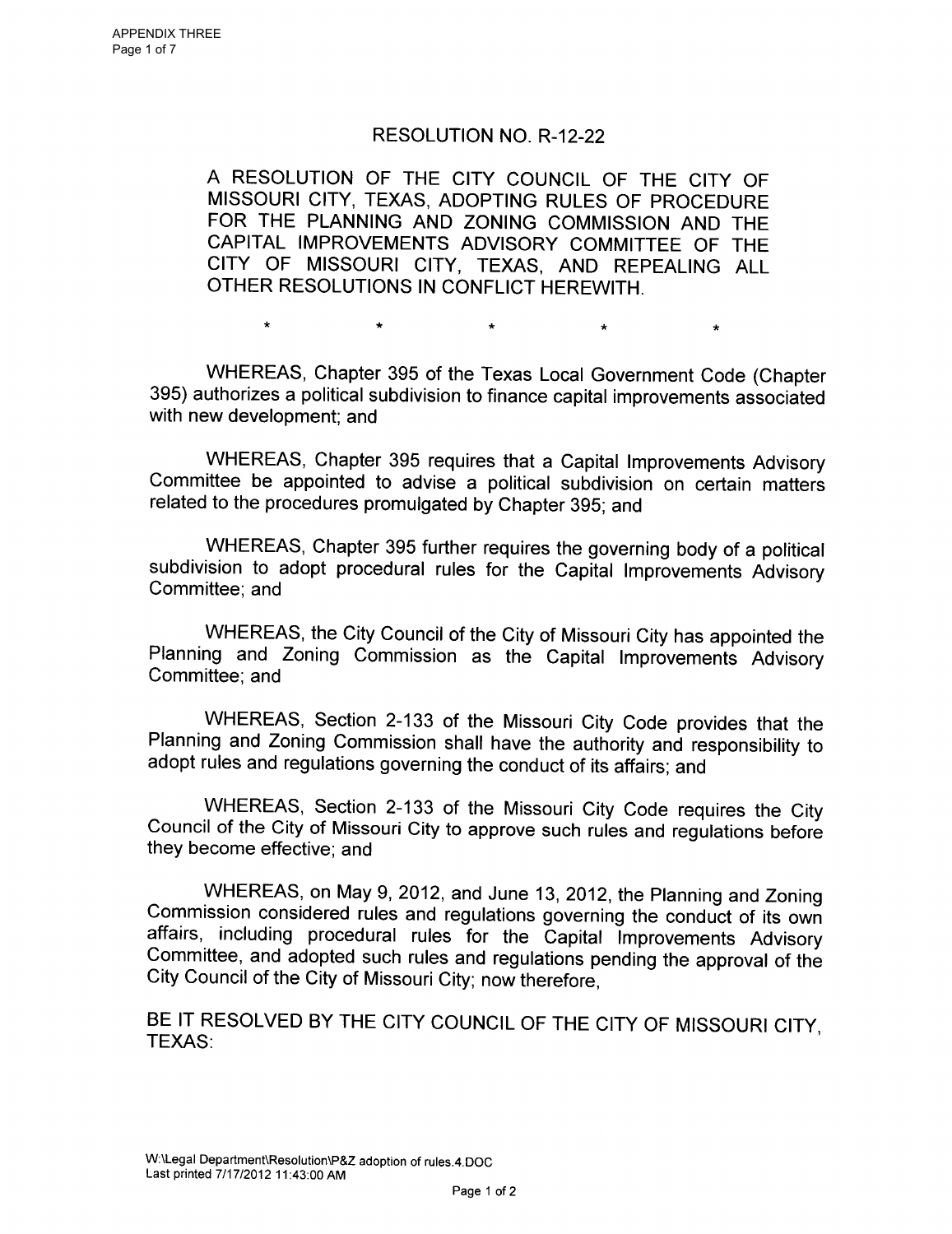# RESOLUTION NO. R-12-22

A RESOLUTION OF THE CITY COUNCIL OF THE CITY OF MISSOURI CITY, TEXAS, ADOPTING RULES OF PROCEDURE FOR THE PLANNING AND ZONING COMMISSION AND THE CAPITAL IMPROVEMENTS ADVISORY COMMITTEE OF THE CITY OF MISSOURI CITY, TEXAS, AND REPEALING ALL OTHER RESOLUTIONS IN CONFLICT HEREWITH.

\*  \*  \*  \*  \*

WHEREAS, Chapter 395 of the Texas Local Government Code (Chapter 395) authorizes a political subdivision to finance capital improvements associated with new development; and

WHEREAS, Chapter 395 requires that a Capital Improvements Advisory Committee be appointed to advise a political subdivision on certain matters related to the procedures promulgated by Chapter 395; and

WHEREAS, Chapter 395 further requires the governing body of a political subdivision to adopt procedural rules for the Capital Improvements Advisory Committee; and

WHEREAS, the City Council of the City of Missouri City has appointed the Planning and Zoning Commission as the Capital Improvements Advisory Committee; and

WHEREAS, Section 2-133 of the Missouri City Code provides that the Planning and Zoning Commission shall have the authority and responsibility to adopt rules and regulations governing the conduct of its affairs; and

WHEREAS, Section 2-133 of the Missouri City Code requires the City Council of the City of Missouri City to approve such rules and regulations before they become effective; and

WHEREAS, on May 9, 2012, and June 13, 2012, the Planning and Zoning Commission considered rules and regulations governing the conduct of its own affairs, including procedural rules for the Capital Improvements Advisory Committee, and adopted such rules and regulations pending the approval of the City Council of the City of Missouri City; now therefore,

BE IT RESOLVED BY THE CITY COUNCIL OF THE CITY OF MISSOURI CITY, TEXAS: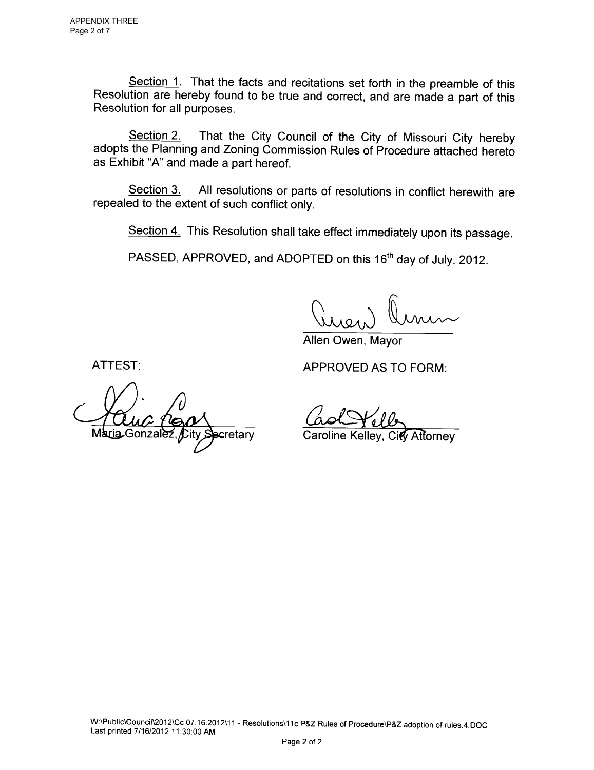Section 1. That the facts and recitations set forth in the preamble of this Resolution are hereby found to be true and correct, and are made a part of this Resolution for all purposes.

Section 2. That the City Council of the City of Missouri City hereby adopts the Planning and Zoning Commission Rules of Procedure attached hereto as Exhibit "A" and made a part hereof.

Section 3. All resolutions or parts of resolutions in conflict herewith are repealed to the extent of such conflict only.

Section 4. This Resolution shall take effect immediately upon its passage.

PASSED, APPROVED, and ADOPTED on this 16th day of July, 2012.

Allen Owen, Mayor

ATTEST:

Maria Gonzalez, City Secretary

APPROVED AS TO FORM:

Caroline Kelley, City Attorney

W:\Public\Council\2012\Cc 07.16.2012\11 - Resolutions\11c P&Z Rules of Procedure\P&Z adoption of rules.4.DOC
Last printed 7/16/2012 11:30:00 AM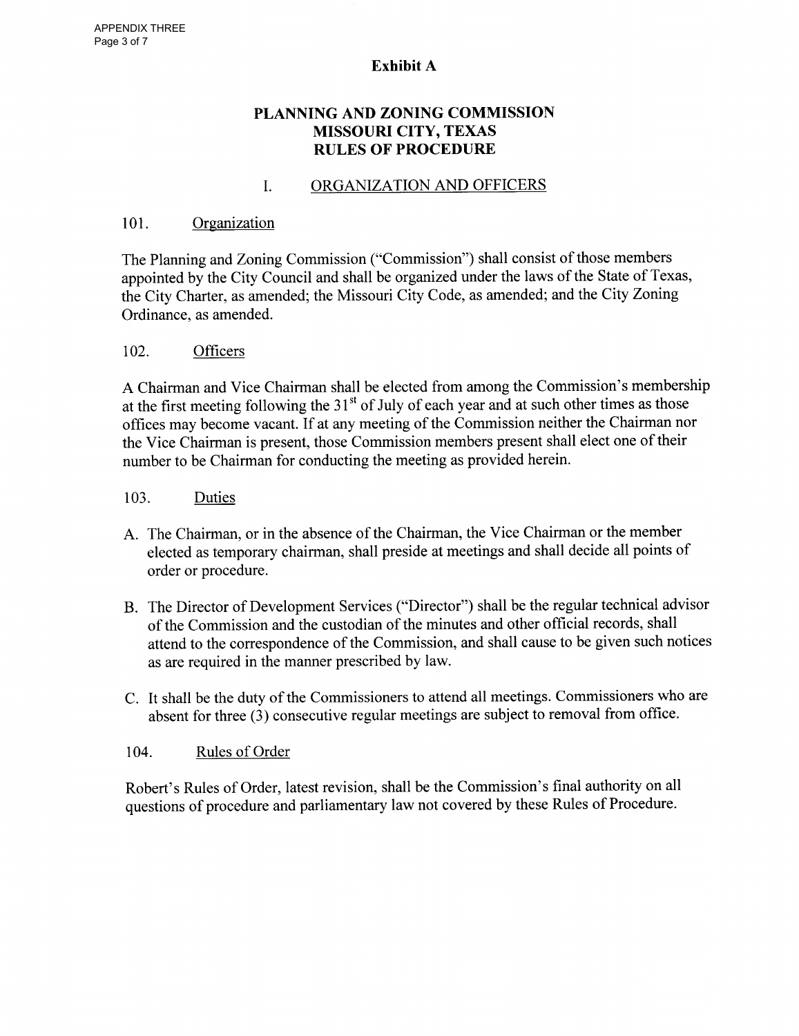**Exhibit A**

# PLANNING AND ZONING COMMISSION
# MISSOURI CITY, TEXAS
# RULES OF PROCEDURE

## I. ORGANIZATION AND OFFICERS

### 101. Organization

The Planning and Zoning Commission ("Commission") shall consist of those members appointed by the City Council and shall be organized under the laws of the State of Texas, the City Charter, as amended; the Missouri City Code, as amended; and the City Zoning Ordinance, as amended.

### 102. Officers

A Chairman and Vice Chairman shall be elected from among the Commission's membership at the first meeting following the 31st of July of each year and at such other times as those offices may become vacant. If at any meeting of the Commission neither the Chairman nor the Vice Chairman is present, those Commission members present shall elect one of their number to be Chairman for conducting the meeting as provided herein.

### 103. Duties

A. The Chairman, or in the absence of the Chairman, the Vice Chairman or the member elected as temporary chairman, shall preside at meetings and shall decide all points of order or procedure.

B. The Director of Development Services ("Director") shall be the regular technical advisor of the Commission and the custodian of the minutes and other official records, shall attend to the correspondence of the Commission, and shall cause to be given such notices as are required in the manner prescribed by law.

C. It shall be the duty of the Commissioners to attend all meetings. Commissioners who are absent for three (3) consecutive regular meetings are subject to removal from office.

### 104. Rules of Order

Robert's Rules of Order, latest revision, shall be the Commission's final authority on all questions of procedure and parliamentary law not covered by these Rules of Procedure.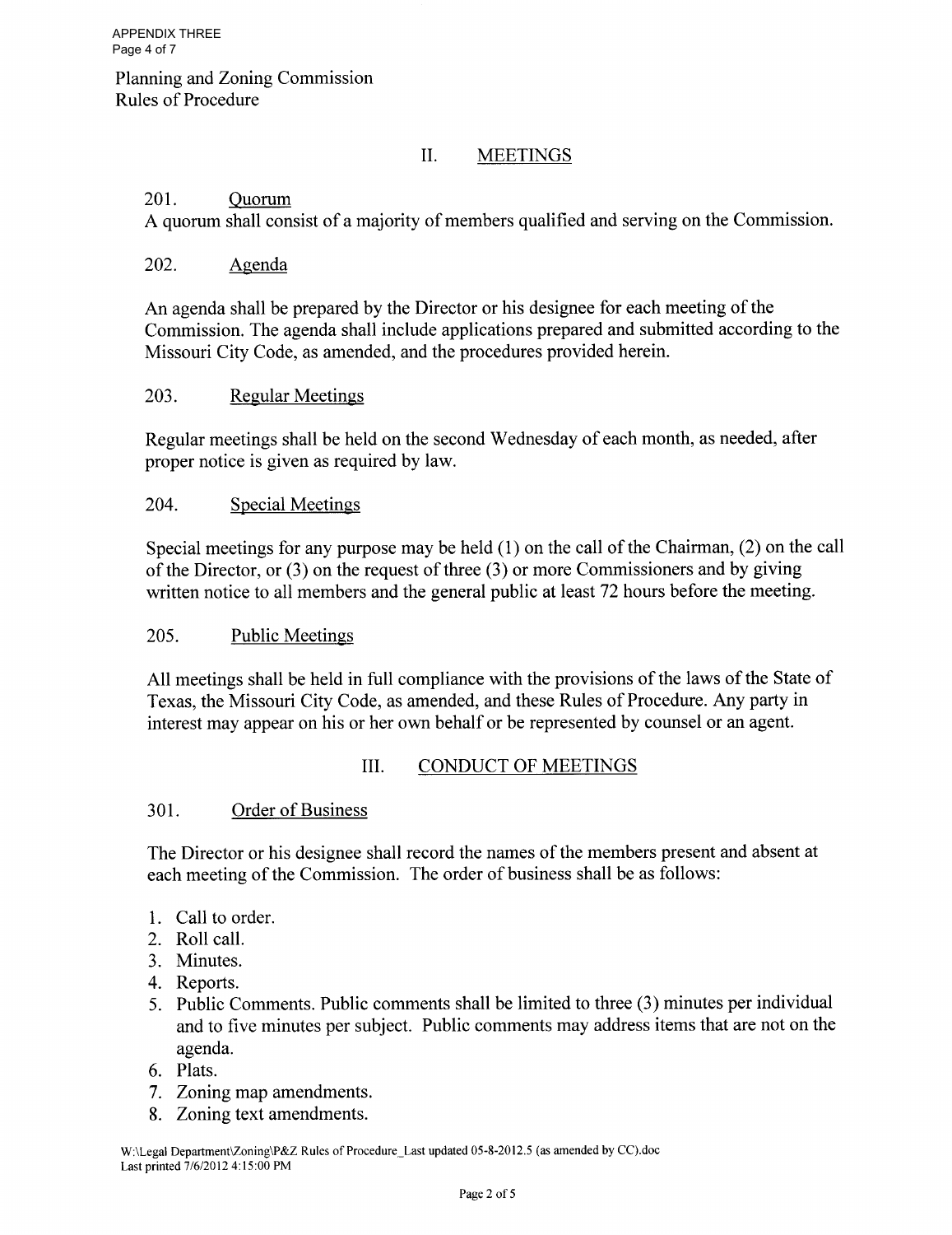Planning and Zoning Commission
Rules of Procedure

## II. MEETINGS

### 201. Quorum

A quorum shall consist of a majority of members qualified and serving on the Commission.

### 202. Agenda

An agenda shall be prepared by the Director or his designee for each meeting of the Commission. The agenda shall include applications prepared and submitted according to the Missouri City Code, as amended, and the procedures provided herein.

### 203. Regular Meetings

Regular meetings shall be held on the second Wednesday of each month, as needed, after proper notice is given as required by law.

### 204. Special Meetings

Special meetings for any purpose may be held (1) on the call of the Chairman, (2) on the call of the Director, or (3) on the request of three (3) or more Commissioners and by giving written notice to all members and the general public at least 72 hours before the meeting.

### 205. Public Meetings

All meetings shall be held in full compliance with the provisions of the laws of the State of Texas, the Missouri City Code, as amended, and these Rules of Procedure. Any party in interest may appear on his or her own behalf or be represented by counsel or an agent.

## III. CONDUCT OF MEETINGS

### 301. Order of Business

The Director or his designee shall record the names of the members present and absent at each meeting of the Commission. The order of business shall be as follows:

1. Call to order.
2. Roll call.
3. Minutes.
4. Reports.
5. Public Comments. Public comments shall be limited to three (3) minutes per individual and to five minutes per subject. Public comments may address items that are not on the agenda.
6. Plats.
7. Zoning map amendments.
8. Zoning text amendments.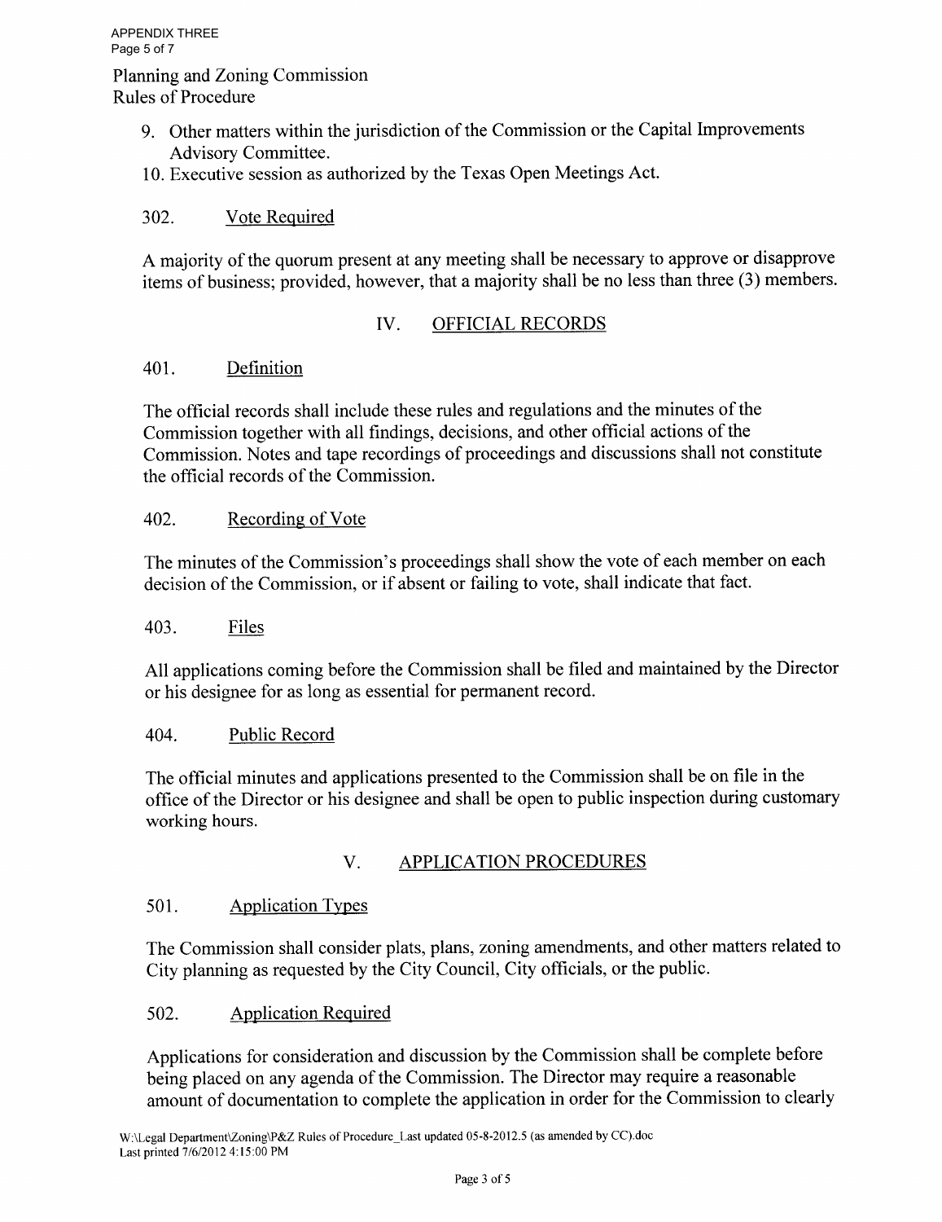9. Other matters within the jurisdiction of the Commission or the Capital Improvements Advisory Committee.
10. Executive session as authorized by the Texas Open Meetings Act.

302. Vote Required

A majority of the quorum present at any meeting shall be necessary to approve or disapprove items of business; provided, however, that a majority shall be no less than three (3) members.

## IV. OFFICIAL RECORDS

401. Definition

The official records shall include these rules and regulations and the minutes of the Commission together with all findings, decisions, and other official actions of the Commission. Notes and tape recordings of proceedings and discussions shall not constitute the official records of the Commission.

402. Recording of Vote

The minutes of the Commission's proceedings shall show the vote of each member on each decision of the Commission, or if absent or failing to vote, shall indicate that fact.

403. Files

All applications coming before the Commission shall be filed and maintained by the Director or his designee for as long as essential for permanent record.

404. Public Record

The official minutes and applications presented to the Commission shall be on file in the office of the Director or his designee and shall be open to public inspection during customary working hours.

## V. APPLICATION PROCEDURES

501. Application Types

The Commission shall consider plats, plans, zoning amendments, and other matters related to City planning as requested by the City Council, City officials, or the public.

502. Application Required

Applications for consideration and discussion by the Commission shall be complete before being placed on any agenda of the Commission. The Director may require a reasonable amount of documentation to complete the application in order for the Commission to clearly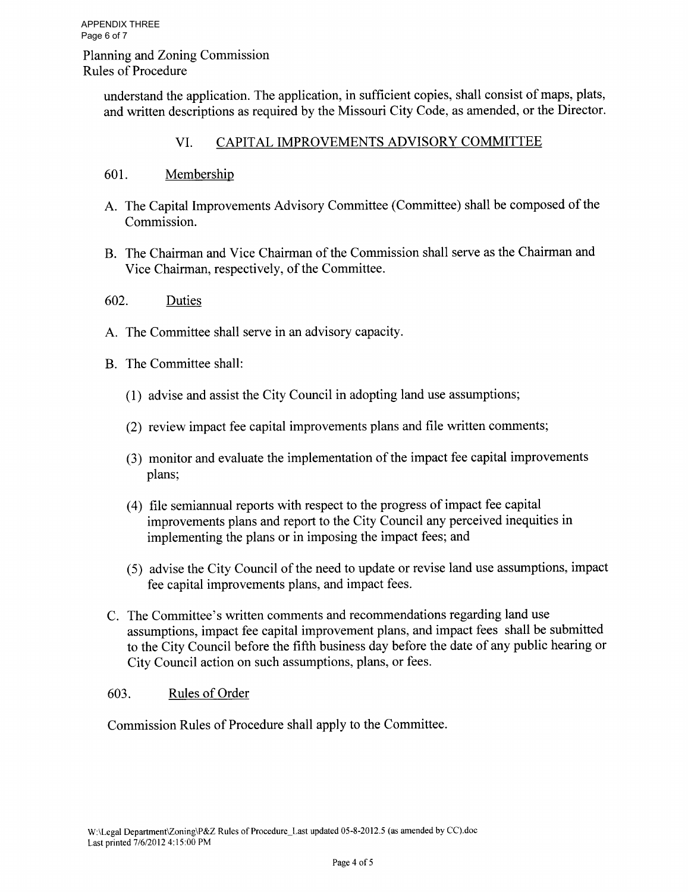understand the application. The application, in sufficient copies, shall consist of maps, plats, and written descriptions as required by the Missouri City Code, as amended, or the Director.

## VI. CAPITAL IMPROVEMENTS ADVISORY COMMITTEE

### 601. Membership

A. The Capital Improvements Advisory Committee (Committee) shall be composed of the Commission.

B. The Chairman and Vice Chairman of the Commission shall serve as the Chairman and Vice Chairman, respectively, of the Committee.

### 602. Duties

A. The Committee shall serve in an advisory capacity.

B. The Committee shall:

(1) advise and assist the City Council in adopting land use assumptions;

(2) review impact fee capital improvements plans and file written comments;

(3) monitor and evaluate the implementation of the impact fee capital improvements plans;

(4) file semiannual reports with respect to the progress of impact fee capital improvements plans and report to the City Council any perceived inequities in implementing the plans or in imposing the impact fees; and

(5) advise the City Council of the need to update or revise land use assumptions, impact fee capital improvements plans, and impact fees.

C. The Committee's written comments and recommendations regarding land use assumptions, impact fee capital improvement plans, and impact fees shall be submitted to the City Council before the fifth business day before the date of any public hearing or City Council action on such assumptions, plans, or fees.

### 603. Rules of Order

Commission Rules of Procedure shall apply to the Committee.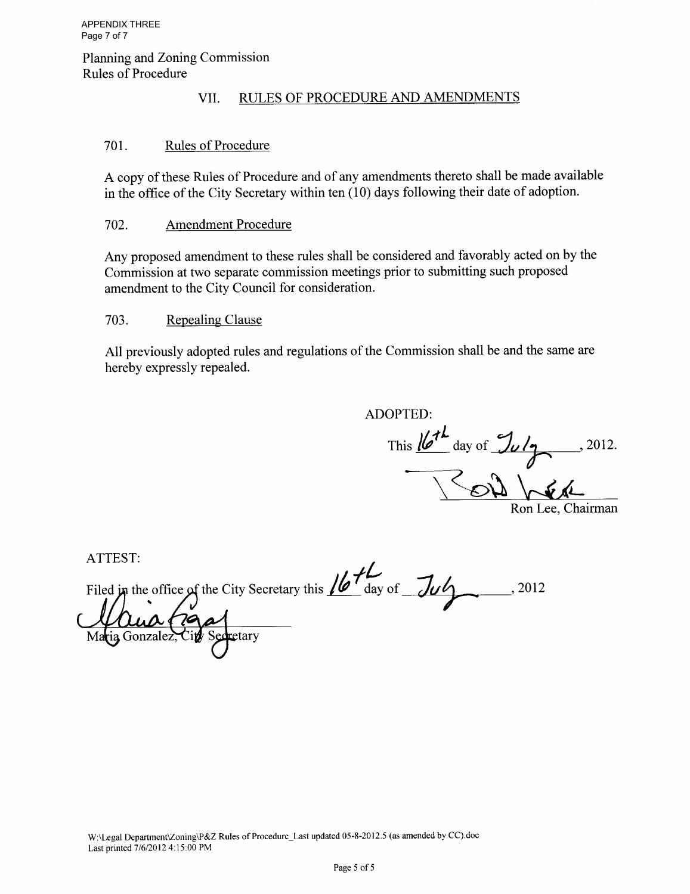Planning and Zoning Commission
Rules of Procedure

## VII. RULES OF PROCEDURE AND AMENDMENTS

### 701. Rules of Procedure

A copy of these Rules of Procedure and of any amendments thereto shall be made available in the office of the City Secretary within ten (10) days following their date of adoption.

### 702. Amendment Procedure

Any proposed amendment to these rules shall be considered and favorably acted on by the Commission at two separate commission meetings prior to submitting such proposed amendment to the City Council for consideration.

### 703. Repealing Clause

All previously adopted rules and regulations of the Commission shall be and the same are hereby expressly repealed.

ADOPTED:

This 16th day of July, 2012.

Ron Lee, Chairman

ATTEST:

Filed in the office of the City Secretary this 16th day of July, 2012

Maria Gonzalez, City Secretary

W:\Legal Department\Zoning\P&Z Rules of Procedure_Last updated 05-8-2012.5 (as amended by CC).doc
Last printed 7/6/2012 4:15:00 PM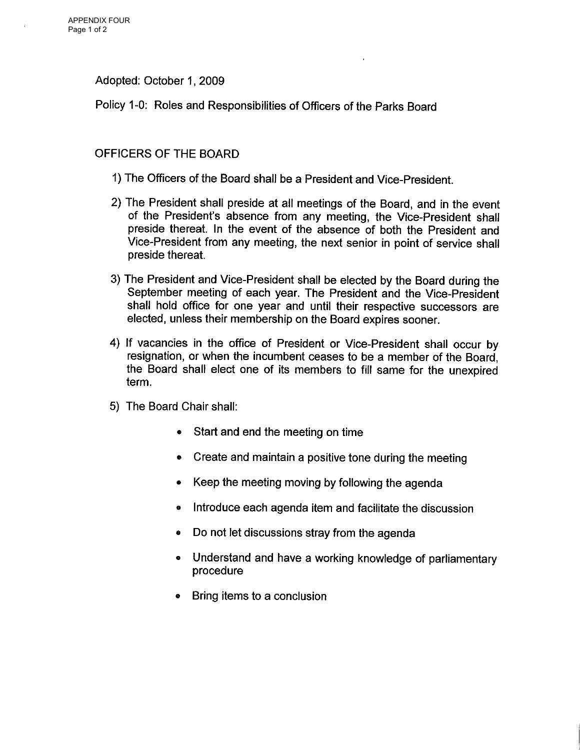Adopted: October 1, 2009

Policy 1-0: Roles and Responsibilities of Officers of the Parks Board

## OFFICERS OF THE BOARD

1) The Officers of the Board shall be a President and Vice-President.

2) The President shall preside at all meetings of the Board, and in the event of the President's absence from any meeting, the Vice-President shall preside thereat. In the event of the absence of both the President and Vice-President from any meeting, the next senior in point of service shall preside thereat.

3) The President and Vice-President shall be elected by the Board during the September meeting of each year. The President and the Vice-President shall hold office for one year and until their respective successors are elected, unless their membership on the Board expires sooner.

4) If vacancies in the office of President or Vice-President shall occur by resignation, or when the incumbent ceases to be a member of the Board, the Board shall elect one of its members to fill same for the unexpired term.

5) The Board Chair shall:

    - Start and end the meeting on time
    - Create and maintain a positive tone during the meeting
    - Keep the meeting moving by following the agenda
    - Introduce each agenda item and facilitate the discussion
    - Do not let discussions stray from the agenda
    - Understand and have a working knowledge of parliamentary procedure
    - Bring items to a conclusion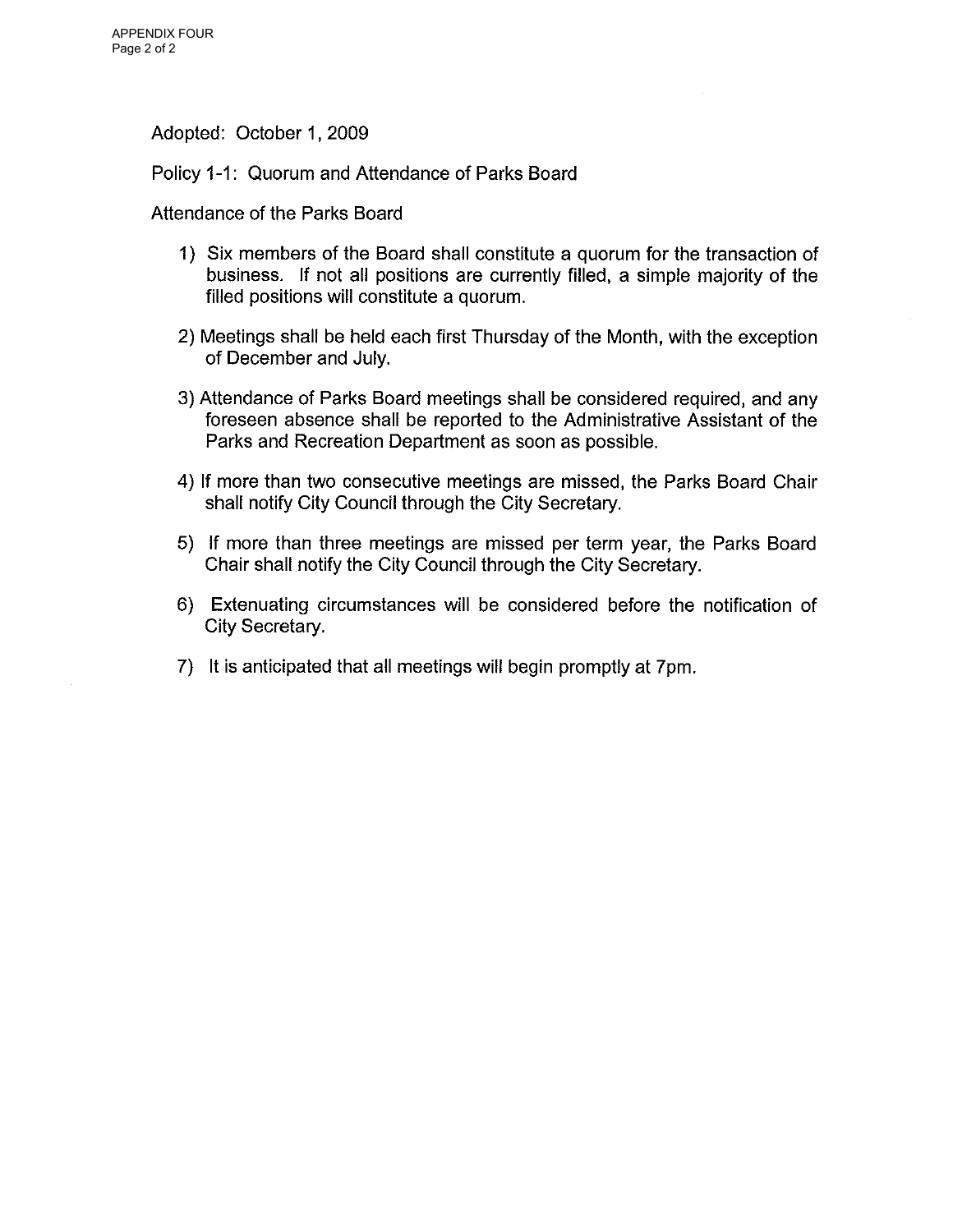Adopted: October 1, 2009

Policy 1-1: Quorum and Attendance of Parks Board

Attendance of the Parks Board

1) Six members of the Board shall constitute a quorum for the transaction of business. If not all positions are currently filled, a simple majority of the filled positions will constitute a quorum.

2) Meetings shall be held each first Thursday of the Month, with the exception of December and July.

3) Attendance of Parks Board meetings shall be considered required, and any foreseen absence shall be reported to the Administrative Assistant of the Parks and Recreation Department as soon as possible.

4) If more than two consecutive meetings are missed, the Parks Board Chair shall notify City Council through the City Secretary.

5) If more than three meetings are missed per term year, the Parks Board Chair shall notify the City Council through the City Secretary.

6) Extenuating circumstances will be considered before the notification of City Secretary.

7) It is anticipated that all meetings will begin promptly at 7pm.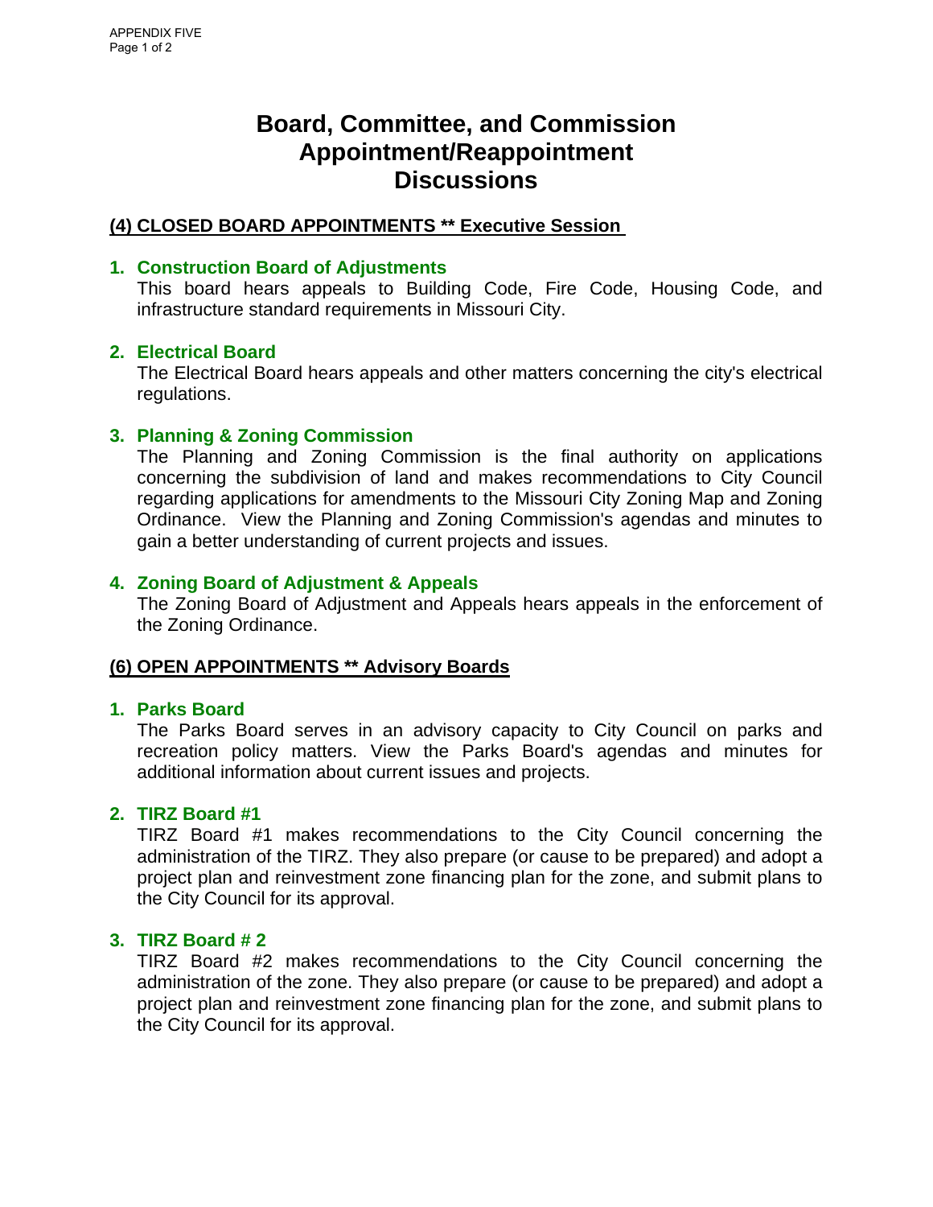APPENDIX FIVE

# Board, Committee, and Commission Appointment/Reappointment Discussions

## (4) CLOSED BOARD APPOINTMENTS ** Executive Session

1. **Construction Board of Adjustments**
   This board hears appeals to Building Code, Fire Code, Housing Code, and infrastructure standard requirements in Missouri City.

2. **Electrical Board**
   The Electrical Board hears appeals and other matters concerning the city's electrical regulations.

3. **Planning & Zoning Commission**
   The Planning and Zoning Commission is the final authority on applications concerning the subdivision of land and makes recommendations to City Council regarding applications for amendments to the Missouri City Zoning Map and Zoning Ordinance. View the Planning and Zoning Commission's agendas and minutes to gain a better understanding of current projects and issues.

4. **Zoning Board of Adjustment & Appeals**
   The Zoning Board of Adjustment and Appeals hears appeals in the enforcement of the Zoning Ordinance.

## (6) OPEN APPOINTMENTS ** Advisory Boards

1. **Parks Board**
   The Parks Board serves in an advisory capacity to City Council on parks and recreation policy matters. View the Parks Board's agendas and minutes for additional information about current issues and projects.

2. **TIRZ Board #1**
   TIRZ Board #1 makes recommendations to the City Council concerning the administration of the TIRZ. They also prepare (or cause to be prepared) and adopt a project plan and reinvestment zone financing plan for the zone, and submit plans to the City Council for its approval.

3. **TIRZ Board # 2**
   TIRZ Board #2 makes recommendations to the City Council concerning the administration of the zone. They also prepare (or cause to be prepared) and adopt a project plan and reinvestment zone financing plan for the zone, and submit plans to the City Council for its approval.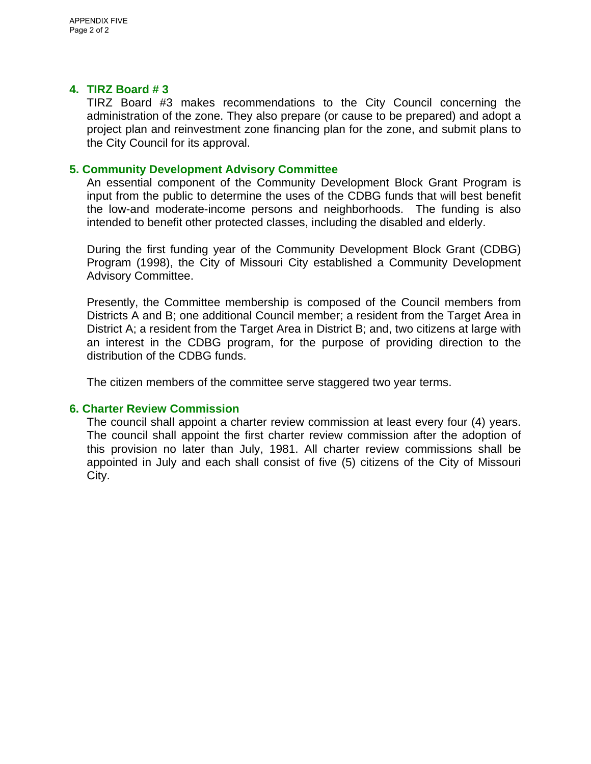## 4. TIRZ Board # 3

TIRZ Board #3 makes recommendations to the City Council concerning the administration of the zone. They also prepare (or cause to be prepared) and adopt a project plan and reinvestment zone financing plan for the zone, and submit plans to the City Council for its approval.

## 5. Community Development Advisory Committee

An essential component of the Community Development Block Grant Program is input from the public to determine the uses of the CDBG funds that will best benefit the low-and moderate-income persons and neighborhoods. The funding is also intended to benefit other protected classes, including the disabled and elderly.

During the first funding year of the Community Development Block Grant (CDBG) Program (1998), the City of Missouri City established a Community Development Advisory Committee.

Presently, the Committee membership is composed of the Council members from Districts A and B; one additional Council member; a resident from the Target Area in District A; a resident from the Target Area in District B; and, two citizens at large with an interest in the CDBG program, for the purpose of providing direction to the distribution of the CDBG funds.

The citizen members of the committee serve staggered two year terms.

## 6. Charter Review Commission

The council shall appoint a charter review commission at least every four (4) years. The council shall appoint the first charter review commission after the adoption of this provision no later than July, 1981. All charter review commissions shall be appointed in July and each shall consist of five (5) citizens of the City of Missouri City.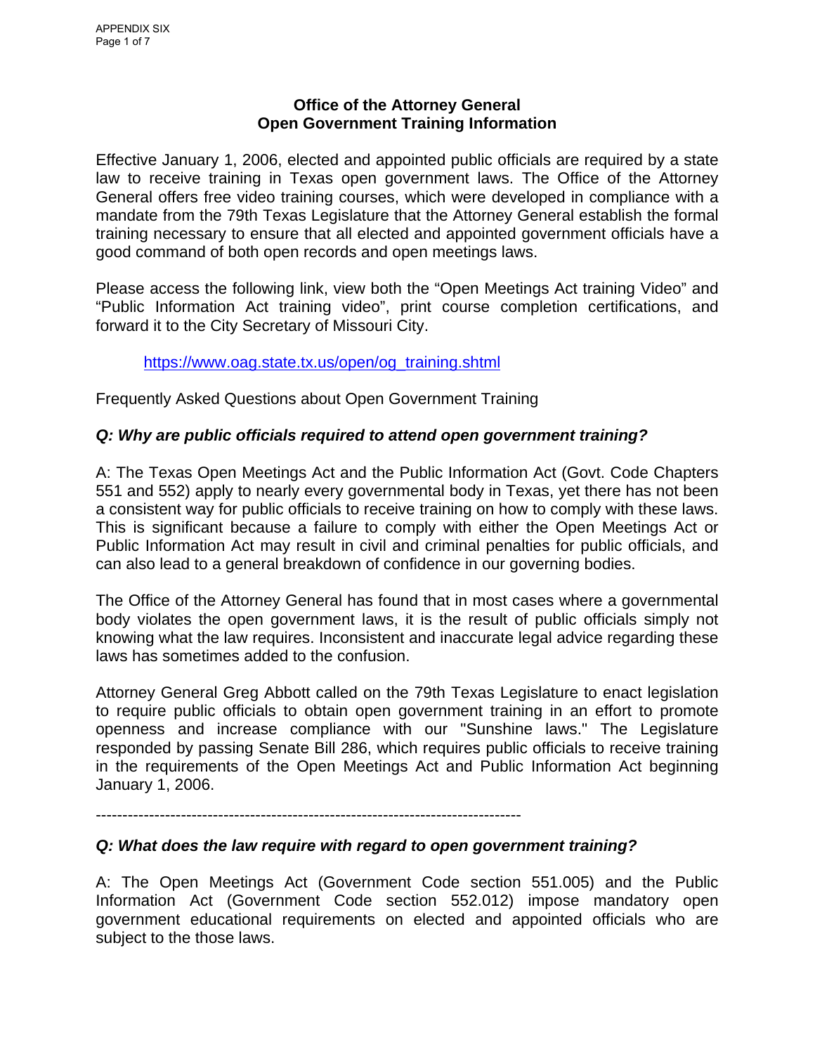APPENDIX SIX

## Office of the Attorney General
## Open Government Training Information

Effective January 1, 2006, elected and appointed public officials are required by a state law to receive training in Texas open government laws. The Office of the Attorney General offers free video training courses, which were developed in compliance with a mandate from the 79th Texas Legislature that the Attorney General establish the formal training necessary to ensure that all elected and appointed government officials have a good command of both open records and open meetings laws.

Please access the following link, view both the “Open Meetings Act training Video” and “Public Information Act training video”, print course completion certifications, and forward it to the City Secretary of Missouri City.

https://www.oag.state.tx.us/open/og_training.shtml

Frequently Asked Questions about Open Government Training

***Q: Why are public officials required to attend open government training?***

A: The Texas Open Meetings Act and the Public Information Act (Govt. Code Chapters 551 and 552) apply to nearly every governmental body in Texas, yet there has not been a consistent way for public officials to receive training on how to comply with these laws. This is significant because a failure to comply with either the Open Meetings Act or Public Information Act may result in civil and criminal penalties for public officials, and can also lead to a general breakdown of confidence in our governing bodies.

The Office of the Attorney General has found that in most cases where a governmental body violates the open government laws, it is the result of public officials simply not knowing what the law requires. Inconsistent and inaccurate legal advice regarding these laws has sometimes added to the confusion.

Attorney General Greg Abbott called on the 79th Texas Legislature to enact legislation to require public officials to obtain open government training in an effort to promote openness and increase compliance with our "Sunshine laws." The Legislature responded by passing Senate Bill 286, which requires public officials to receive training in the requirements of the Open Meetings Act and Public Information Act beginning January 1, 2006.

--------------------------------------------------------------------------------

***Q: What does the law require with regard to open government training?***

A: The Open Meetings Act (Government Code section 551.005) and the Public Information Act (Government Code section 552.012) impose mandatory open government educational requirements on elected and appointed officials who are subject to the those laws.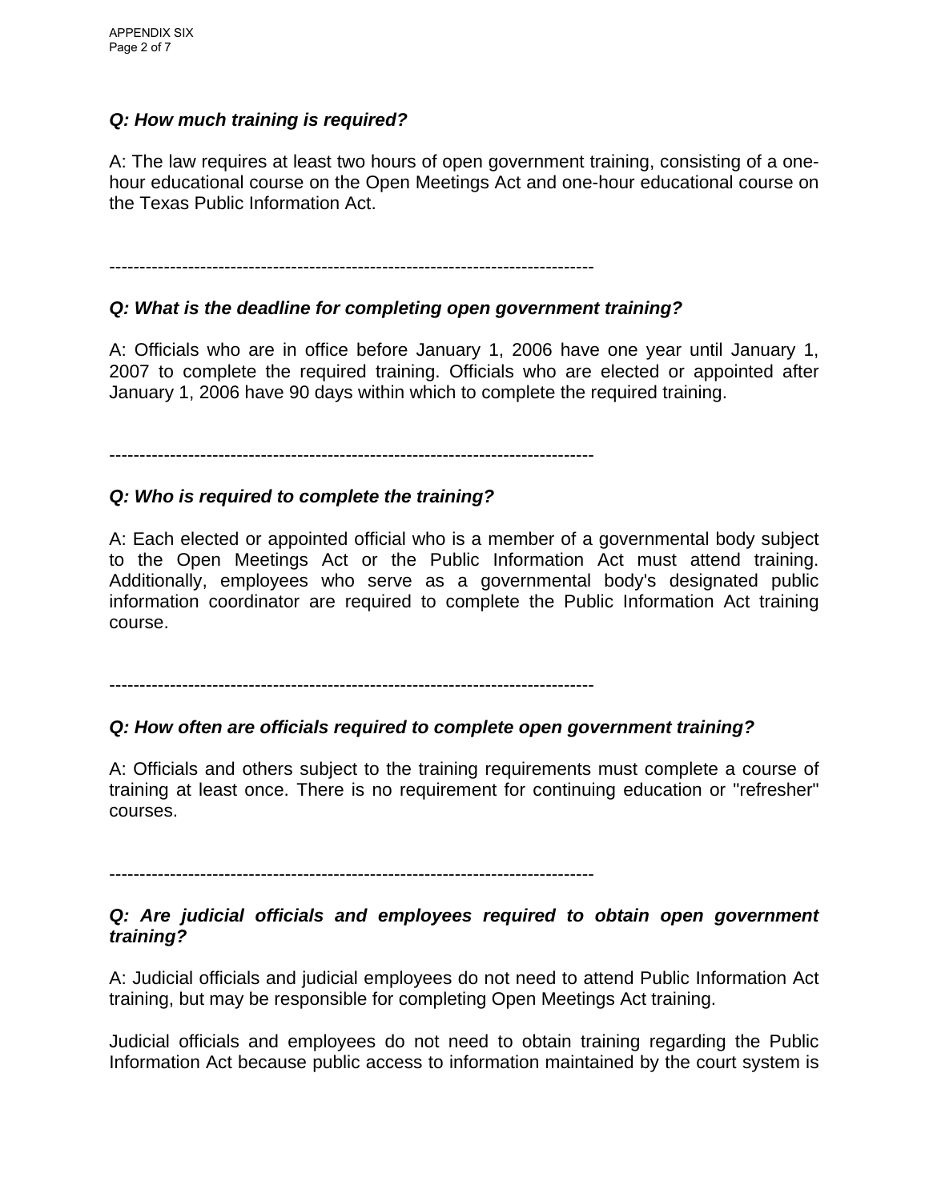***Q: How much training is required?***

A: The law requires at least two hours of open government training, consisting of a one-hour educational course on the Open Meetings Act and one-hour educational course on the Texas Public Information Act.

---

***Q: What is the deadline for completing open government training?***

A: Officials who are in office before January 1, 2006 have one year until January 1, 2007 to complete the required training. Officials who are elected or appointed after January 1, 2006 have 90 days within which to complete the required training.

---

***Q: Who is required to complete the training?***

A: Each elected or appointed official who is a member of a governmental body subject to the Open Meetings Act or the Public Information Act must attend training. Additionally, employees who serve as a governmental body's designated public information coordinator are required to complete the Public Information Act training course.

---

***Q: How often are officials required to complete open government training?***

A: Officials and others subject to the training requirements must complete a course of training at least once. There is no requirement for continuing education or "refresher" courses.

---

***Q: Are judicial officials and employees required to obtain open government training?***

A: Judicial officials and judicial employees do not need to attend Public Information Act training, but may be responsible for completing Open Meetings Act training.

Judicial officials and employees do not need to obtain training regarding the Public Information Act because public access to information maintained by the court system is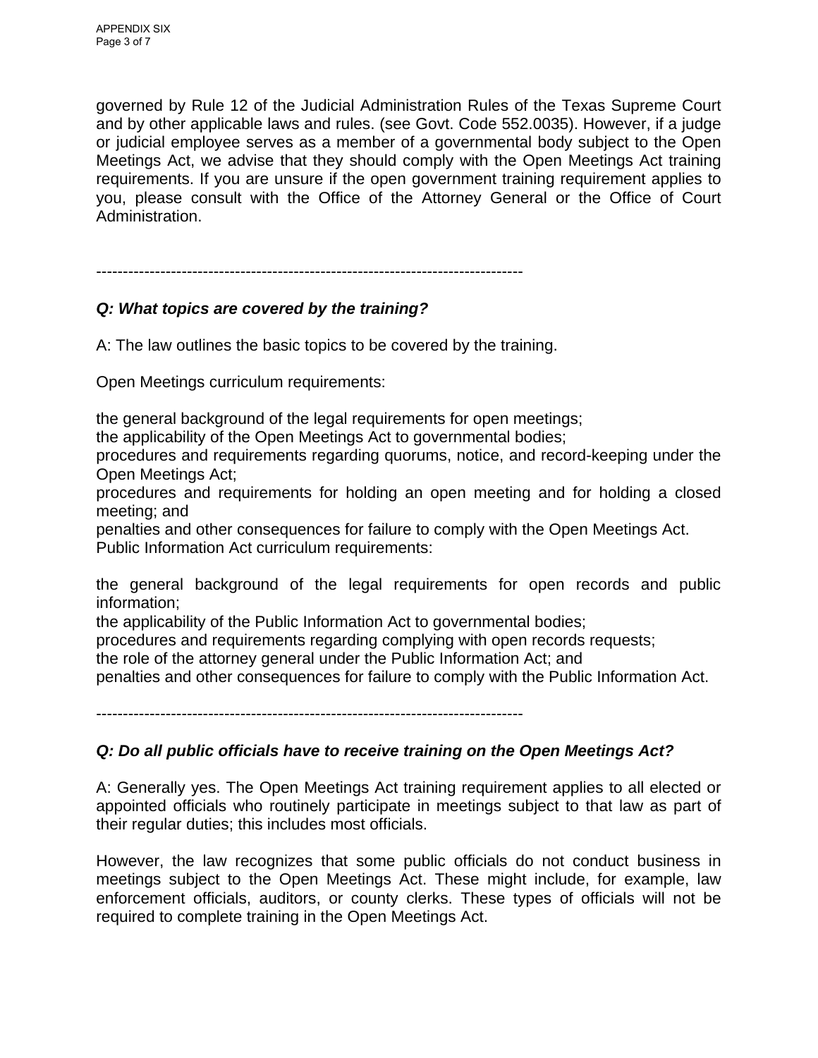governed by Rule 12 of the Judicial Administration Rules of the Texas Supreme Court and by other applicable laws and rules. (see Govt. Code 552.0035). However, if a judge or judicial employee serves as a member of a governmental body subject to the Open Meetings Act, we advise that they should comply with the Open Meetings Act training requirements. If you are unsure if the open government training requirement applies to you, please consult with the Office of the Attorney General or the Office of Court Administration.

--------------------------------------------------------------------------------

***Q: What topics are covered by the training?***

A: The law outlines the basic topics to be covered by the training.

Open Meetings curriculum requirements:

the general background of the legal requirements for open meetings;
the applicability of the Open Meetings Act to governmental bodies;
procedures and requirements regarding quorums, notice, and record-keeping under the Open Meetings Act;
procedures and requirements for holding an open meeting and for holding a closed meeting; and
penalties and other consequences for failure to comply with the Open Meetings Act.
Public Information Act curriculum requirements:

the general background of the legal requirements for open records and public information;
the applicability of the Public Information Act to governmental bodies;
procedures and requirements regarding complying with open records requests;
the role of the attorney general under the Public Information Act; and
penalties and other consequences for failure to comply with the Public Information Act.

--------------------------------------------------------------------------------

***Q: Do all public officials have to receive training on the Open Meetings Act?***

A: Generally yes. The Open Meetings Act training requirement applies to all elected or appointed officials who routinely participate in meetings subject to that law as part of their regular duties; this includes most officials.

However, the law recognizes that some public officials do not conduct business in meetings subject to the Open Meetings Act. These might include, for example, law enforcement officials, auditors, or county clerks. These types of officials will not be required to complete training in the Open Meetings Act.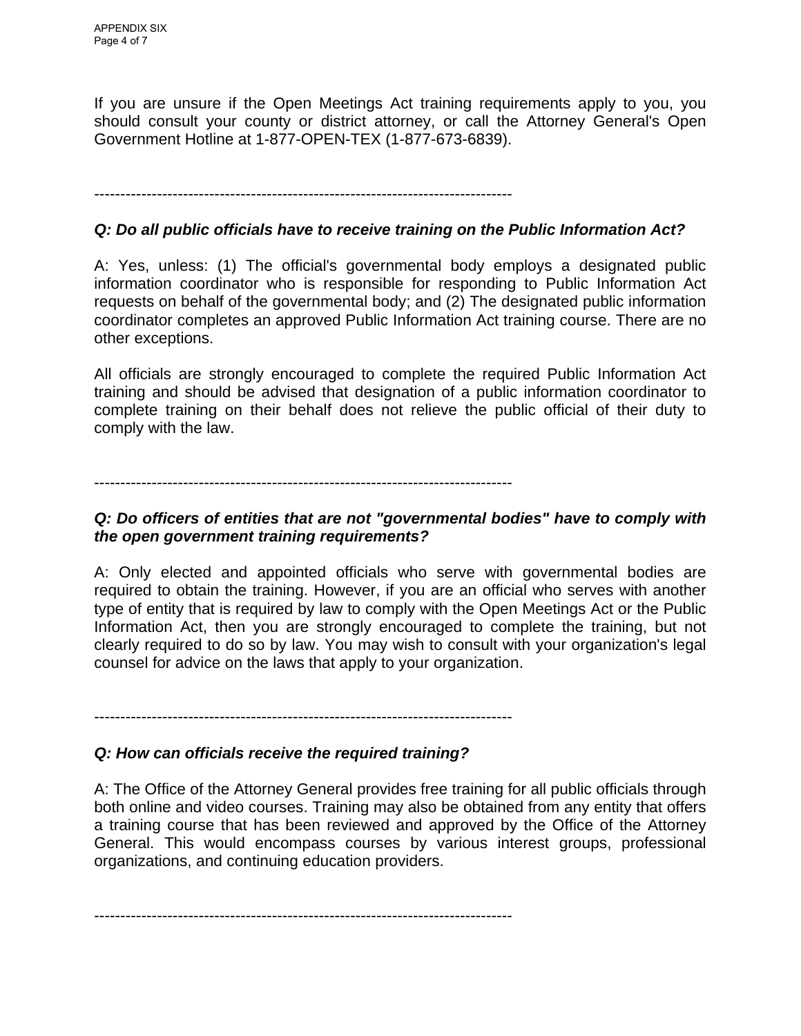If you are unsure if the Open Meetings Act training requirements apply to you, you should consult your county or district attorney, or call the Attorney General's Open Government Hotline at 1-877-OPEN-TEX (1-877-673-6839).

---

***Q: Do all public officials have to receive training on the Public Information Act?***

A: Yes, unless: (1) The official's governmental body employs a designated public information coordinator who is responsible for responding to Public Information Act requests on behalf of the governmental body; and (2) The designated public information coordinator completes an approved Public Information Act training course. There are no other exceptions.

All officials are strongly encouraged to complete the required Public Information Act training and should be advised that designation of a public information coordinator to complete training on their behalf does not relieve the public official of their duty to comply with the law.

---

***Q: Do officers of entities that are not "governmental bodies" have to comply with the open government training requirements?***

A: Only elected and appointed officials who serve with governmental bodies are required to obtain the training. However, if you are an official who serves with another type of entity that is required by law to comply with the Open Meetings Act or the Public Information Act, then you are strongly encouraged to complete the training, but not clearly required to do so by law. You may wish to consult with your organization's legal counsel for advice on the laws that apply to your organization.

---

***Q: How can officials receive the required training?***

A: The Office of the Attorney General provides free training for all public officials through both online and video courses. Training may also be obtained from any entity that offers a training course that has been reviewed and approved by the Office of the Attorney General. This would encompass courses by various interest groups, professional organizations, and continuing education providers.

---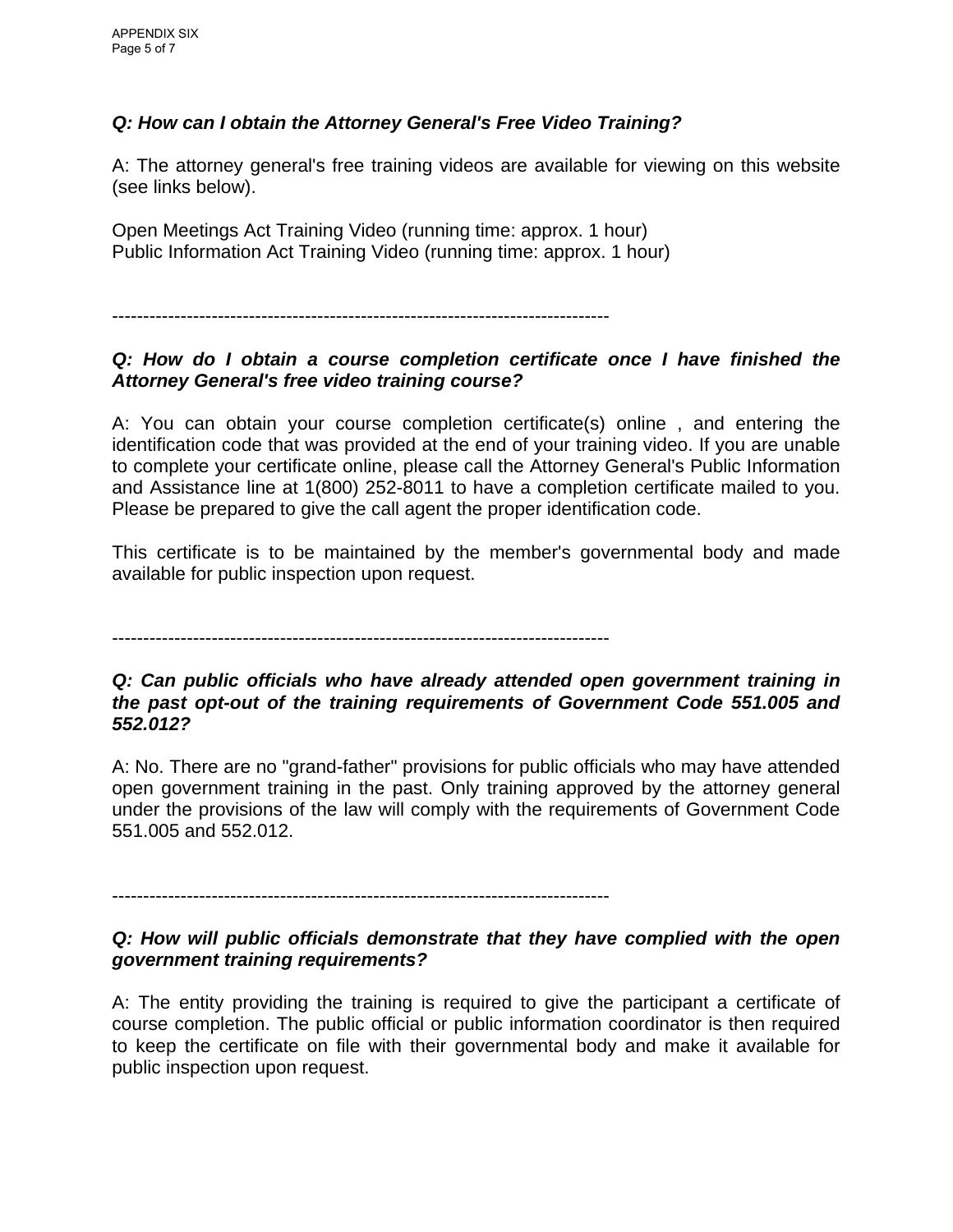***Q: How can I obtain the Attorney General's Free Video Training?***

A: The attorney general's free training videos are available for viewing on this website (see links below).

Open Meetings Act Training Video (running time: approx. 1 hour)
Public Information Act Training Video (running time: approx. 1 hour)

--------------------------------------------------------------------------------

***Q: How do I obtain a course completion certificate once I have finished the Attorney General's free video training course?***

A: You can obtain your course completion certificate(s) online , and entering the identification code that was provided at the end of your training video. If you are unable to complete your certificate online, please call the Attorney General's Public Information and Assistance line at 1(800) 252-8011 to have a completion certificate mailed to you. Please be prepared to give the call agent the proper identification code.

This certificate is to be maintained by the member's governmental body and made available for public inspection upon request.

--------------------------------------------------------------------------------

***Q: Can public officials who have already attended open government training in the past opt-out of the training requirements of Government Code 551.005 and 552.012?***

A: No. There are no "grand-father" provisions for public officials who may have attended open government training in the past. Only training approved by the attorney general under the provisions of the law will comply with the requirements of Government Code 551.005 and 552.012.

--------------------------------------------------------------------------------

***Q: How will public officials demonstrate that they have complied with the open government training requirements?***

A: The entity providing the training is required to give the participant a certificate of course completion. The public official or public information coordinator is then required to keep the certificate on file with their governmental body and make it available for public inspection upon request.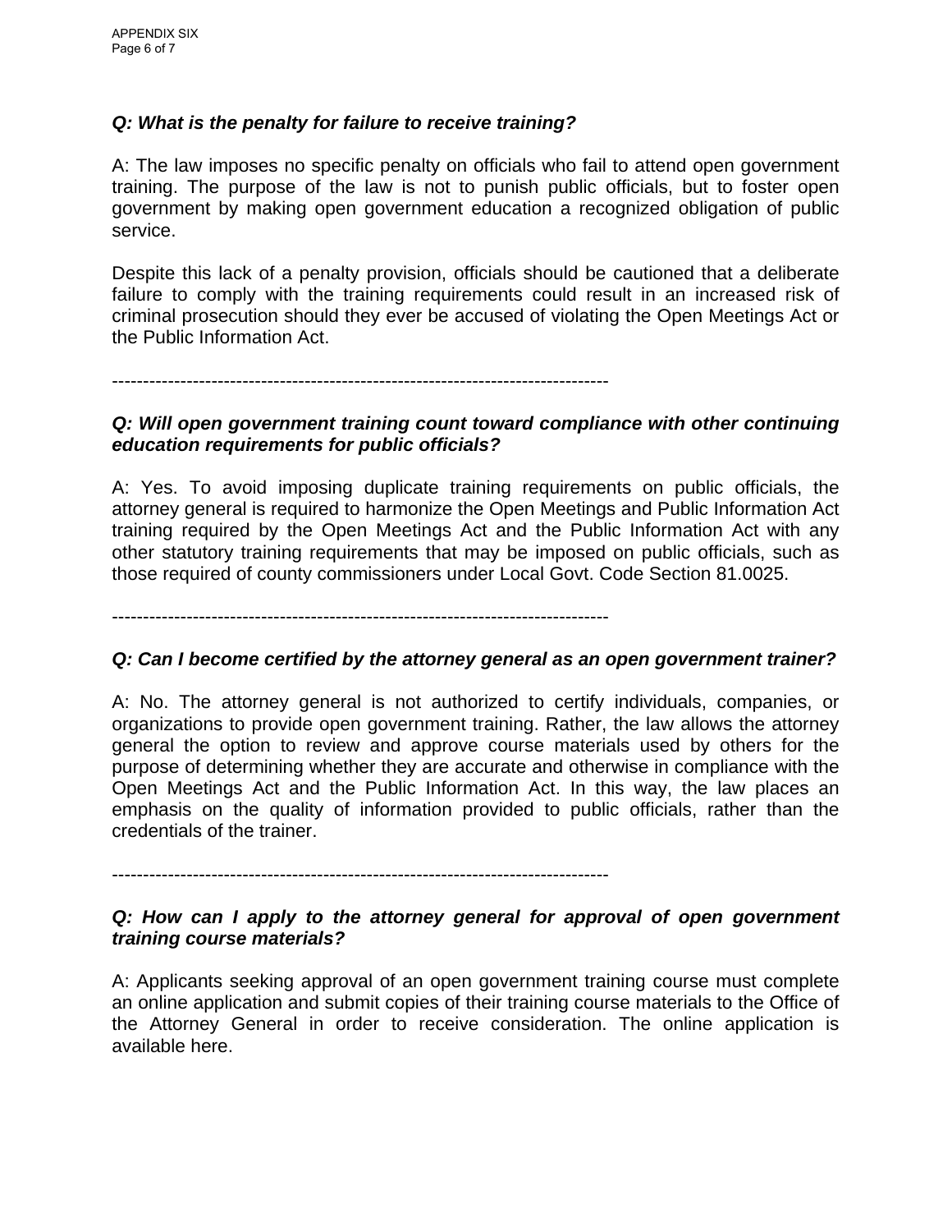***Q: What is the penalty for failure to receive training?***

A: The law imposes no specific penalty on officials who fail to attend open government training. The purpose of the law is not to punish public officials, but to foster open government by making open government education a recognized obligation of public service.

Despite this lack of a penalty provision, officials should be cautioned that a deliberate failure to comply with the training requirements could result in an increased risk of criminal prosecution should they ever be accused of violating the Open Meetings Act or the Public Information Act.

--------------------------------------------------------------------------------

***Q: Will open government training count toward compliance with other continuing education requirements for public officials?***

A: Yes. To avoid imposing duplicate training requirements on public officials, the attorney general is required to harmonize the Open Meetings and Public Information Act training required by the Open Meetings Act and the Public Information Act with any other statutory training requirements that may be imposed on public officials, such as those required of county commissioners under Local Govt. Code Section 81.0025.

--------------------------------------------------------------------------------

***Q: Can I become certified by the attorney general as an open government trainer?***

A: No. The attorney general is not authorized to certify individuals, companies, or organizations to provide open government training. Rather, the law allows the attorney general the option to review and approve course materials used by others for the purpose of determining whether they are accurate and otherwise in compliance with the Open Meetings Act and the Public Information Act. In this way, the law places an emphasis on the quality of information provided to public officials, rather than the credentials of the trainer.

--------------------------------------------------------------------------------

***Q: How can I apply to the attorney general for approval of open government training course materials?***

A: Applicants seeking approval of an open government training course must complete an online application and submit copies of their training course materials to the Office of the Attorney General in order to receive consideration. The online application is available here.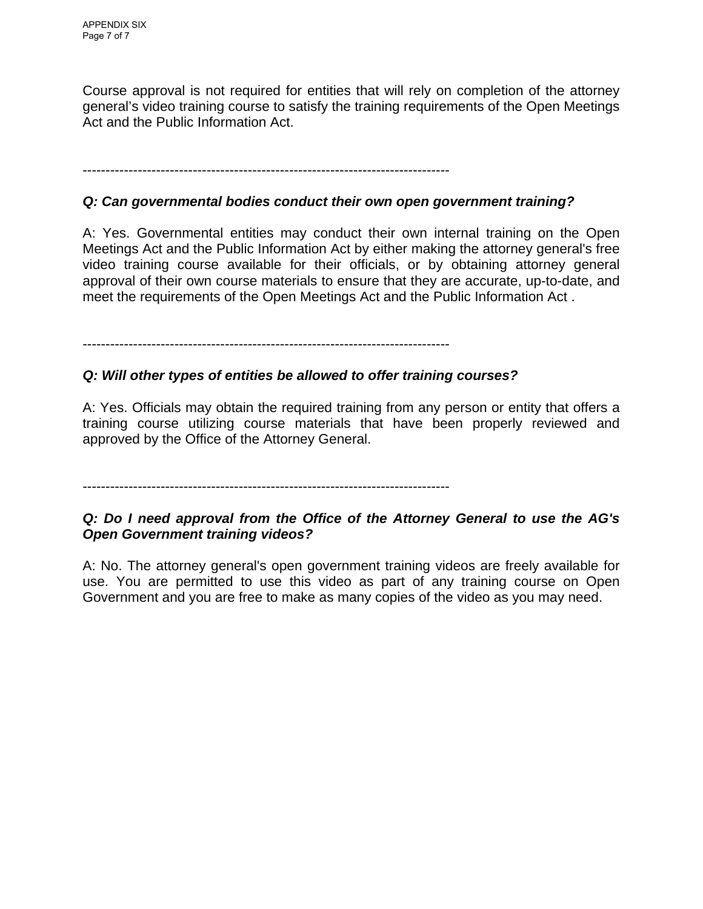Course approval is not required for entities that will rely on completion of the attorney general's video training course to satisfy the training requirements of the Open Meetings Act and the Public Information Act.

--------------------------------------------------------------------------------

***Q: Can governmental bodies conduct their own open government training?***

A: Yes. Governmental entities may conduct their own internal training on the Open Meetings Act and the Public Information Act by either making the attorney general's free video training course available for their officials, or by obtaining attorney general approval of their own course materials to ensure that they are accurate, up-to-date, and meet the requirements of the Open Meetings Act and the Public Information Act .

--------------------------------------------------------------------------------

***Q: Will other types of entities be allowed to offer training courses?***

A: Yes. Officials may obtain the required training from any person or entity that offers a training course utilizing course materials that have been properly reviewed and approved by the Office of the Attorney General.

--------------------------------------------------------------------------------

***Q: Do I need approval from the Office of the Attorney General to use the AG's Open Government training videos?***

A: No. The attorney general's open government training videos are freely available for use. You are permitted to use this video as part of any training course on Open Government and you are free to make as many copies of the video as you may need.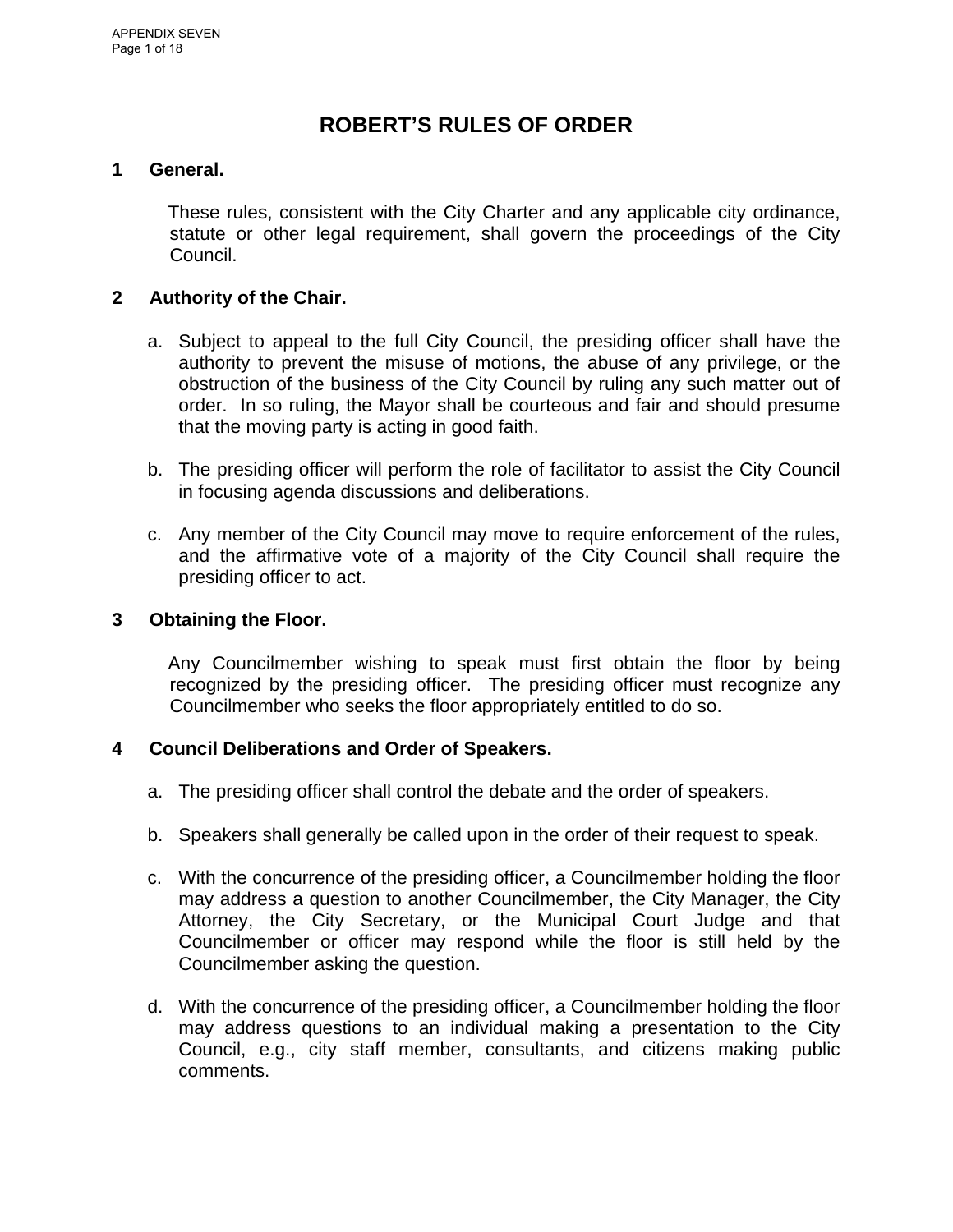# ROBERT'S RULES OF ORDER

## 1 General.

These rules, consistent with the City Charter and any applicable city ordinance, statute or other legal requirement, shall govern the proceedings of the City Council.

## 2 Authority of the Chair.

a. Subject to appeal to the full City Council, the presiding officer shall have the authority to prevent the misuse of motions, the abuse of any privilege, or the obstruction of the business of the City Council by ruling any such matter out of order. In so ruling, the Mayor shall be courteous and fair and should presume that the moving party is acting in good faith.

b. The presiding officer will perform the role of facilitator to assist the City Council in focusing agenda discussions and deliberations.

c. Any member of the City Council may move to require enforcement of the rules, and the affirmative vote of a majority of the City Council shall require the presiding officer to act.

## 3 Obtaining the Floor.

Any Councilmember wishing to speak must first obtain the floor by being recognized by the presiding officer. The presiding officer must recognize any Councilmember who seeks the floor appropriately entitled to do so.

## 4 Council Deliberations and Order of Speakers.

a. The presiding officer shall control the debate and the order of speakers.

b. Speakers shall generally be called upon in the order of their request to speak.

c. With the concurrence of the presiding officer, a Councilmember holding the floor may address a question to another Councilmember, the City Manager, the City Attorney, the City Secretary, or the Municipal Court Judge and that Councilmember or officer may respond while the floor is still held by the Councilmember asking the question.

d. With the concurrence of the presiding officer, a Councilmember holding the floor may address questions to an individual making a presentation to the City Council, e.g., city staff member, consultants, and citizens making public comments.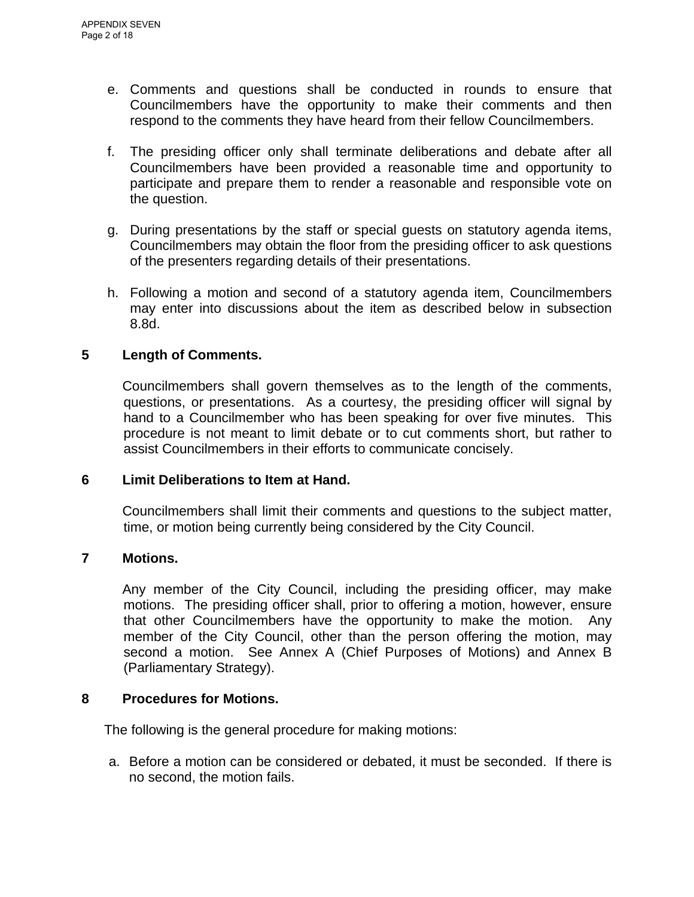e. Comments and questions shall be conducted in rounds to ensure that Councilmembers have the opportunity to make their comments and then respond to the comments they have heard from their fellow Councilmembers.

f. The presiding officer only shall terminate deliberations and debate after all Councilmembers have been provided a reasonable time and opportunity to participate and prepare them to render a reasonable and responsible vote on the question.

g. During presentations by the staff or special guests on statutory agenda items, Councilmembers may obtain the floor from the presiding officer to ask questions of the presenters regarding details of their presentations.

h. Following a motion and second of a statutory agenda item, Councilmembers may enter into discussions about the item as described below in subsection 8.8d.

**5 Length of Comments.**

Councilmembers shall govern themselves as to the length of the comments, questions, or presentations. As a courtesy, the presiding officer will signal by hand to a Councilmember who has been speaking for over five minutes. This procedure is not meant to limit debate or to cut comments short, but rather to assist Councilmembers in their efforts to communicate concisely.

**6 Limit Deliberations to Item at Hand.**

Councilmembers shall limit their comments and questions to the subject matter, time, or motion being currently being considered by the City Council.

**7 Motions.**

Any member of the City Council, including the presiding officer, may make motions. The presiding officer shall, prior to offering a motion, however, ensure that other Councilmembers have the opportunity to make the motion. Any member of the City Council, other than the person offering the motion, may second a motion. See Annex A (Chief Purposes of Motions) and Annex B (Parliamentary Strategy).

**8 Procedures for Motions.**

The following is the general procedure for making motions:

a. Before a motion can be considered or debated, it must be seconded. If there is no second, the motion fails.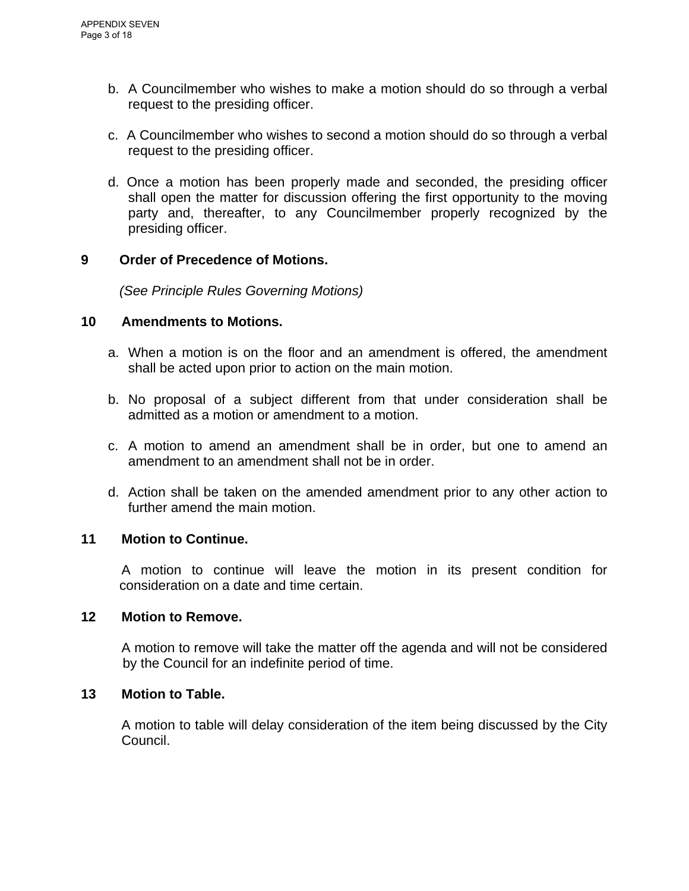b. A Councilmember who wishes to make a motion should do so through a verbal request to the presiding officer.

c. A Councilmember who wishes to second a motion should do so through a verbal request to the presiding officer.

d. Once a motion has been properly made and seconded, the presiding officer shall open the matter for discussion offering the first opportunity to the moving party and, thereafter, to any Councilmember properly recognized by the presiding officer.

**9 Order of Precedence of Motions.**

*(See Principle Rules Governing Motions)*

**10 Amendments to Motions.**

a. When a motion is on the floor and an amendment is offered, the amendment shall be acted upon prior to action on the main motion.

b. No proposal of a subject different from that under consideration shall be admitted as a motion or amendment to a motion.

c. A motion to amend an amendment shall be in order, but one to amend an amendment to an amendment shall not be in order.

d. Action shall be taken on the amended amendment prior to any other action to further amend the main motion.

**11 Motion to Continue.**

A motion to continue will leave the motion in its present condition for consideration on a date and time certain.

**12 Motion to Remove.**

A motion to remove will take the matter off the agenda and will not be considered by the Council for an indefinite period of time.

**13 Motion to Table.**

A motion to table will delay consideration of the item being discussed by the City Council.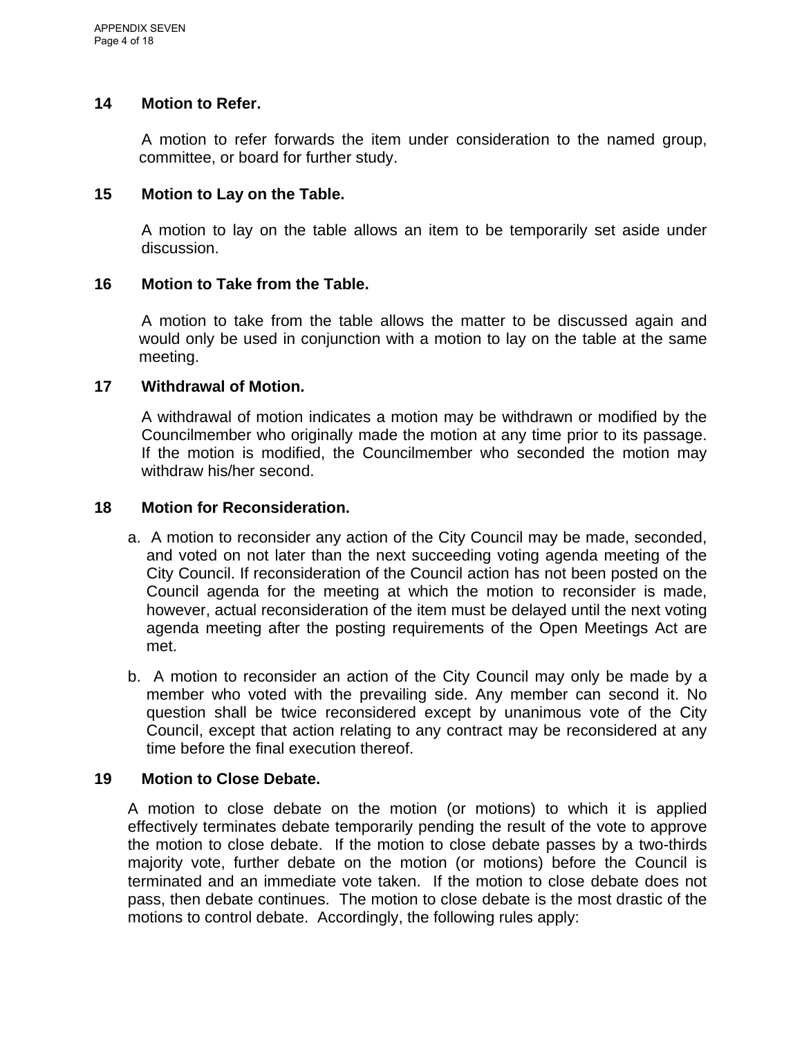### 14 Motion to Refer.

A motion to refer forwards the item under consideration to the named group, committee, or board for further study.

### 15 Motion to Lay on the Table.

A motion to lay on the table allows an item to be temporarily set aside under discussion.

### 16 Motion to Take from the Table.

A motion to take from the table allows the matter to be discussed again and would only be used in conjunction with a motion to lay on the table at the same meeting.

### 17 Withdrawal of Motion.

A withdrawal of motion indicates a motion may be withdrawn or modified by the Councilmember who originally made the motion at any time prior to its passage. If the motion is modified, the Councilmember who seconded the motion may withdraw his/her second.

### 18 Motion for Reconsideration.

a. A motion to reconsider any action of the City Council may be made, seconded, and voted on not later than the next succeeding voting agenda meeting of the City Council. If reconsideration of the Council action has not been posted on the Council agenda for the meeting at which the motion to reconsider is made, however, actual reconsideration of the item must be delayed until the next voting agenda meeting after the posting requirements of the Open Meetings Act are met.

b. A motion to reconsider an action of the City Council may only be made by a member who voted with the prevailing side. Any member can second it. No question shall be twice reconsidered except by unanimous vote of the City Council, except that action relating to any contract may be reconsidered at any time before the final execution thereof.

### 19 Motion to Close Debate.

A motion to close debate on the motion (or motions) to which it is applied effectively terminates debate temporarily pending the result of the vote to approve the motion to close debate. If the motion to close debate passes by a two-thirds majority vote, further debate on the motion (or motions) before the Council is terminated and an immediate vote taken. If the motion to close debate does not pass, then debate continues. The motion to close debate is the most drastic of the motions to control debate. Accordingly, the following rules apply: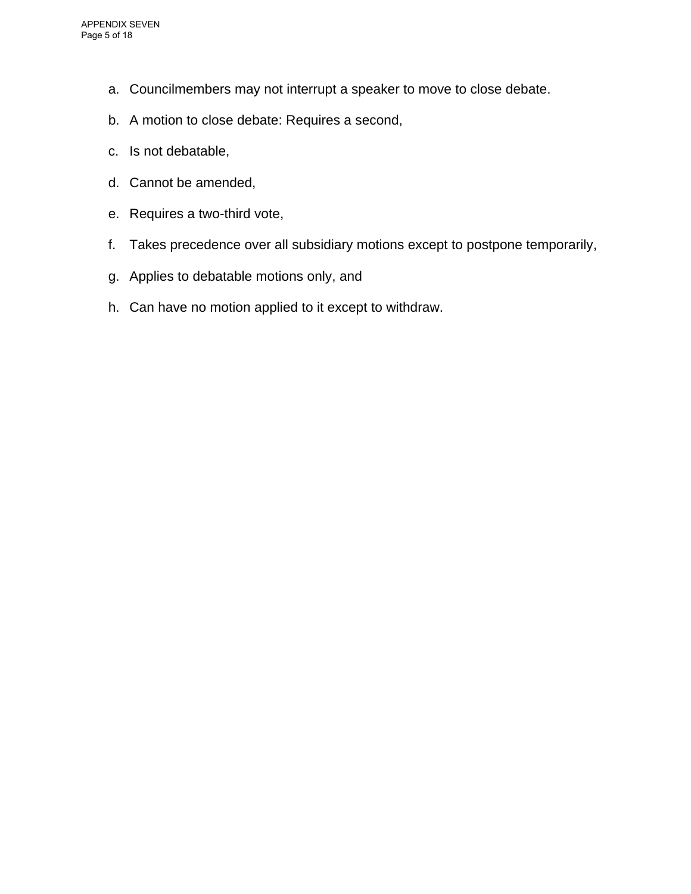a. Councilmembers may not interrupt a speaker to move to close debate.

b. A motion to close debate: Requires a second,

c. Is not debatable,

d. Cannot be amended,

e. Requires a two-third vote,

f. Takes precedence over all subsidiary motions except to postpone temporarily,

g. Applies to debatable motions only, and

h. Can have no motion applied to it except to withdraw.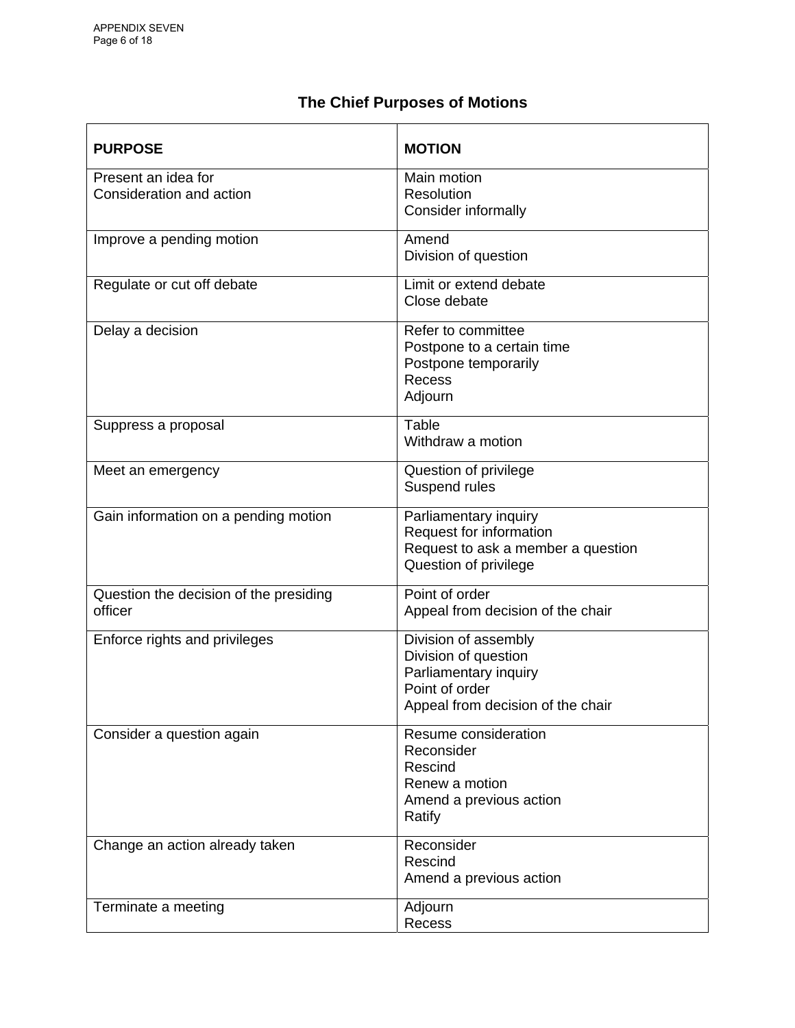## The Chief Purposes of Motions

| PURPOSE | MOTION |
|---|---|
| Present an idea for Consideration and action | Main motion<br>Resolution<br>Consider informally |
| Improve a pending motion | Amend<br>Division of question |
| Regulate or cut off debate | Limit or extend debate<br>Close debate |
| Delay a decision | Refer to committee<br>Postpone to a certain time<br>Postpone temporarily<br>Recess<br>Adjourn |
| Suppress a proposal | Table<br>Withdraw a motion |
| Meet an emergency | Question of privilege<br>Suspend rules |
| Gain information on a pending motion | Parliamentary inquiry<br>Request for information<br>Request to ask a member a question<br>Question of privilege |
| Question the decision of the presiding officer | Point of order<br>Appeal from decision of the chair |
| Enforce rights and privileges | Division of assembly<br>Division of question<br>Parliamentary inquiry<br>Point of order<br>Appeal from decision of the chair |
| Consider a question again | Resume consideration<br>Reconsider<br>Rescind<br>Renew a motion<br>Amend a previous action<br>Ratify |
| Change an action already taken | Reconsider<br>Rescind<br>Amend a previous action |
| Terminate a meeting | Adjourn<br>Recess |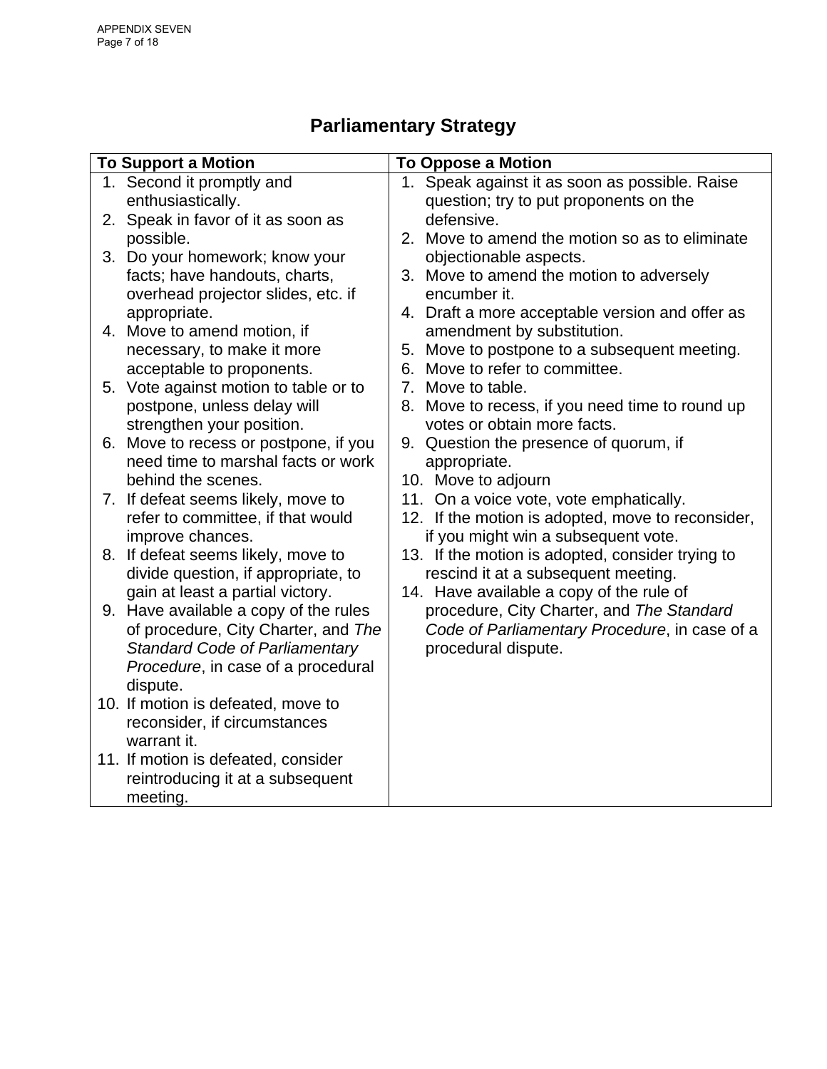# Parliamentary Strategy

| To Support a Motion | To Oppose a Motion |
|---|---|
| 1. Second it promptly and enthusiastically.<br>2. Speak in favor of it as soon as possible.<br>3. Do your homework; know your facts; have handouts, charts, overhead projector slides, etc. if appropriate.<br>4. Move to amend motion, if necessary, to make it more acceptable to proponents.<br>5. Vote against motion to table or to postpone, unless delay will strengthen your position.<br>6. Move to recess or postpone, if you need time to marshal facts or work behind the scenes.<br>7. If defeat seems likely, move to refer to committee, if that would improve chances.<br>8. If defeat seems likely, move to divide question, if appropriate, to gain at least a partial victory.<br>9. Have available a copy of the rules of procedure, City Charter, and *The Standard Code of Parliamentary Procedure*, in case of a procedural dispute.<br>10. If motion is defeated, move to reconsider, if circumstances warrant it.<br>11. If motion is defeated, consider reintroducing it at a subsequent meeting. | 1. Speak against it as soon as possible. Raise question; try to put proponents on the defensive.<br>2. Move to amend the motion so as to eliminate objectionable aspects.<br>3. Move to amend the motion to adversely encumber it.<br>4. Draft a more acceptable version and offer as amendment by substitution.<br>5. Move to postpone to a subsequent meeting.<br>6. Move to refer to committee.<br>7. Move to table.<br>8. Move to recess, if you need time to round up votes or obtain more facts.<br>9. Question the presence of quorum, if appropriate.<br>10. Move to adjourn<br>11. On a voice vote, vote emphatically.<br>12. If the motion is adopted, move to reconsider, if you might win a subsequent vote.<br>13. If the motion is adopted, consider trying to rescind it at a subsequent meeting.<br>14. Have available a copy of the rule of procedure, City Charter, and *The Standard Code of Parliamentary Procedure*, in case of a procedural dispute. |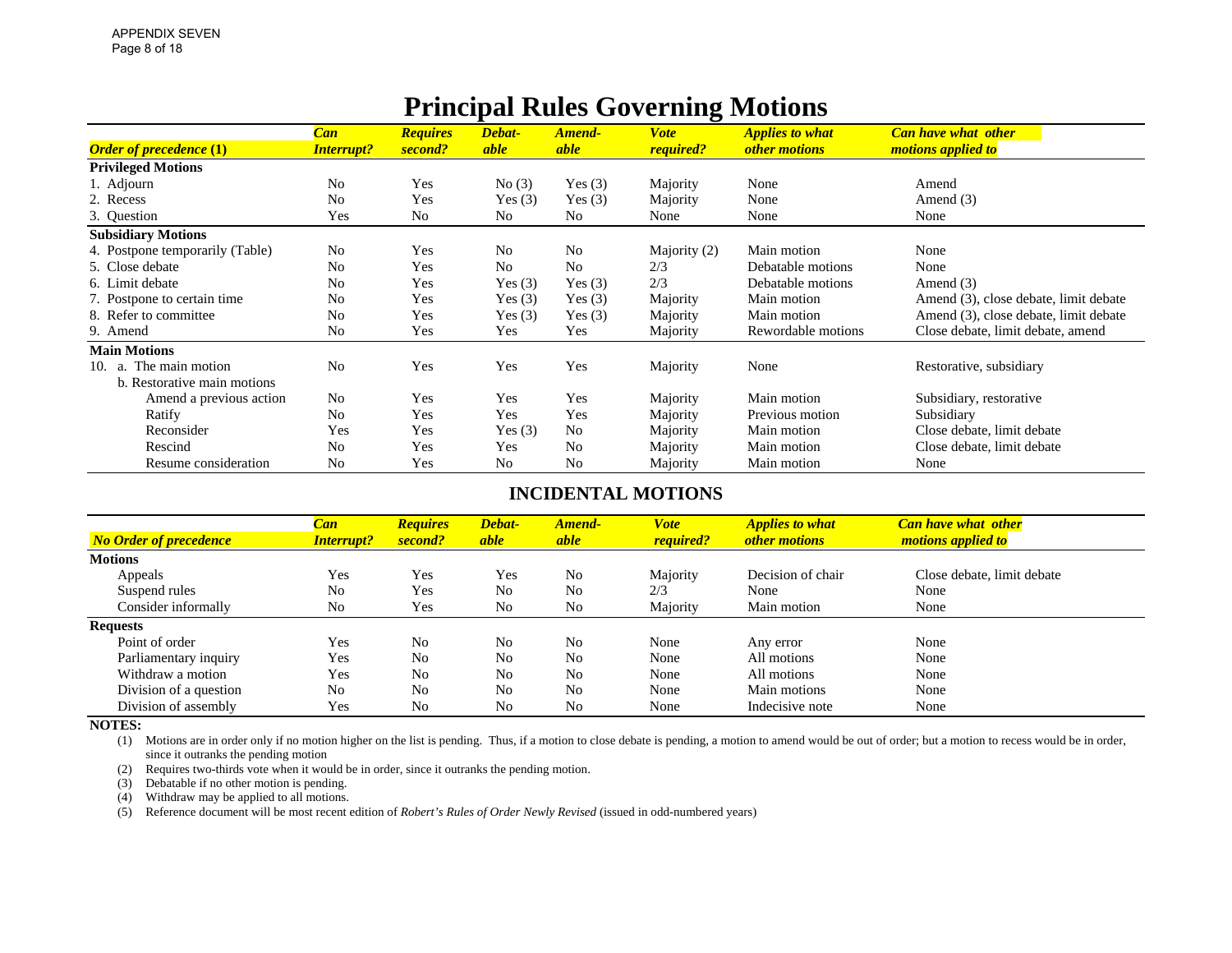# Principal Rules Governing Motions

| *Order of precedence* **(1)** | *Can Interrupt?* | *Requires second?* | *Debatable* | *Amendable* | *Vote required?* | *Applies to what other motions* | *Can have what other motions applied to* |
|---|---|---|---|---|---|---|---|
| **Privileged Motions** | | | | | | | |
| 1. Adjourn | No | Yes | No (3) | Yes (3) | Majority | None | Amend |
| 2. Recess | No | Yes | Yes (3) | Yes (3) | Majority | None | Amend (3) |
| 3. Question | Yes | No | No | No | None | None | None |
| **Subsidiary Motions** | | | | | | | |
| 4. Postpone temporarily (Table) | No | Yes | No | No | Majority (2) | Main motion | None |
| 5. Close debate | No | Yes | No | No | 2/3 | Debatable motions | None |
| 6. Limit debate | No | Yes | Yes (3) | Yes (3) | 2/3 | Debatable motions | Amend (3) |
| 7. Postpone to certain time | No | Yes | Yes (3) | Yes (3) | Majority | Main motion | Amend (3), close debate, limit debate |
| 8. Refer to committee | No | Yes | Yes (3) | Yes (3) | Majority | Main motion | Amend (3), close debate, limit debate |
| 9. Amend | No | Yes | Yes | Yes | Majority | Rewordable motions | Close debate, limit debate, amend |
| **Main Motions** | | | | | | | |
| 10. a. The main motion | No | Yes | Yes | Yes | Majority | None | Restorative, subsidiary |
| b. Restorative main motions | | | | | | | |
| Amend a previous action | No | Yes | Yes | Yes | Majority | Main motion | Subsidiary, restorative |
| Ratify | No | Yes | Yes | Yes | Majority | Previous motion | Subsidiary |
| Reconsider | Yes | Yes | Yes (3) | No | Majority | Main motion | Close debate, limit debate |
| Rescind | No | Yes | Yes | No | Majority | Main motion | Close debate, limit debate |
| Resume consideration | No | Yes | No | No | Majority | Main motion | None |

## INCIDENTAL MOTIONS

| *No Order of precedence* | *Can Interrupt?* | *Requires second?* | *Debatable* | *Amendable* | *Vote required?* | *Applies to what other motions* | *Can have what other motions applied to* |
|---|---|---|---|---|---|---|---|
| **Motions** | | | | | | | |
| Appeals | Yes | Yes | Yes | No | Majority | Decision of chair | Close debate, limit debate |
| Suspend rules | No | Yes | No | No | 2/3 | None | None |
| Consider informally | No | Yes | No | No | Majority | Main motion | None |
| **Requests** | | | | | | | |
| Point of order | Yes | No | No | No | None | Any error | None |
| Parliamentary inquiry | Yes | No | No | No | None | All motions | None |
| Withdraw a motion | Yes | No | No | No | None | All motions | None |
| Division of a question | No | No | No | No | None | Main motions | None |
| Division of assembly | Yes | No | No | No | None | Indecisive note | None |

**NOTES:**

(1) Motions are in order only if no motion higher on the list is pending. Thus, if a motion to close debate is pending, a motion to amend would be out of order; but a motion to recess would be in order, since it outranks the pending motion

(2) Requires two-thirds vote when it would be in order, since it outranks the pending motion.

(3) Debatable if no other motion is pending.

(4) Withdraw may be applied to all motions.

(5) Reference document will be most recent edition of *Robert's Rules of Order Newly Revised* (issued in odd-numbered years)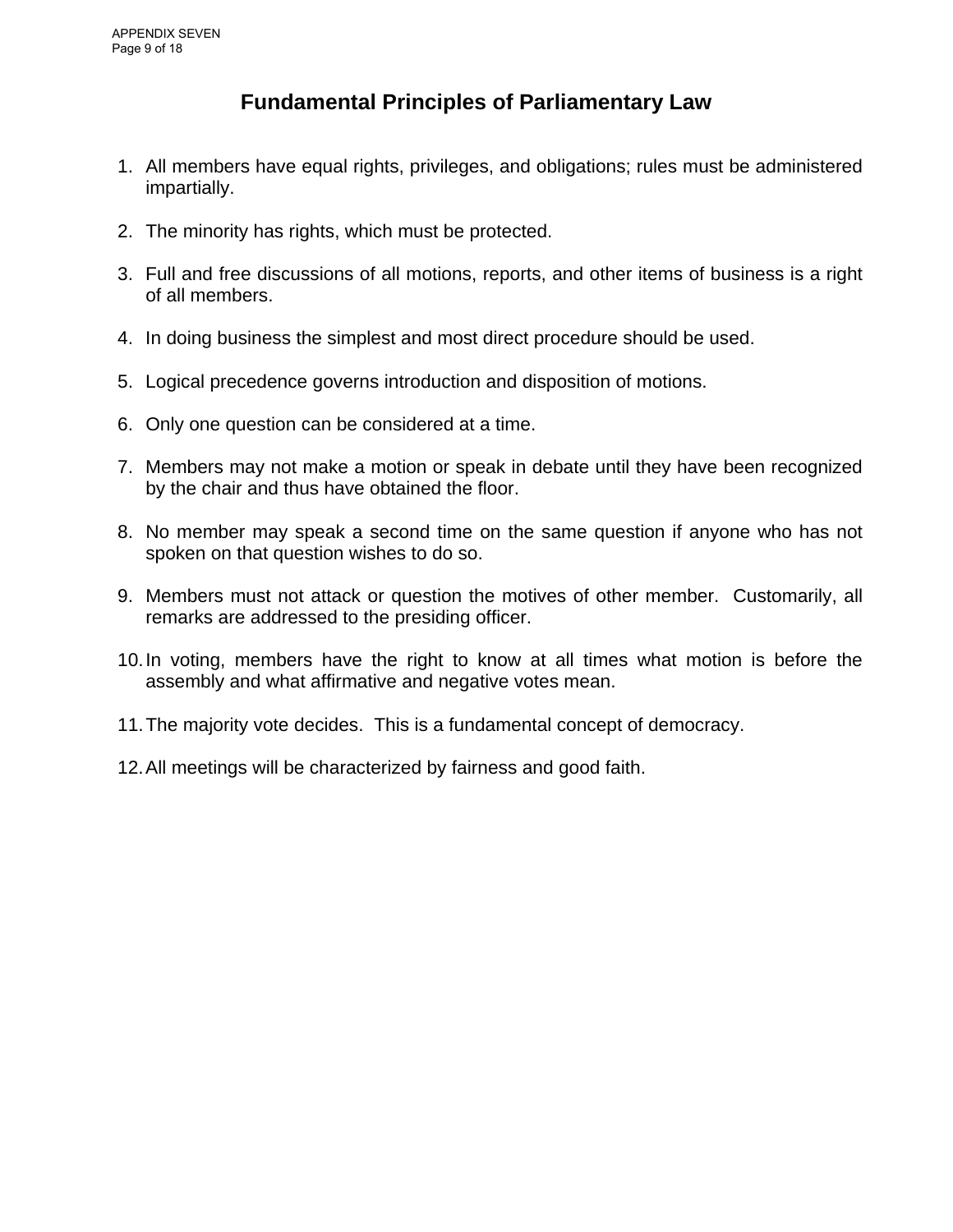# Fundamental Principles of Parliamentary Law

1. All members have equal rights, privileges, and obligations; rules must be administered impartially.

2. The minority has rights, which must be protected.

3. Full and free discussions of all motions, reports, and other items of business is a right of all members.

4. In doing business the simplest and most direct procedure should be used.

5. Logical precedence governs introduction and disposition of motions.

6. Only one question can be considered at a time.

7. Members may not make a motion or speak in debate until they have been recognized by the chair and thus have obtained the floor.

8. No member may speak a second time on the same question if anyone who has not spoken on that question wishes to do so.

9. Members must not attack or question the motives of other member. Customarily, all remarks are addressed to the presiding officer.

10. In voting, members have the right to know at all times what motion is before the assembly and what affirmative and negative votes mean.

11. The majority vote decides. This is a fundamental concept of democracy.

12. All meetings will be characterized by fairness and good faith.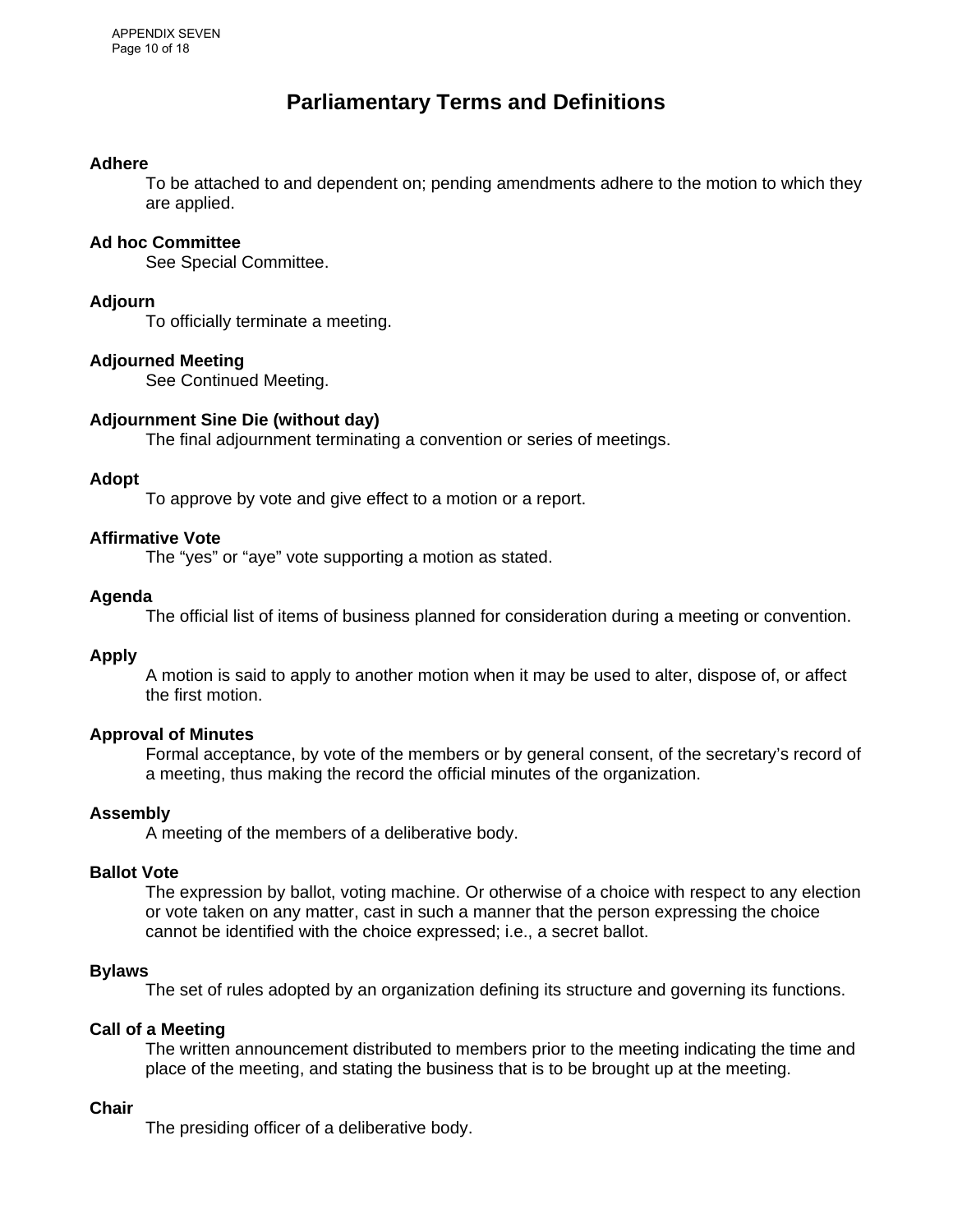# Parliamentary Terms and Definitions

**Adhere**

To be attached to and dependent on; pending amendments adhere to the motion to which they are applied.

**Ad hoc Committee**

See Special Committee.

**Adjourn**

To officially terminate a meeting.

**Adjourned Meeting**

See Continued Meeting.

**Adjournment Sine Die (without day)**

The final adjournment terminating a convention or series of meetings.

**Adopt**

To approve by vote and give effect to a motion or a report.

**Affirmative Vote**

The "yes" or "aye" vote supporting a motion as stated.

**Agenda**

The official list of items of business planned for consideration during a meeting or convention.

**Apply**

A motion is said to apply to another motion when it may be used to alter, dispose of, or affect the first motion.

**Approval of Minutes**

Formal acceptance, by vote of the members or by general consent, of the secretary's record of a meeting, thus making the record the official minutes of the organization.

**Assembly**

A meeting of the members of a deliberative body.

**Ballot Vote**

The expression by ballot, voting machine. Or otherwise of a choice with respect to any election or vote taken on any matter, cast in such a manner that the person expressing the choice cannot be identified with the choice expressed; i.e., a secret ballot.

**Bylaws**

The set of rules adopted by an organization defining its structure and governing its functions.

**Call of a Meeting**

The written announcement distributed to members prior to the meeting indicating the time and place of the meeting, and stating the business that is to be brought up at the meeting.

**Chair**

The presiding officer of a deliberative body.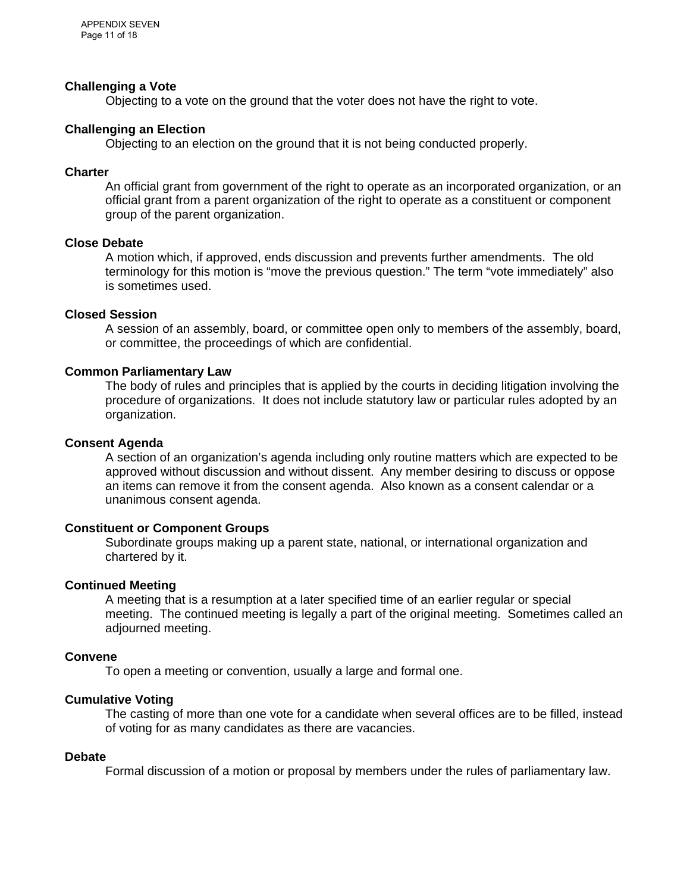**Challenging a Vote**

Objecting to a vote on the ground that the voter does not have the right to vote.

**Challenging an Election**

Objecting to an election on the ground that it is not being conducted properly.

**Charter**

An official grant from government of the right to operate as an incorporated organization, or an official grant from a parent organization of the right to operate as a constituent or component group of the parent organization.

**Close Debate**

A motion which, if approved, ends discussion and prevents further amendments. The old terminology for this motion is "move the previous question." The term "vote immediately" also is sometimes used.

**Closed Session**

A session of an assembly, board, or committee open only to members of the assembly, board, or committee, the proceedings of which are confidential.

**Common Parliamentary Law**

The body of rules and principles that is applied by the courts in deciding litigation involving the procedure of organizations. It does not include statutory law or particular rules adopted by an organization.

**Consent Agenda**

A section of an organization's agenda including only routine matters which are expected to be approved without discussion and without dissent. Any member desiring to discuss or oppose an items can remove it from the consent agenda. Also known as a consent calendar or a unanimous consent agenda.

**Constituent or Component Groups**

Subordinate groups making up a parent state, national, or international organization and chartered by it.

**Continued Meeting**

A meeting that is a resumption at a later specified time of an earlier regular or special meeting. The continued meeting is legally a part of the original meeting. Sometimes called an adjourned meeting.

**Convene**

To open a meeting or convention, usually a large and formal one.

**Cumulative Voting**

The casting of more than one vote for a candidate when several offices are to be filled, instead of voting for as many candidates as there are vacancies.

**Debate**

Formal discussion of a motion or proposal by members under the rules of parliamentary law.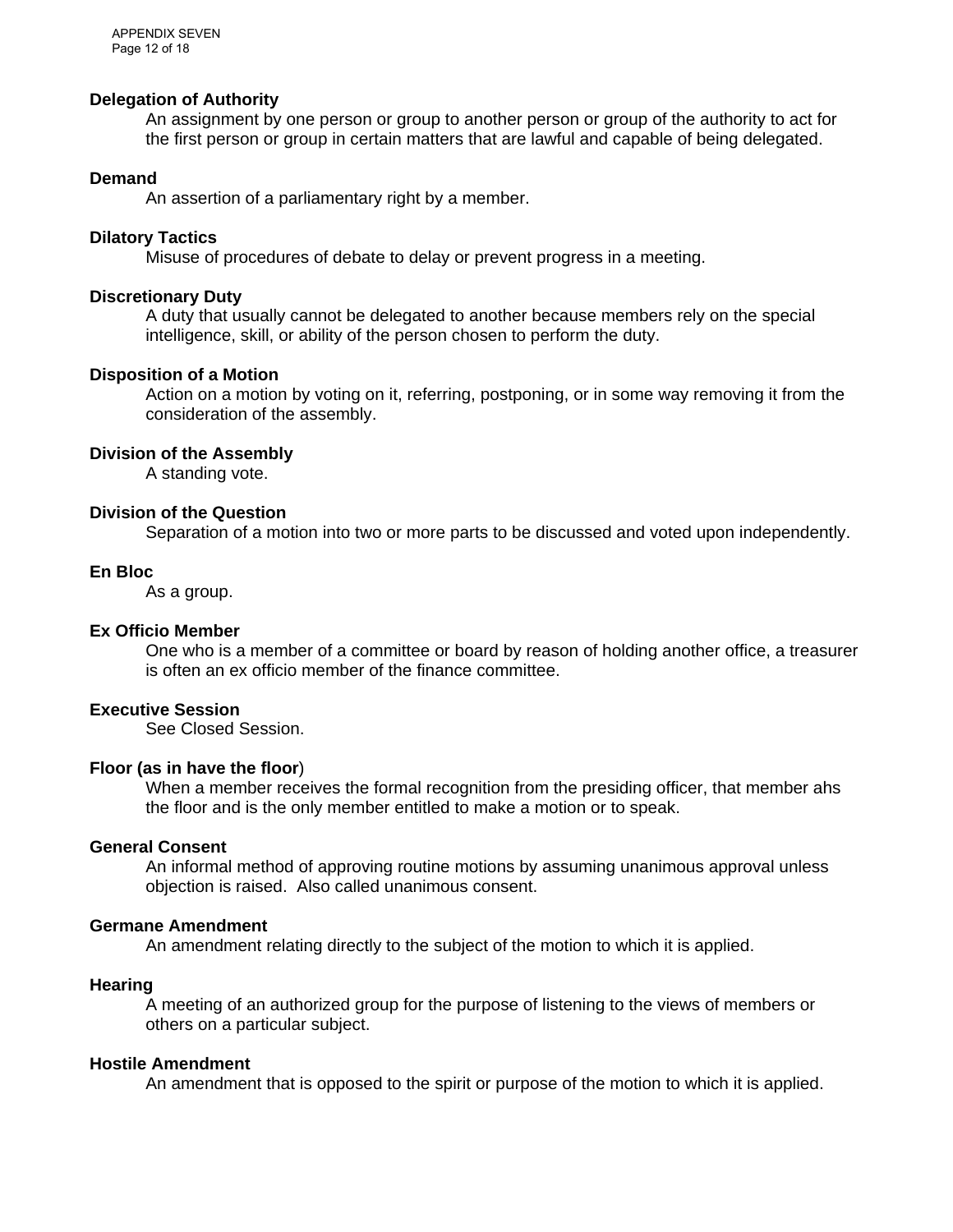**Delegation of Authority**

An assignment by one person or group to another person or group of the authority to act for the first person or group in certain matters that are lawful and capable of being delegated.

**Demand**

An assertion of a parliamentary right by a member.

**Dilatory Tactics**

Misuse of procedures of debate to delay or prevent progress in a meeting.

**Discretionary Duty**

A duty that usually cannot be delegated to another because members rely on the special intelligence, skill, or ability of the person chosen to perform the duty.

**Disposition of a Motion**

Action on a motion by voting on it, referring, postponing, or in some way removing it from the consideration of the assembly.

**Division of the Assembly**

A standing vote.

**Division of the Question**

Separation of a motion into two or more parts to be discussed and voted upon independently.

**En Bloc**

As a group.

**Ex Officio Member**

One who is a member of a committee or board by reason of holding another office, a treasurer is often an ex officio member of the finance committee.

**Executive Session**

See Closed Session.

**Floor (as in have the floor**)

When a member receives the formal recognition from the presiding officer, that member ahs the floor and is the only member entitled to make a motion or to speak.

**General Consent**

An informal method of approving routine motions by assuming unanimous approval unless objection is raised. Also called unanimous consent.

**Germane Amendment**

An amendment relating directly to the subject of the motion to which it is applied.

**Hearing**

A meeting of an authorized group for the purpose of listening to the views of members or others on a particular subject.

**Hostile Amendment**

An amendment that is opposed to the spirit or purpose of the motion to which it is applied.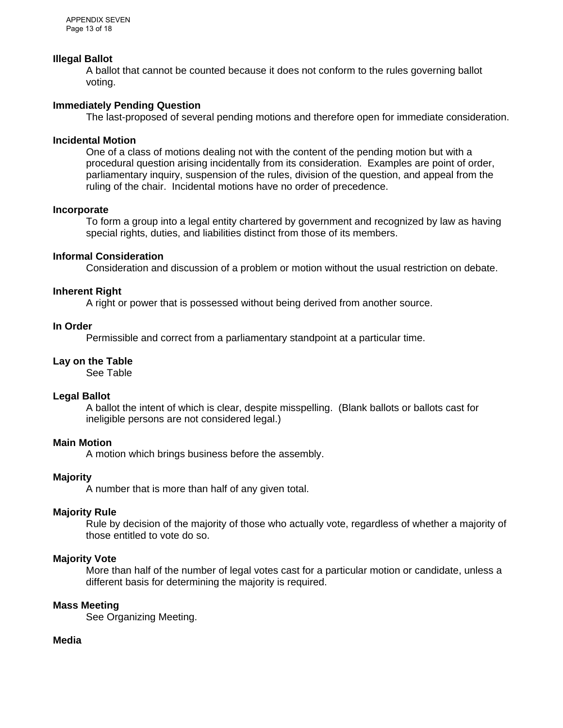**Illegal Ballot**

A ballot that cannot be counted because it does not conform to the rules governing ballot voting.

**Immediately Pending Question**

The last-proposed of several pending motions and therefore open for immediate consideration.

**Incidental Motion**

One of a class of motions dealing not with the content of the pending motion but with a procedural question arising incidentally from its consideration. Examples are point of order, parliamentary inquiry, suspension of the rules, division of the question, and appeal from the ruling of the chair. Incidental motions have no order of precedence.

**Incorporate**

To form a group into a legal entity chartered by government and recognized by law as having special rights, duties, and liabilities distinct from those of its members.

**Informal Consideration**

Consideration and discussion of a problem or motion without the usual restriction on debate.

**Inherent Right**

A right or power that is possessed without being derived from another source.

**In Order**

Permissible and correct from a parliamentary standpoint at a particular time.

**Lay on the Table**

See Table

**Legal Ballot**

A ballot the intent of which is clear, despite misspelling. (Blank ballots or ballots cast for ineligible persons are not considered legal.)

**Main Motion**

A motion which brings business before the assembly.

**Majority**

A number that is more than half of any given total.

**Majority Rule**

Rule by decision of the majority of those who actually vote, regardless of whether a majority of those entitled to vote do so.

**Majority Vote**

More than half of the number of legal votes cast for a particular motion or candidate, unless a different basis for determining the majority is required.

**Mass Meeting**

See Organizing Meeting.

**Media**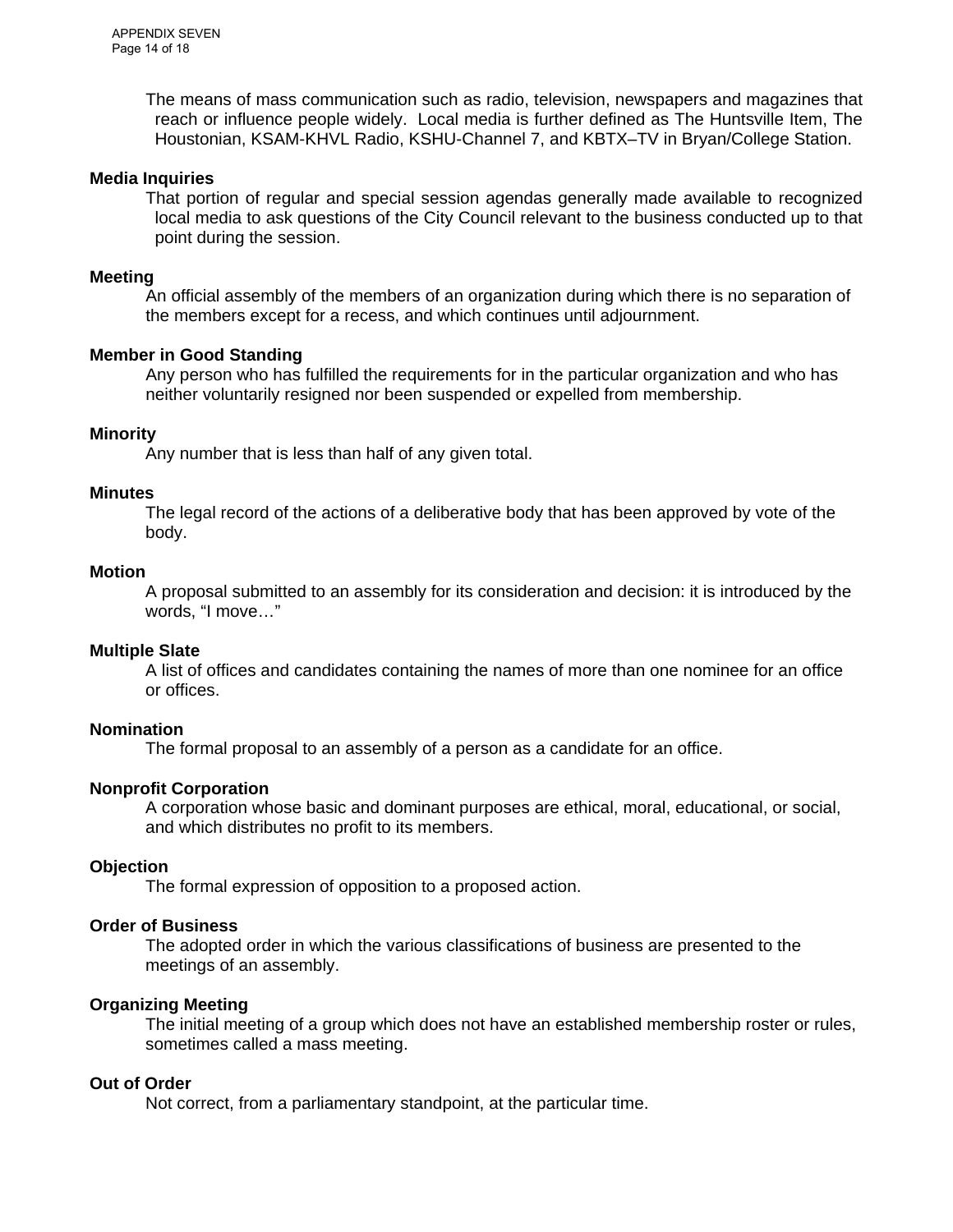The means of mass communication such as radio, television, newspapers and magazines that reach or influence people widely. Local media is further defined as The Huntsville Item, The Houstonian, KSAM-KHVL Radio, KSHU-Channel 7, and KBTX–TV in Bryan/College Station.

**Media Inquiries**

That portion of regular and special session agendas generally made available to recognized local media to ask questions of the City Council relevant to the business conducted up to that point during the session.

**Meeting**

An official assembly of the members of an organization during which there is no separation of the members except for a recess, and which continues until adjournment.

**Member in Good Standing**

Any person who has fulfilled the requirements for in the particular organization and who has neither voluntarily resigned nor been suspended or expelled from membership.

**Minority**

Any number that is less than half of any given total.

**Minutes**

The legal record of the actions of a deliberative body that has been approved by vote of the body.

**Motion**

A proposal submitted to an assembly for its consideration and decision: it is introduced by the words, "I move…"

**Multiple Slate**

A list of offices and candidates containing the names of more than one nominee for an office or offices.

**Nomination**

The formal proposal to an assembly of a person as a candidate for an office.

**Nonprofit Corporation**

A corporation whose basic and dominant purposes are ethical, moral, educational, or social, and which distributes no profit to its members.

**Objection**

The formal expression of opposition to a proposed action.

**Order of Business**

The adopted order in which the various classifications of business are presented to the meetings of an assembly.

**Organizing Meeting**

The initial meeting of a group which does not have an established membership roster or rules, sometimes called a mass meeting.

**Out of Order**

Not correct, from a parliamentary standpoint, at the particular time.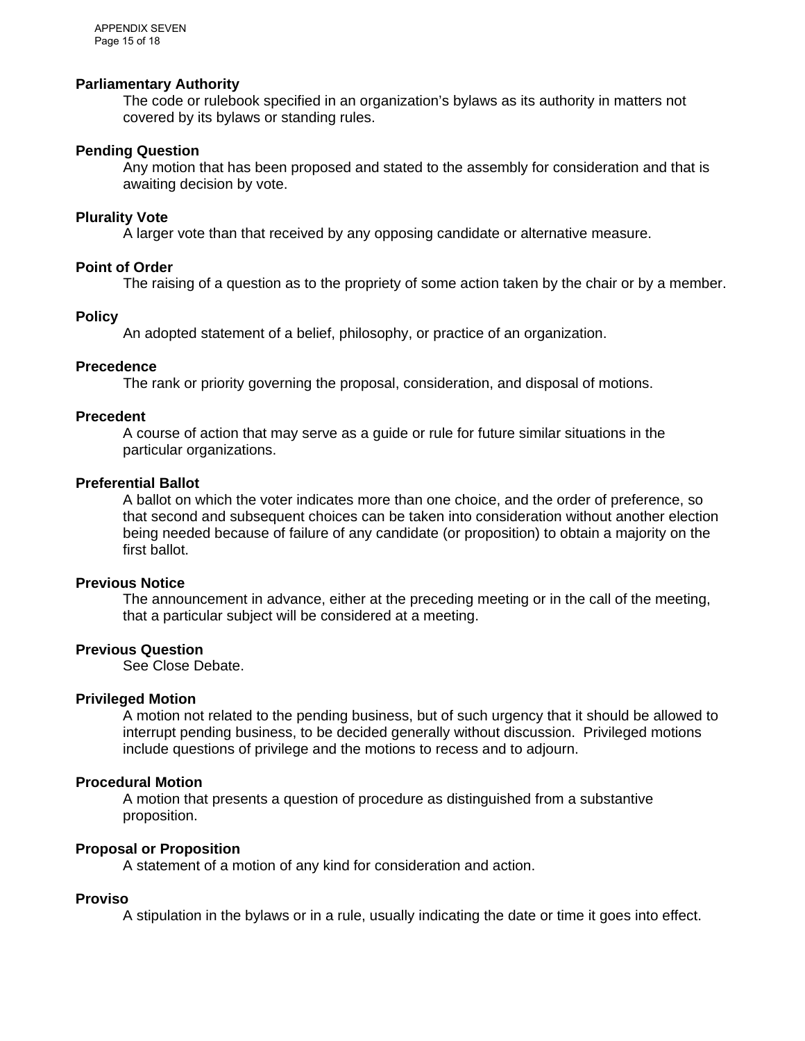**Parliamentary Authority**

The code or rulebook specified in an organization's bylaws as its authority in matters not covered by its bylaws or standing rules.

**Pending Question**

Any motion that has been proposed and stated to the assembly for consideration and that is awaiting decision by vote.

**Plurality Vote**

A larger vote than that received by any opposing candidate or alternative measure.

**Point of Order**

The raising of a question as to the propriety of some action taken by the chair or by a member.

**Policy**

An adopted statement of a belief, philosophy, or practice of an organization.

**Precedence**

The rank or priority governing the proposal, consideration, and disposal of motions.

**Precedent**

A course of action that may serve as a guide or rule for future similar situations in the particular organizations.

**Preferential Ballot**

A ballot on which the voter indicates more than one choice, and the order of preference, so that second and subsequent choices can be taken into consideration without another election being needed because of failure of any candidate (or proposition) to obtain a majority on the first ballot.

**Previous Notice**

The announcement in advance, either at the preceding meeting or in the call of the meeting, that a particular subject will be considered at a meeting.

**Previous Question**

See Close Debate.

**Privileged Motion**

A motion not related to the pending business, but of such urgency that it should be allowed to interrupt pending business, to be decided generally without discussion. Privileged motions include questions of privilege and the motions to recess and to adjourn.

**Procedural Motion**

A motion that presents a question of procedure as distinguished from a substantive proposition.

**Proposal or Proposition**

A statement of a motion of any kind for consideration and action.

**Proviso**

A stipulation in the bylaws or in a rule, usually indicating the date or time it goes into effect.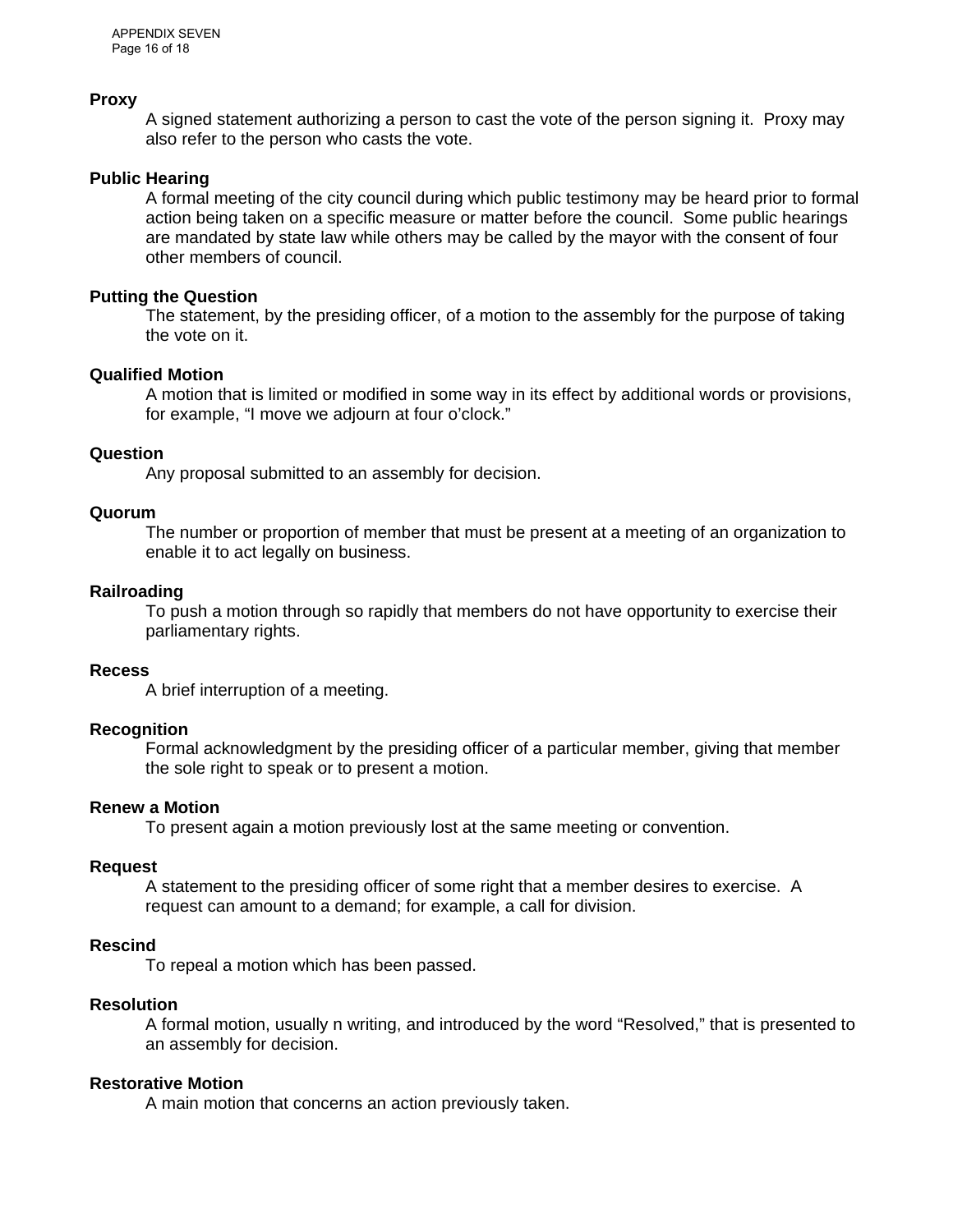**Proxy**

A signed statement authorizing a person to cast the vote of the person signing it. Proxy may also refer to the person who casts the vote.

**Public Hearing**

A formal meeting of the city council during which public testimony may be heard prior to formal action being taken on a specific measure or matter before the council. Some public hearings are mandated by state law while others may be called by the mayor with the consent of four other members of council.

**Putting the Question**

The statement, by the presiding officer, of a motion to the assembly for the purpose of taking the vote on it.

**Qualified Motion**

A motion that is limited or modified in some way in its effect by additional words or provisions, for example, “I move we adjourn at four o’clock.”

**Question**

Any proposal submitted to an assembly for decision.

**Quorum**

The number or proportion of member that must be present at a meeting of an organization to enable it to act legally on business.

**Railroading**

To push a motion through so rapidly that members do not have opportunity to exercise their parliamentary rights.

**Recess**

A brief interruption of a meeting.

**Recognition**

Formal acknowledgment by the presiding officer of a particular member, giving that member the sole right to speak or to present a motion.

**Renew a Motion**

To present again a motion previously lost at the same meeting or convention.

**Request**

A statement to the presiding officer of some right that a member desires to exercise. A request can amount to a demand; for example, a call for division.

**Rescind**

To repeal a motion which has been passed.

**Resolution**

A formal motion, usually n writing, and introduced by the word “Resolved,” that is presented to an assembly for decision.

**Restorative Motion**

A main motion that concerns an action previously taken.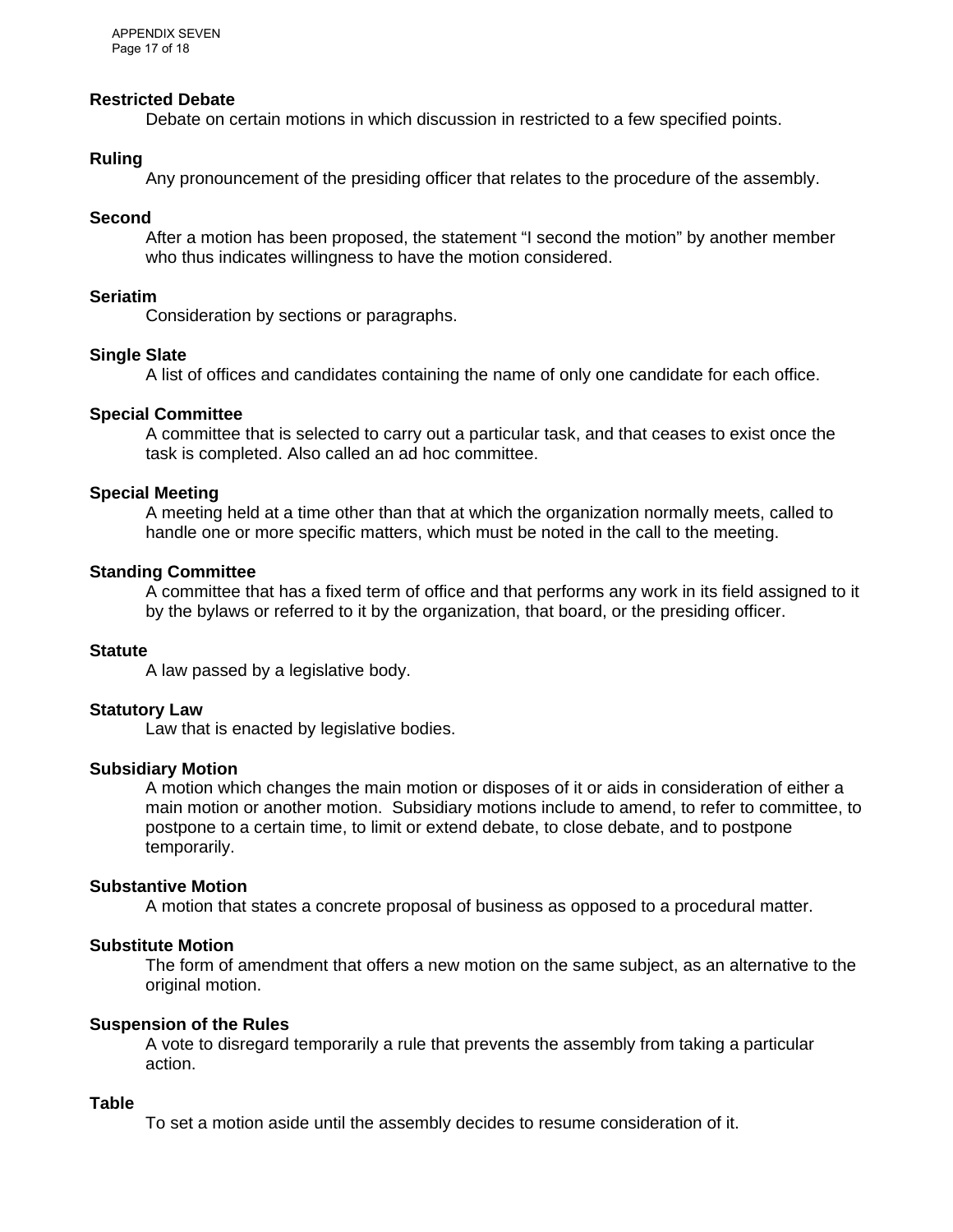**Restricted Debate**

Debate on certain motions in which discussion in restricted to a few specified points.

**Ruling**

Any pronouncement of the presiding officer that relates to the procedure of the assembly.

**Second**

After a motion has been proposed, the statement “I second the motion” by another member who thus indicates willingness to have the motion considered.

**Seriatim**

Consideration by sections or paragraphs.

**Single Slate**

A list of offices and candidates containing the name of only one candidate for each office.

**Special Committee**

A committee that is selected to carry out a particular task, and that ceases to exist once the task is completed. Also called an ad hoc committee.

**Special Meeting**

A meeting held at a time other than that at which the organization normally meets, called to handle one or more specific matters, which must be noted in the call to the meeting.

**Standing Committee**

A committee that has a fixed term of office and that performs any work in its field assigned to it by the bylaws or referred to it by the organization, that board, or the presiding officer.

**Statute**

A law passed by a legislative body.

**Statutory Law**

Law that is enacted by legislative bodies.

**Subsidiary Motion**

A motion which changes the main motion or disposes of it or aids in consideration of either a main motion or another motion. Subsidiary motions include to amend, to refer to committee, to postpone to a certain time, to limit or extend debate, to close debate, and to postpone temporarily.

**Substantive Motion**

A motion that states a concrete proposal of business as opposed to a procedural matter.

**Substitute Motion**

The form of amendment that offers a new motion on the same subject, as an alternative to the original motion.

**Suspension of the Rules**

A vote to disregard temporarily a rule that prevents the assembly from taking a particular action.

**Table**

To set a motion aside until the assembly decides to resume consideration of it.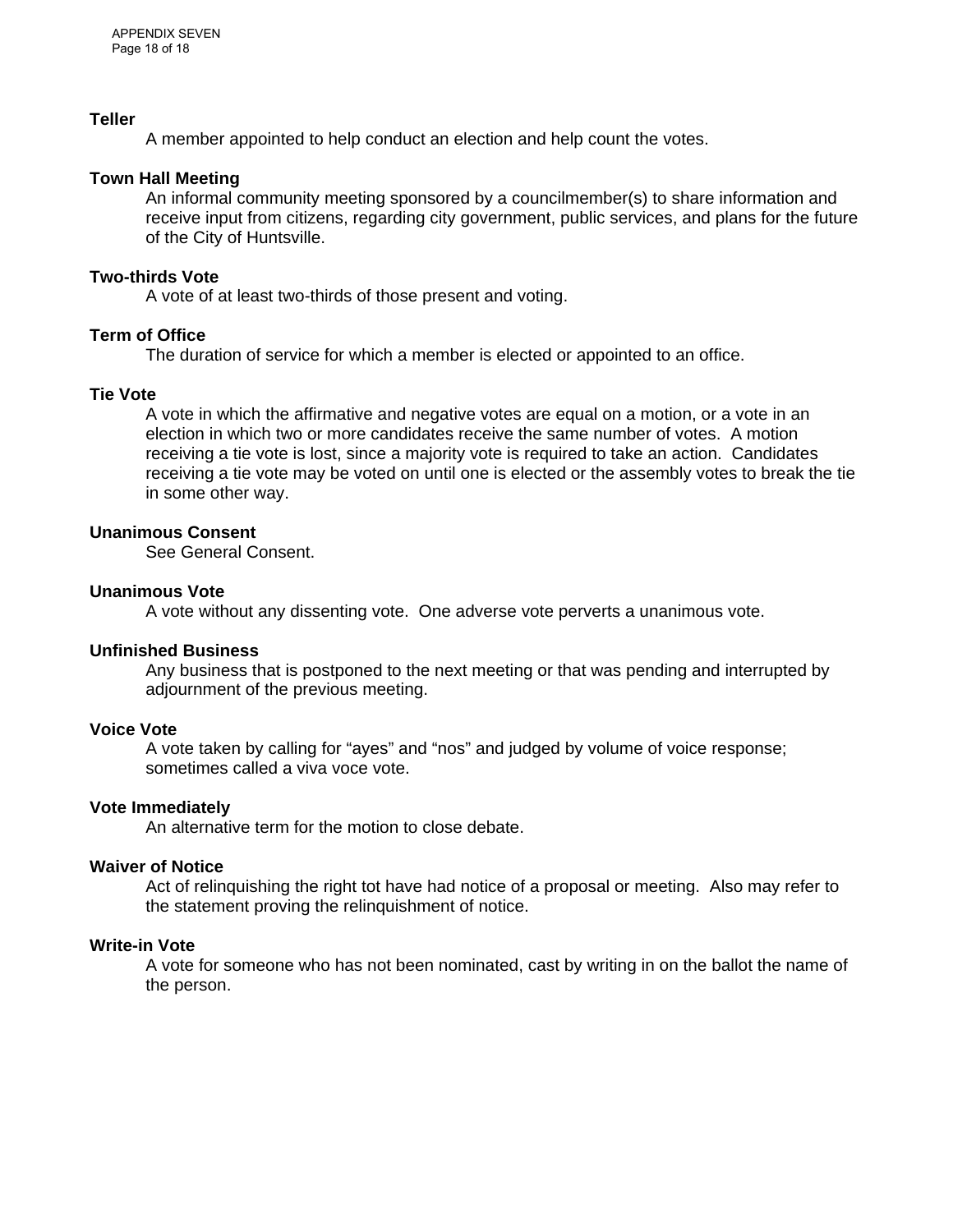**Teller**

A member appointed to help conduct an election and help count the votes.

**Town Hall Meeting**

An informal community meeting sponsored by a councilmember(s) to share information and receive input from citizens, regarding city government, public services, and plans for the future of the City of Huntsville.

**Two-thirds Vote**

A vote of at least two-thirds of those present and voting.

**Term of Office**

The duration of service for which a member is elected or appointed to an office.

**Tie Vote**

A vote in which the affirmative and negative votes are equal on a motion, or a vote in an election in which two or more candidates receive the same number of votes. A motion receiving a tie vote is lost, since a majority vote is required to take an action. Candidates receiving a tie vote may be voted on until one is elected or the assembly votes to break the tie in some other way.

**Unanimous Consent**

See General Consent.

**Unanimous Vote**

A vote without any dissenting vote. One adverse vote perverts a unanimous vote.

**Unfinished Business**

Any business that is postponed to the next meeting or that was pending and interrupted by adjournment of the previous meeting.

**Voice Vote**

A vote taken by calling for “ayes” and “nos” and judged by volume of voice response; sometimes called a viva voce vote.

**Vote Immediately**

An alternative term for the motion to close debate.

**Waiver of Notice**

Act of relinquishing the right tot have had notice of a proposal or meeting. Also may refer to the statement proving the relinquishment of notice.

**Write-in Vote**

A vote for someone who has not been nominated, cast by writing in on the ballot the name of the person.